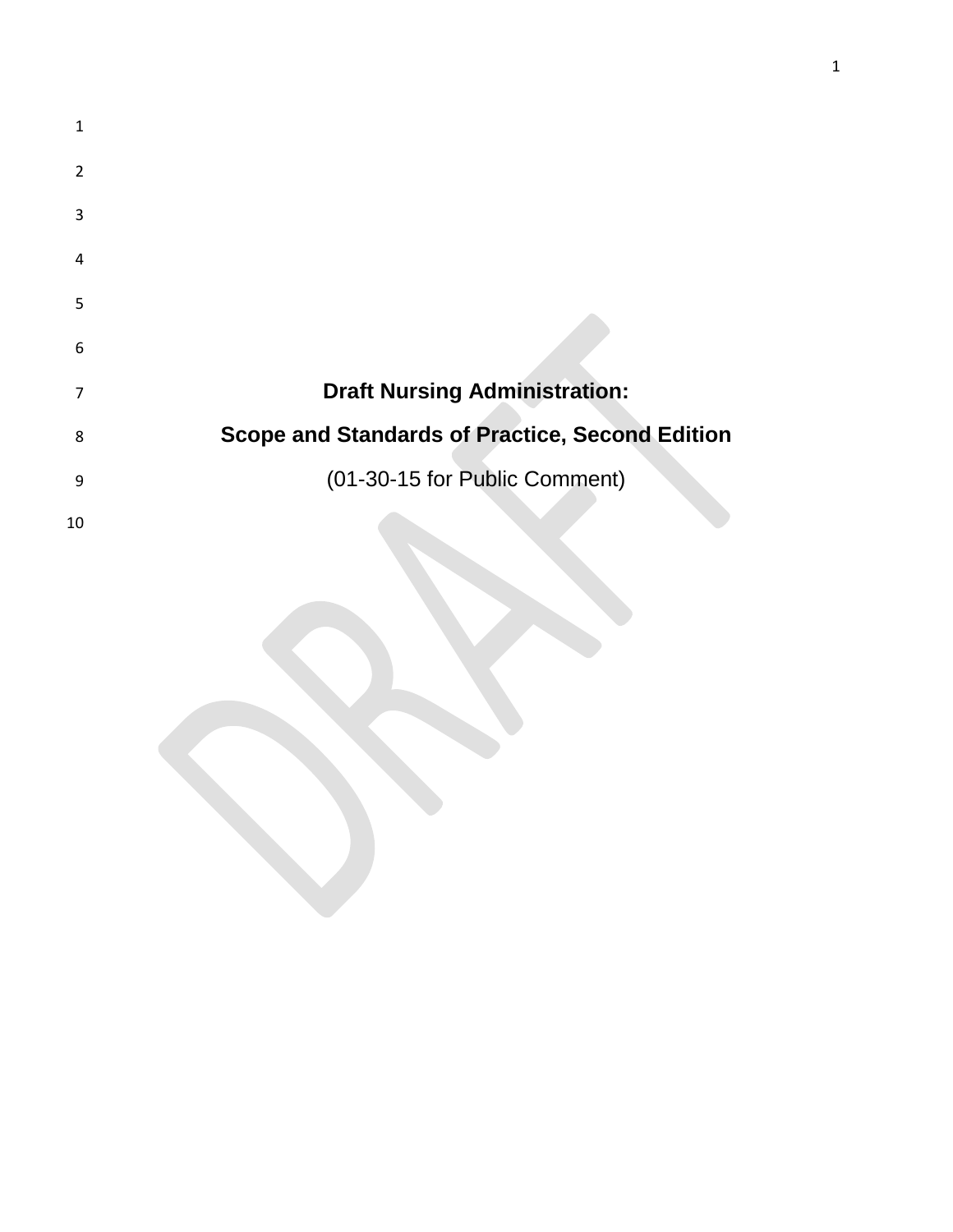# Draft Nursing Administration:

# Scope and Standards of Practice, Second Edition

(01-30-15 for Public Comment)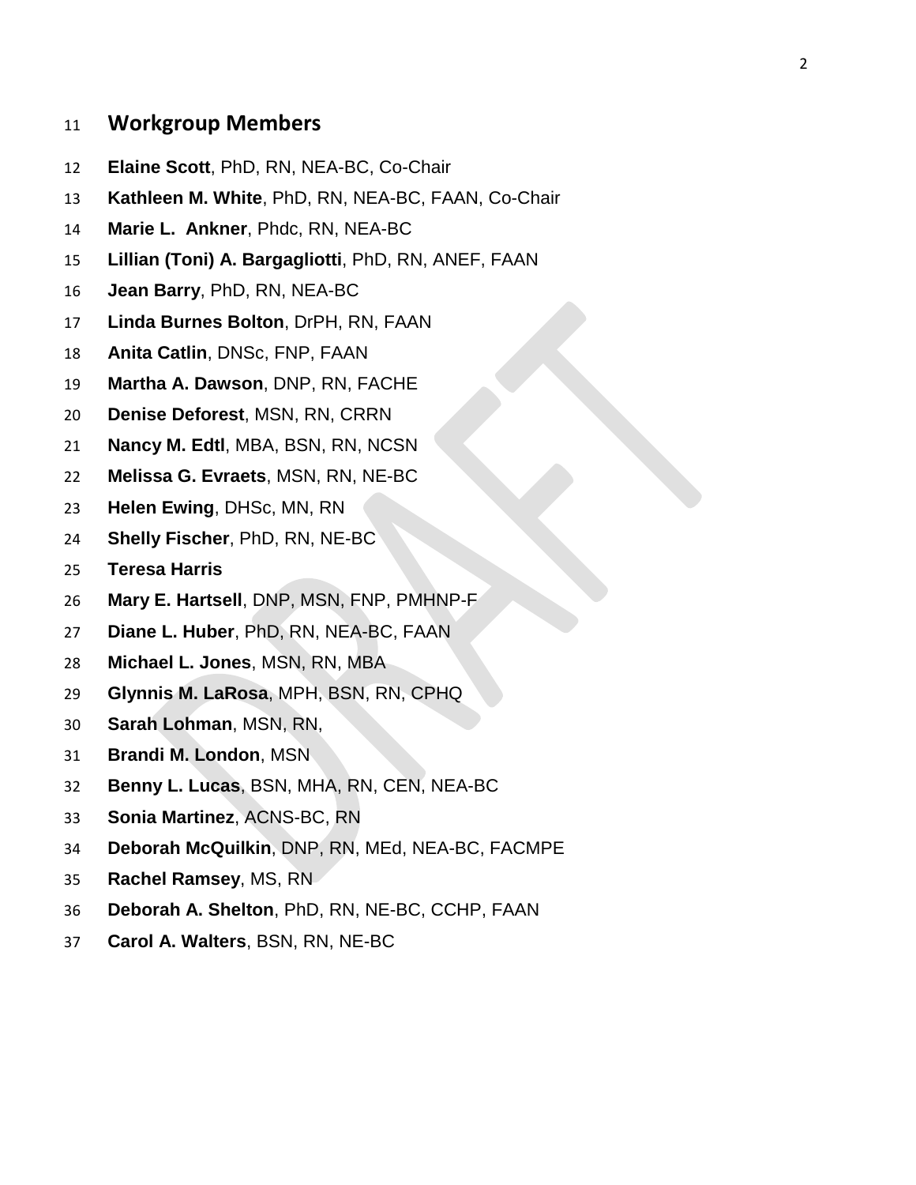## Workgroup Members

**Elaine Scott**, PhD, RN, NEA-BC, Co-Chair

**Kathleen M. White**, PhD, RN, NEA-BC, FAAN, Co-Chair

**Marie L. Ankner**, Phdc, RN, NEA-BC

**Lillian (Toni) A. Bargagliotti**, PhD, RN, ANEF, FAAN

**Jean Barry**, PhD, RN, NEA-BC

**Linda Burnes Bolton**, DrPH, RN, FAAN

**Anita Catlin**, DNSc, FNP, FAAN

**Martha A. Dawson**, DNP, RN, FACHE

**Denise Deforest**, MSN, RN, CRRN

**Nancy M. Edtl**, MBA, BSN, RN, NCSN

**Melissa G. Evraets**, MSN, RN, NE-BC

**Helen Ewing**, DHSc, MN, RN

**Shelly Fischer**, PhD, RN, NE-BC

**Teresa Harris**

**Mary E. Hartsell**, DNP, MSN, FNP, PMHNP-F

**Diane L. Huber**, PhD, RN, NEA-BC, FAAN

**Michael L. Jones**, MSN, RN, MBA

**Glynnis M. LaRosa**, MPH, BSN, RN, CPHQ

**Sarah Lohman**, MSN, RN,

**Brandi M. London**, MSN

**Benny L. Lucas**, BSN, MHA, RN, CEN, NEA-BC

**Sonia Martinez**, ACNS-BC, RN

**Deborah McQuilkin**, DNP, RN, MEd, NEA-BC, FACMPE

**Rachel Ramsey**, MS, RN

**Deborah A. Shelton**, PhD, RN, NE-BC, CCHP, FAAN

**Carol A. Walters**, BSN, RN, NE-BC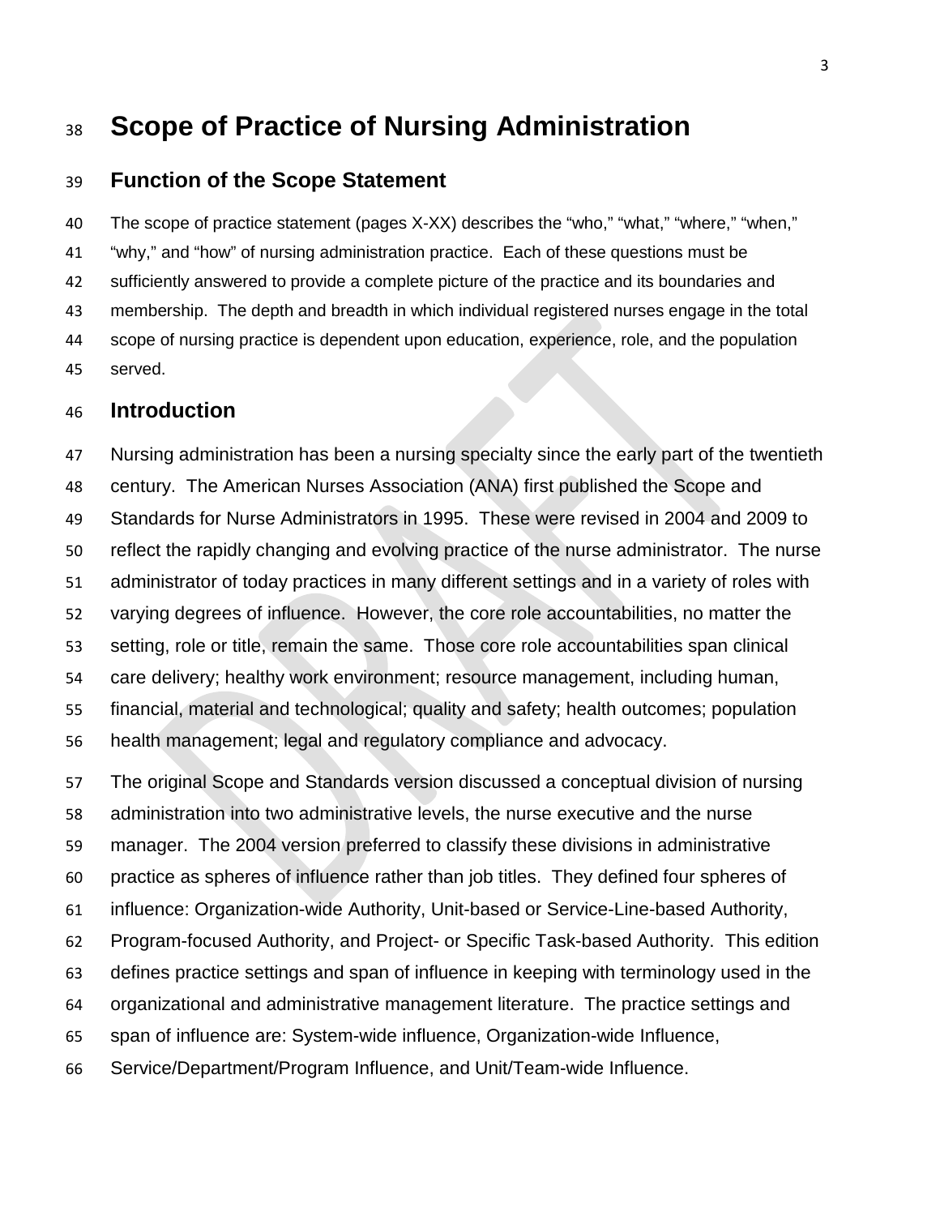# Scope of Practice of Nursing Administration

## Function of the Scope Statement

The scope of practice statement (pages X-XX) describes the "who," "what," "where," "when," "why," and "how" of nursing administration practice. Each of these questions must be sufficiently answered to provide a complete picture of the practice and its boundaries and membership. The depth and breadth in which individual registered nurses engage in the total scope of nursing practice is dependent upon education, experience, role, and the population served.

## Introduction

Nursing administration has been a nursing specialty since the early part of the twentieth century. The American Nurses Association (ANA) first published the Scope and Standards for Nurse Administrators in 1995. These were revised in 2004 and 2009 to reflect the rapidly changing and evolving practice of the nurse administrator. The nurse administrator of today practices in many different settings and in a variety of roles with varying degrees of influence. However, the core role accountabilities, no matter the setting, role or title, remain the same. Those core role accountabilities span clinical care delivery; healthy work environment; resource management, including human, financial, material and technological; quality and safety; health outcomes; population health management; legal and regulatory compliance and advocacy.

The original Scope and Standards version discussed a conceptual division of nursing administration into two administrative levels, the nurse executive and the nurse manager. The 2004 version preferred to classify these divisions in administrative practice as spheres of influence rather than job titles. They defined four spheres of influence: Organization-wide Authority, Unit-based or Service-Line-based Authority, Program-focused Authority, and Project- or Specific Task-based Authority. This edition defines practice settings and span of influence in keeping with terminology used in the organizational and administrative management literature. The practice settings and span of influence are: System-wide influence, Organization-wide Influence, Service/Department/Program Influence, and Unit/Team-wide Influence.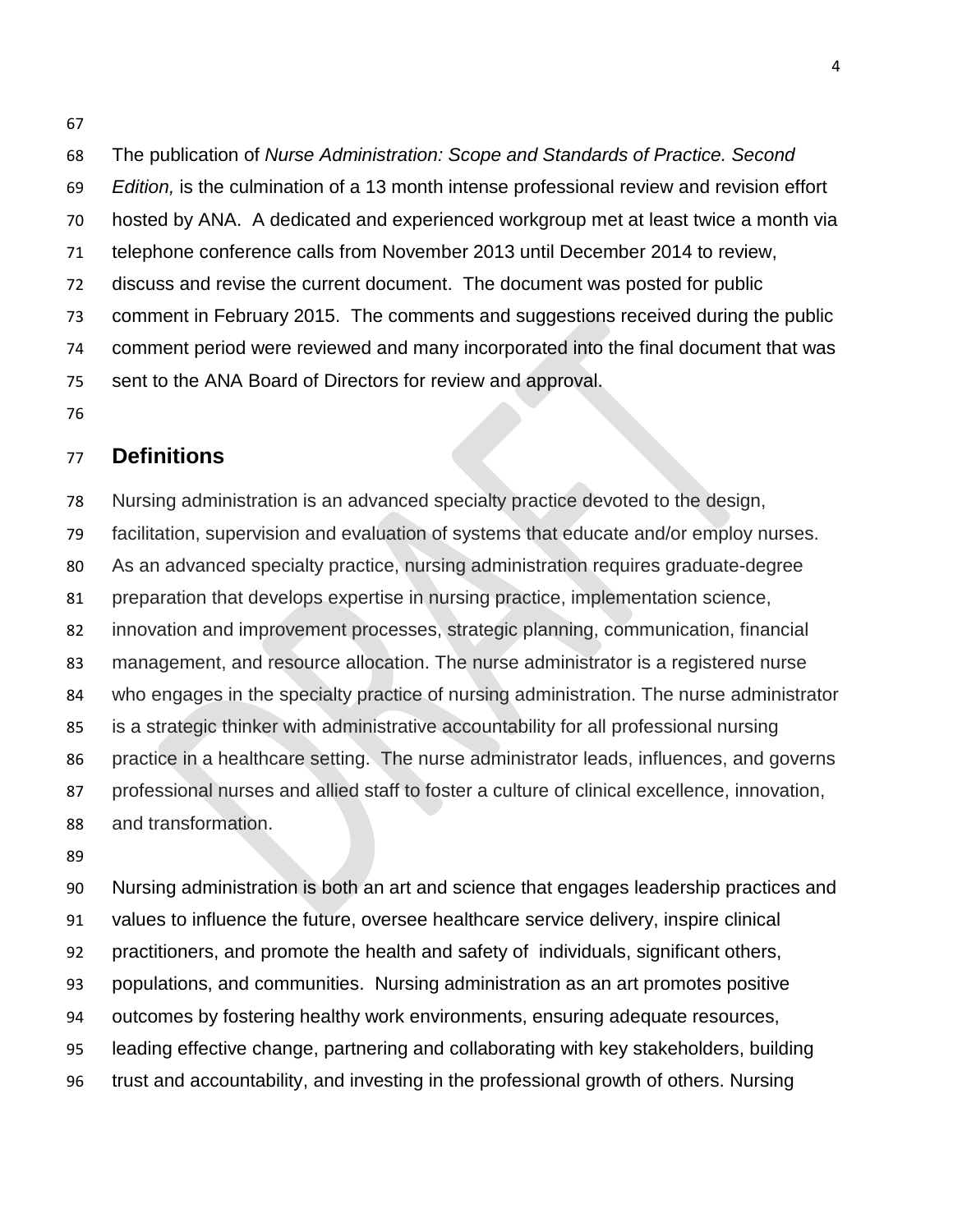The publication of *Nurse Administration: Scope and Standards of Practice. Second Edition,* is the culmination of a 13 month intense professional review and revision effort hosted by ANA. A dedicated and experienced workgroup met at least twice a month via telephone conference calls from November 2013 until December 2014 to review, discuss and revise the current document. The document was posted for public comment in February 2015. The comments and suggestions received during the public comment period were reviewed and many incorporated into the final document that was sent to the ANA Board of Directors for review and approval.

## Definitions

Nursing administration is an advanced specialty practice devoted to the design, facilitation, supervision and evaluation of systems that educate and/or employ nurses. As an advanced specialty practice, nursing administration requires graduate-degree preparation that develops expertise in nursing practice, implementation science, innovation and improvement processes, strategic planning, communication, financial management, and resource allocation. The nurse administrator is a registered nurse who engages in the specialty practice of nursing administration. The nurse administrator is a strategic thinker with administrative accountability for all professional nursing practice in a healthcare setting. The nurse administrator leads, influences, and governs professional nurses and allied staff to foster a culture of clinical excellence, innovation, and transformation.

Nursing administration is both an art and science that engages leadership practices and values to influence the future, oversee healthcare service delivery, inspire clinical practitioners, and promote the health and safety of individuals, significant others, populations, and communities. Nursing administration as an art promotes positive outcomes by fostering healthy work environments, ensuring adequate resources, leading effective change, partnering and collaborating with key stakeholders, building trust and accountability, and investing in the professional growth of others. Nursing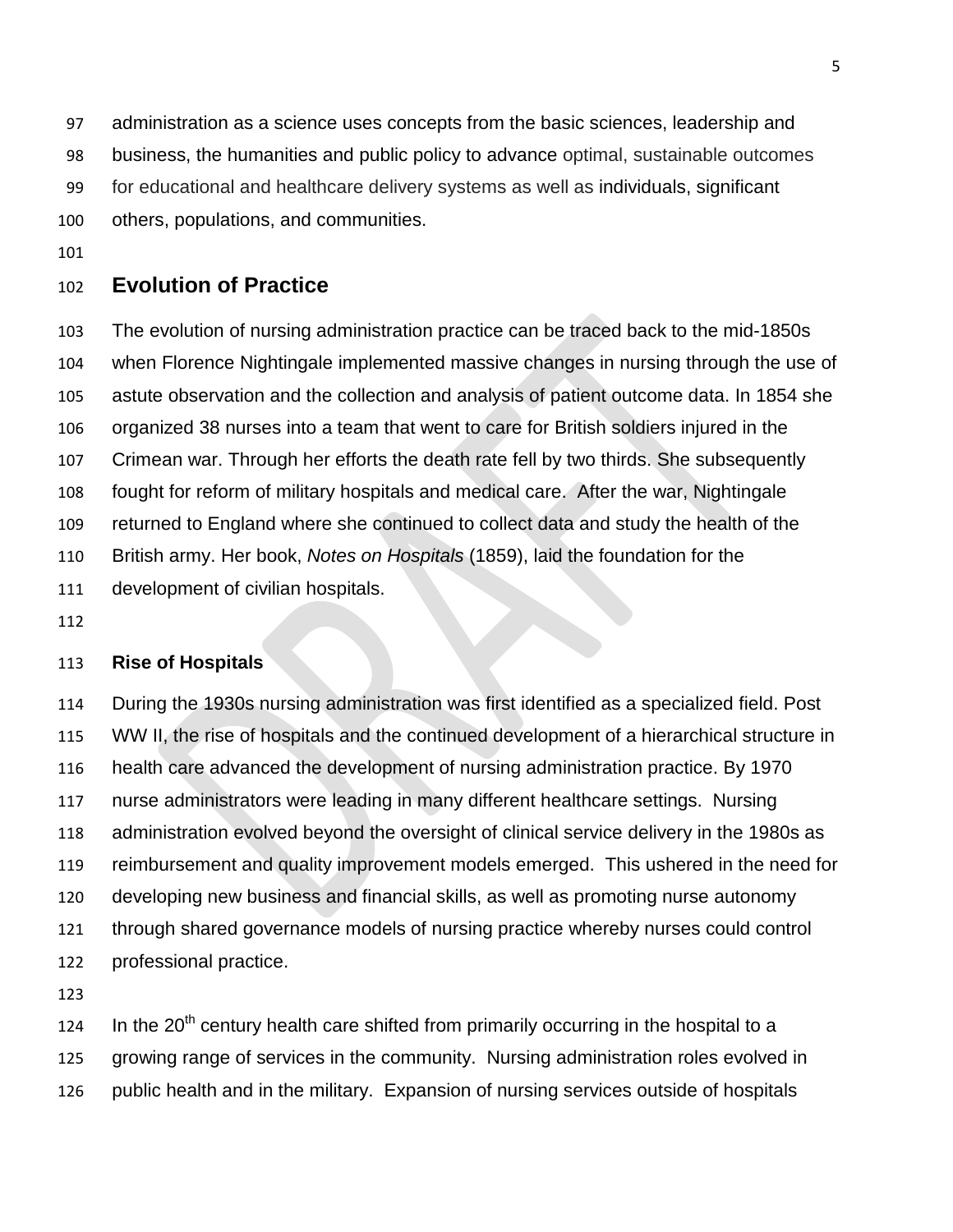administration as a science uses concepts from the basic sciences, leadership and business, the humanities and public policy to advance optimal, sustainable outcomes for educational and healthcare delivery systems as well as individuals, significant others, populations, and communities.

## Evolution of Practice

The evolution of nursing administration practice can be traced back to the mid-1850s when Florence Nightingale implemented massive changes in nursing through the use of astute observation and the collection and analysis of patient outcome data. In 1854 she organized 38 nurses into a team that went to care for British soldiers injured in the Crimean war. Through her efforts the death rate fell by two thirds. She subsequently fought for reform of military hospitals and medical care. After the war, Nightingale returned to England where she continued to collect data and study the health of the British army. Her book, *Notes on Hospitals* (1859), laid the foundation for the development of civilian hospitals.

### Rise of Hospitals

During the 1930s nursing administration was first identified as a specialized field. Post WW II, the rise of hospitals and the continued development of a hierarchical structure in health care advanced the development of nursing administration practice. By 1970 nurse administrators were leading in many different healthcare settings. Nursing administration evolved beyond the oversight of clinical service delivery in the 1980s as reimbursement and quality improvement models emerged. This ushered in the need for developing new business and financial skills, as well as promoting nurse autonomy through shared governance models of nursing practice whereby nurses could control professional practice.

In the 20th century health care shifted from primarily occurring in the hospital to a growing range of services in the community. Nursing administration roles evolved in public health and in the military. Expansion of nursing services outside of hospitals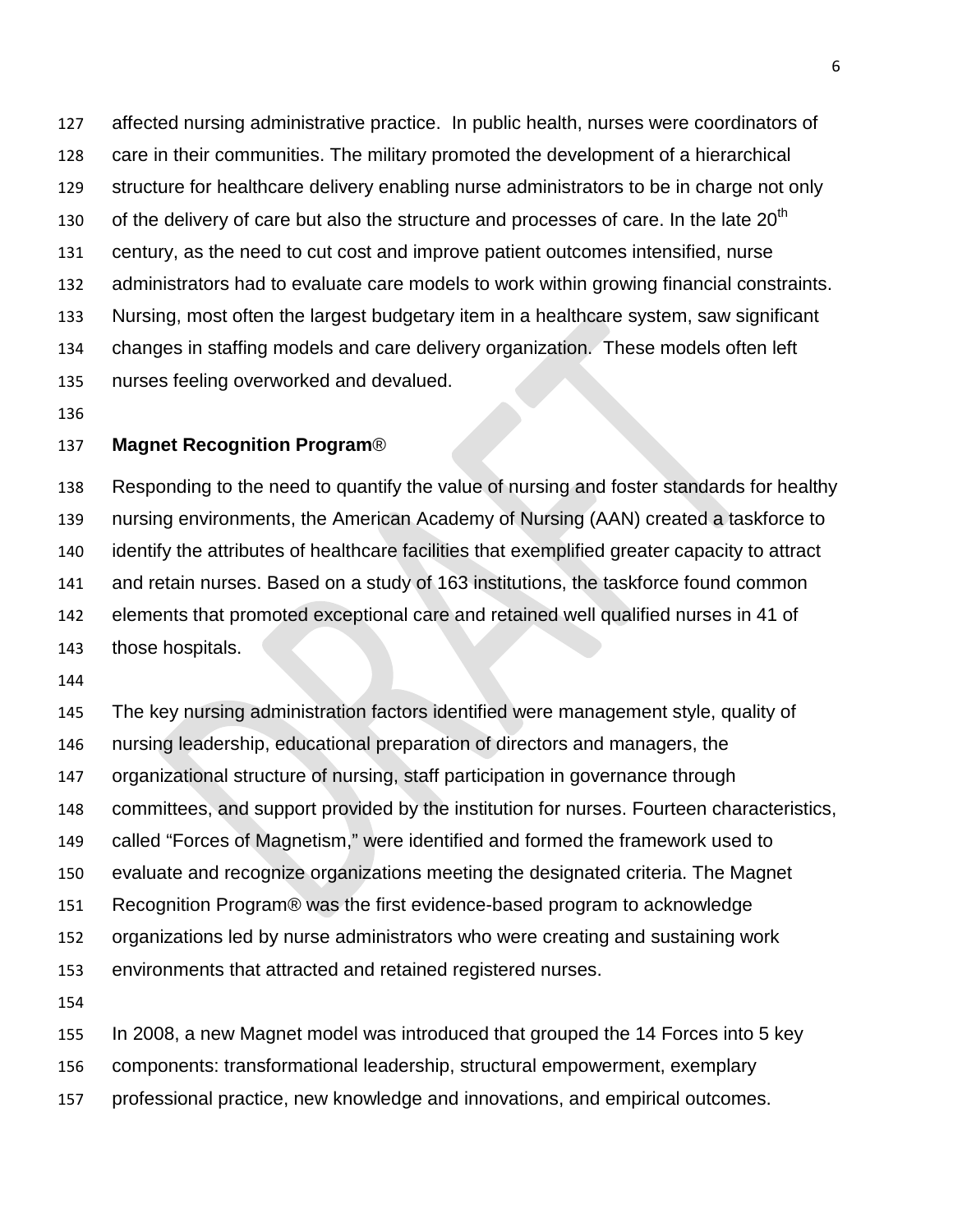affected nursing administrative practice.  In public health, nurses were coordinators of care in their communities. The military promoted the development of a hierarchical structure for healthcare delivery enabling nurse administrators to be in charge not only of the delivery of care but also the structure and processes of care. In the late 20th century, as the need to cut cost and improve patient outcomes intensified, nurse administrators had to evaluate care models to work within growing financial constraints. Nursing, most often the largest budgetary item in a healthcare system, saw significant changes in staffing models and care delivery organization.  These models often left nurses feeling overworked and devalued.

**Magnet Recognition Program**®

Responding to the need to quantify the value of nursing and foster standards for healthy nursing environments, the American Academy of Nursing (AAN) created a taskforce to identify the attributes of healthcare facilities that exemplified greater capacity to attract and retain nurses. Based on a study of 163 institutions, the taskforce found common elements that promoted exceptional care and retained well qualified nurses in 41 of those hospitals.

The key nursing administration factors identified were management style, quality of nursing leadership, educational preparation of directors and managers, the organizational structure of nursing, staff participation in governance through committees, and support provided by the institution for nurses. Fourteen characteristics, called "Forces of Magnetism," were identified and formed the framework used to evaluate and recognize organizations meeting the designated criteria. The Magnet Recognition Program® was the first evidence-based program to acknowledge organizations led by nurse administrators who were creating and sustaining work environments that attracted and retained registered nurses.

In 2008, a new Magnet model was introduced that grouped the 14 Forces into 5 key components: transformational leadership, structural empowerment, exemplary professional practice, new knowledge and innovations, and empirical outcomes.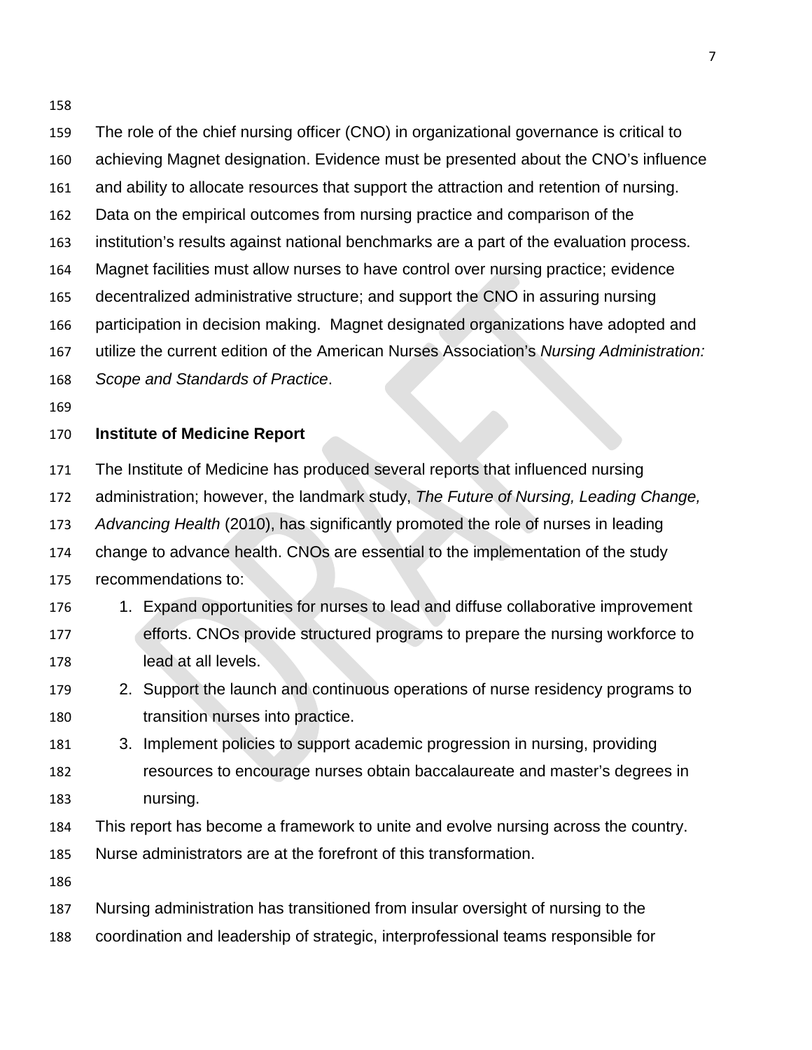The role of the chief nursing officer (CNO) in organizational governance is critical to achieving Magnet designation. Evidence must be presented about the CNO's influence and ability to allocate resources that support the attraction and retention of nursing. Data on the empirical outcomes from nursing practice and comparison of the institution's results against national benchmarks are a part of the evaluation process. Magnet facilities must allow nurses to have control over nursing practice; evidence decentralized administrative structure; and support the CNO in assuring nursing participation in decision making. Magnet designated organizations have adopted and utilize the current edition of the American Nurses Association's *Nursing Administration: Scope and Standards of Practice*.

**Institute of Medicine Report**

The Institute of Medicine has produced several reports that influenced nursing administration; however, the landmark study, *The Future of Nursing, Leading Change, Advancing Health* (2010), has significantly promoted the role of nurses in leading change to advance health. CNOs are essential to the implementation of the study recommendations to:

1. Expand opportunities for nurses to lead and diffuse collaborative improvement efforts. CNOs provide structured programs to prepare the nursing workforce to lead at all levels.
2. Support the launch and continuous operations of nurse residency programs to transition nurses into practice.
3. Implement policies to support academic progression in nursing, providing resources to encourage nurses obtain baccalaureate and master's degrees in nursing.

This report has become a framework to unite and evolve nursing across the country. Nurse administrators are at the forefront of this transformation.

Nursing administration has transitioned from insular oversight of nursing to the coordination and leadership of strategic, interprofessional teams responsible for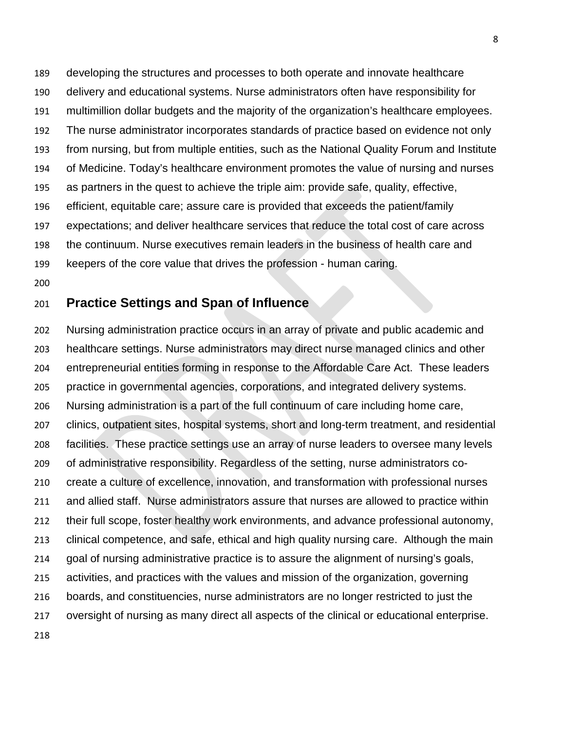developing the structures and processes to both operate and innovate healthcare delivery and educational systems. Nurse administrators often have responsibility for multimillion dollar budgets and the majority of the organization's healthcare employees. The nurse administrator incorporates standards of practice based on evidence not only from nursing, but from multiple entities, such as the National Quality Forum and Institute of Medicine. Today's healthcare environment promotes the value of nursing and nurses as partners in the quest to achieve the triple aim: provide safe, quality, effective, efficient, equitable care; assure care is provided that exceeds the patient/family expectations; and deliver healthcare services that reduce the total cost of care across the continuum. Nurse executives remain leaders in the business of health care and keepers of the core value that drives the profession - human caring.

## Practice Settings and Span of Influence

Nursing administration practice occurs in an array of private and public academic and healthcare settings. Nurse administrators may direct nurse managed clinics and other entrepreneurial entities forming in response to the Affordable Care Act. These leaders practice in governmental agencies, corporations, and integrated delivery systems. Nursing administration is a part of the full continuum of care including home care, clinics, outpatient sites, hospital systems, short and long-term treatment, and residential facilities. These practice settings use an array of nurse leaders to oversee many levels of administrative responsibility. Regardless of the setting, nurse administrators co-create a culture of excellence, innovation, and transformation with professional nurses and allied staff. Nurse administrators assure that nurses are allowed to practice within their full scope, foster healthy work environments, and advance professional autonomy, clinical competence, and safe, ethical and high quality nursing care. Although the main goal of nursing administrative practice is to assure the alignment of nursing's goals, activities, and practices with the values and mission of the organization, governing boards, and constituencies, nurse administrators are no longer restricted to just the oversight of nursing as many direct all aspects of the clinical or educational enterprise.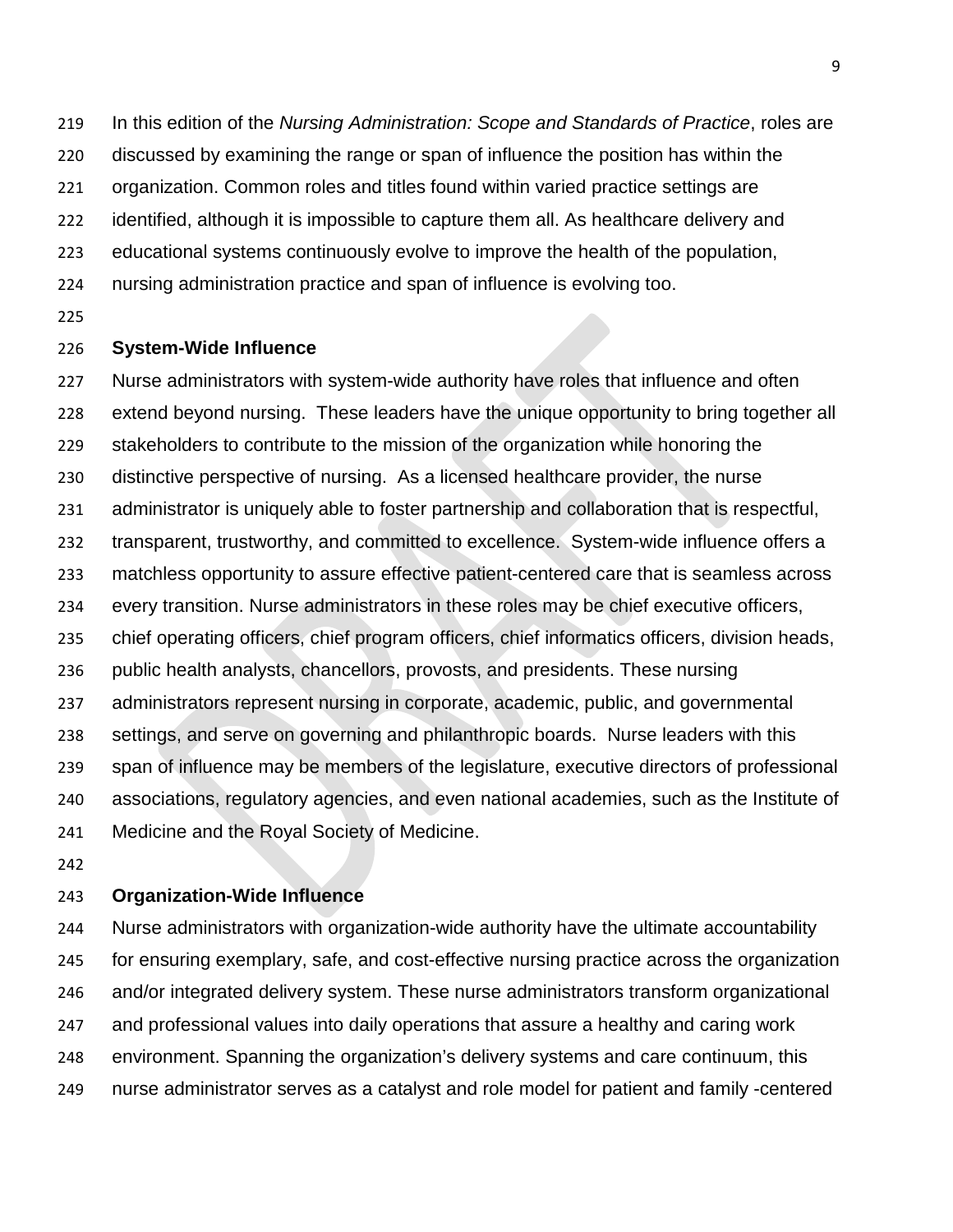In this edition of the *Nursing Administration: Scope and Standards of Practice*, roles are discussed by examining the range or span of influence the position has within the organization. Common roles and titles found within varied practice settings are identified, although it is impossible to capture them all. As healthcare delivery and educational systems continuously evolve to improve the health of the population, nursing administration practice and span of influence is evolving too.

**System-Wide Influence**

Nurse administrators with system-wide authority have roles that influence and often extend beyond nursing. These leaders have the unique opportunity to bring together all stakeholders to contribute to the mission of the organization while honoring the distinctive perspective of nursing. As a licensed healthcare provider, the nurse administrator is uniquely able to foster partnership and collaboration that is respectful, transparent, trustworthy, and committed to excellence. System-wide influence offers a matchless opportunity to assure effective patient-centered care that is seamless across every transition. Nurse administrators in these roles may be chief executive officers, chief operating officers, chief program officers, chief informatics officers, division heads, public health analysts, chancellors, provosts, and presidents. These nursing administrators represent nursing in corporate, academic, public, and governmental settings, and serve on governing and philanthropic boards. Nurse leaders with this span of influence may be members of the legislature, executive directors of professional associations, regulatory agencies, and even national academies, such as the Institute of Medicine and the Royal Society of Medicine.

**Organization-Wide Influence**

Nurse administrators with organization-wide authority have the ultimate accountability for ensuring exemplary, safe, and cost-effective nursing practice across the organization and/or integrated delivery system. These nurse administrators transform organizational and professional values into daily operations that assure a healthy and caring work environment. Spanning the organization's delivery systems and care continuum, this nurse administrator serves as a catalyst and role model for patient and family -centered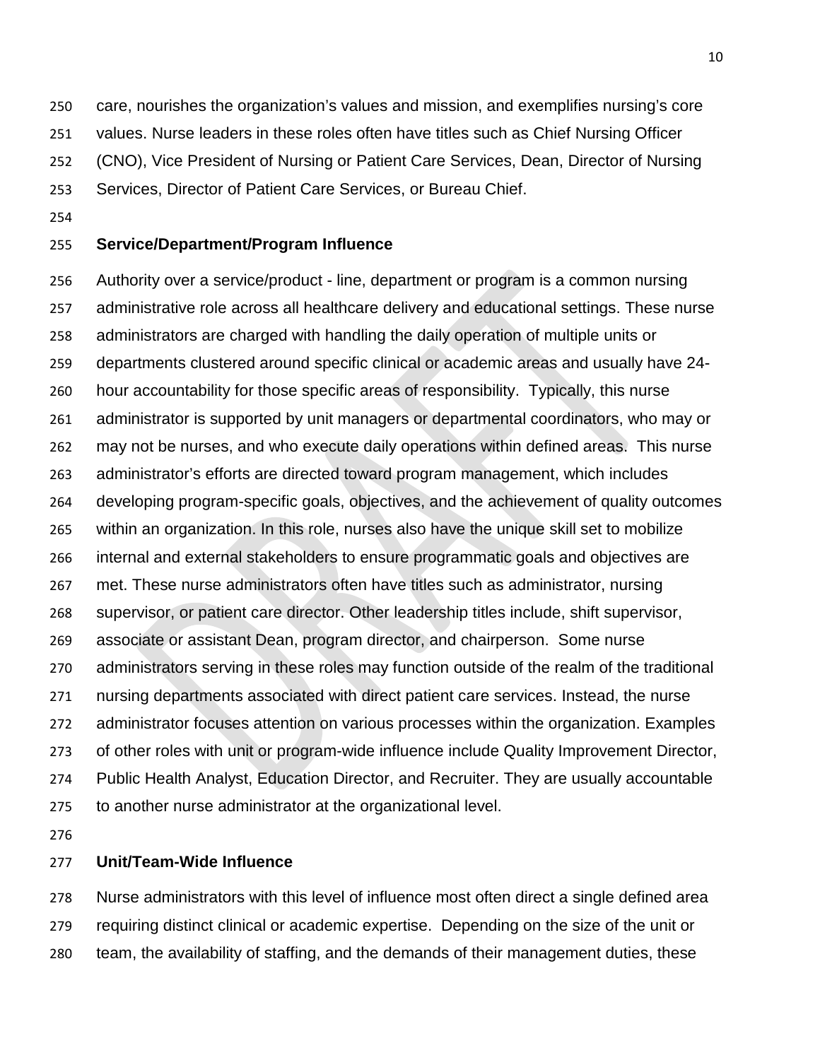care, nourishes the organization's values and mission, and exemplifies nursing's core values. Nurse leaders in these roles often have titles such as Chief Nursing Officer (CNO), Vice President of Nursing or Patient Care Services, Dean, Director of Nursing Services, Director of Patient Care Services, or Bureau Chief.

**Service/Department/Program Influence**

Authority over a service/product - line, department or program is a common nursing administrative role across all healthcare delivery and educational settings. These nurse administrators are charged with handling the daily operation of multiple units or departments clustered around specific clinical or academic areas and usually have 24-hour accountability for those specific areas of responsibility. Typically, this nurse administrator is supported by unit managers or departmental coordinators, who may or may not be nurses, and who execute daily operations within defined areas. This nurse administrator's efforts are directed toward program management, which includes developing program-specific goals, objectives, and the achievement of quality outcomes within an organization. In this role, nurses also have the unique skill set to mobilize internal and external stakeholders to ensure programmatic goals and objectives are met. These nurse administrators often have titles such as administrator, nursing supervisor, or patient care director. Other leadership titles include, shift supervisor, associate or assistant Dean, program director, and chairperson. Some nurse administrators serving in these roles may function outside of the realm of the traditional nursing departments associated with direct patient care services. Instead, the nurse administrator focuses attention on various processes within the organization. Examples of other roles with unit or program-wide influence include Quality Improvement Director, Public Health Analyst, Education Director, and Recruiter. They are usually accountable to another nurse administrator at the organizational level.

**Unit/Team-Wide Influence**

Nurse administrators with this level of influence most often direct a single defined area requiring distinct clinical or academic expertise. Depending on the size of the unit or team, the availability of staffing, and the demands of their management duties, these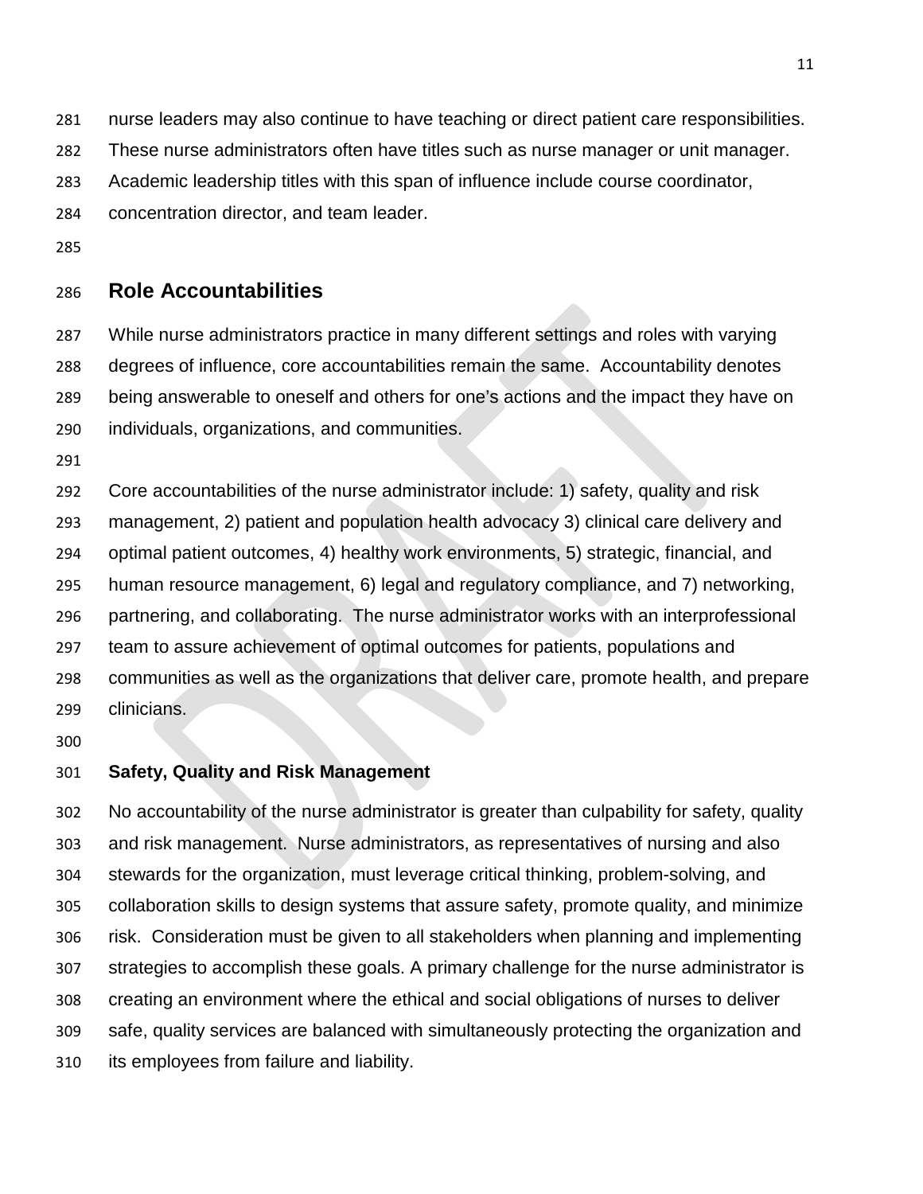nurse leaders may also continue to have teaching or direct patient care responsibilities. These nurse administrators often have titles such as nurse manager or unit manager. Academic leadership titles with this span of influence include course coordinator, concentration director, and team leader.

## Role Accountabilities

While nurse administrators practice in many different settings and roles with varying degrees of influence, core accountabilities remain the same. Accountability denotes being answerable to oneself and others for one's actions and the impact they have on individuals, organizations, and communities.

Core accountabilities of the nurse administrator include: 1) safety, quality and risk management, 2) patient and population health advocacy 3) clinical care delivery and optimal patient outcomes, 4) healthy work environments, 5) strategic, financial, and human resource management, 6) legal and regulatory compliance, and 7) networking, partnering, and collaborating. The nurse administrator works with an interprofessional team to assure achievement of optimal outcomes for patients, populations and communities as well as the organizations that deliver care, promote health, and prepare clinicians.

### Safety, Quality and Risk Management

No accountability of the nurse administrator is greater than culpability for safety, quality and risk management. Nurse administrators, as representatives of nursing and also stewards for the organization, must leverage critical thinking, problem-solving, and collaboration skills to design systems that assure safety, promote quality, and minimize risk. Consideration must be given to all stakeholders when planning and implementing strategies to accomplish these goals. A primary challenge for the nurse administrator is creating an environment where the ethical and social obligations of nurses to deliver safe, quality services are balanced with simultaneously protecting the organization and its employees from failure and liability.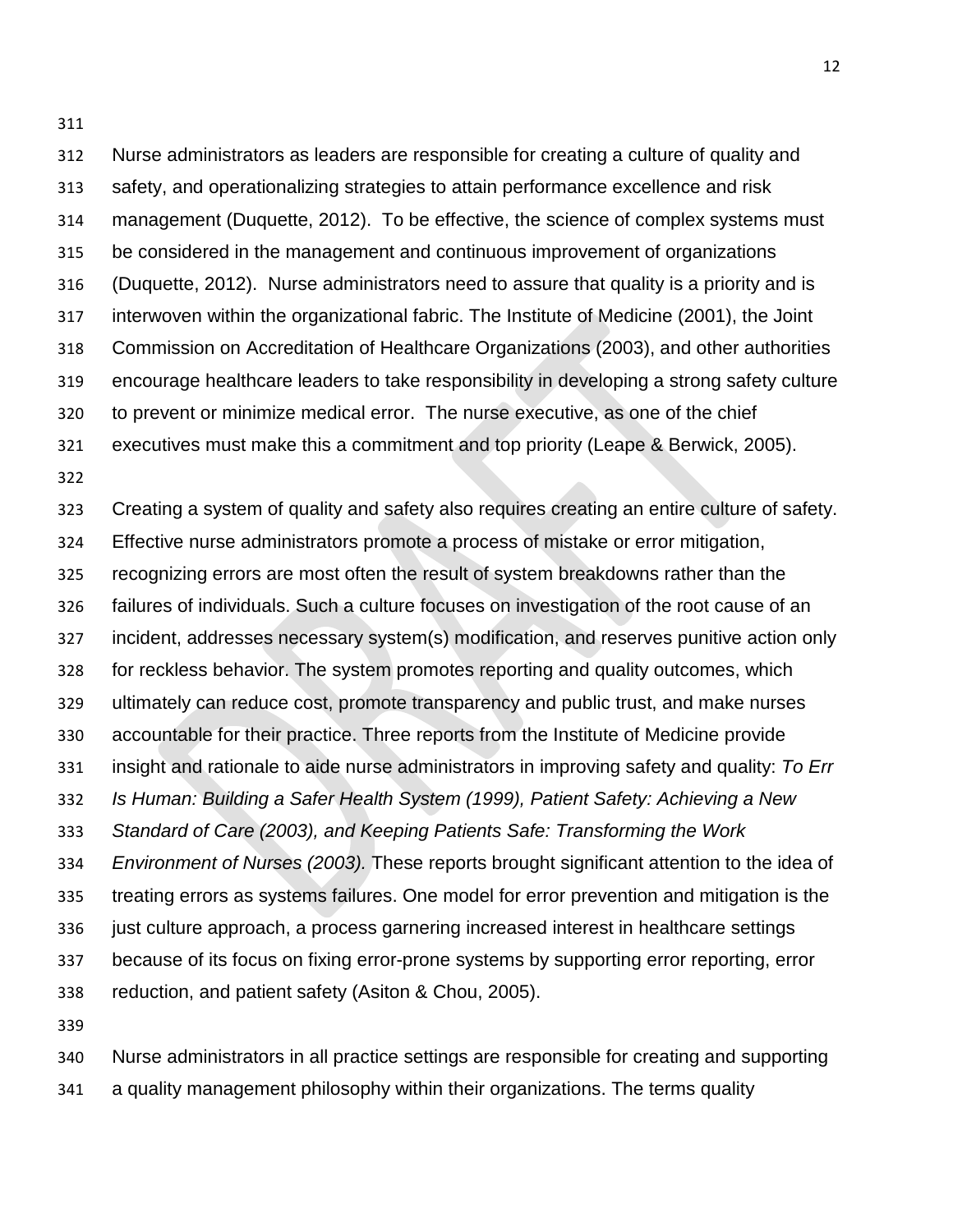Nurse administrators as leaders are responsible for creating a culture of quality and safety, and operationalizing strategies to attain performance excellence and risk management (Duquette, 2012). To be effective, the science of complex systems must be considered in the management and continuous improvement of organizations (Duquette, 2012). Nurse administrators need to assure that quality is a priority and is interwoven within the organizational fabric. The Institute of Medicine (2001), the Joint Commission on Accreditation of Healthcare Organizations (2003), and other authorities encourage healthcare leaders to take responsibility in developing a strong safety culture to prevent or minimize medical error. The nurse executive, as one of the chief executives must make this a commitment and top priority (Leape & Berwick, 2005).

Creating a system of quality and safety also requires creating an entire culture of safety. Effective nurse administrators promote a process of mistake or error mitigation, recognizing errors are most often the result of system breakdowns rather than the failures of individuals. Such a culture focuses on investigation of the root cause of an incident, addresses necessary system(s) modification, and reserves punitive action only for reckless behavior. The system promotes reporting and quality outcomes, which ultimately can reduce cost, promote transparency and public trust, and make nurses accountable for their practice. Three reports from the Institute of Medicine provide insight and rationale to aide nurse administrators in improving safety and quality: *To Err Is Human: Building a Safer Health System (1999), Patient Safety: Achieving a New Standard of Care (2003), and Keeping Patients Safe: Transforming the Work Environment of Nurses (2003).* These reports brought significant attention to the idea of treating errors as systems failures. One model for error prevention and mitigation is the just culture approach, a process garnering increased interest in healthcare settings because of its focus on fixing error-prone systems by supporting error reporting, error reduction, and patient safety (Asiton & Chou, 2005).

Nurse administrators in all practice settings are responsible for creating and supporting a quality management philosophy within their organizations. The terms quality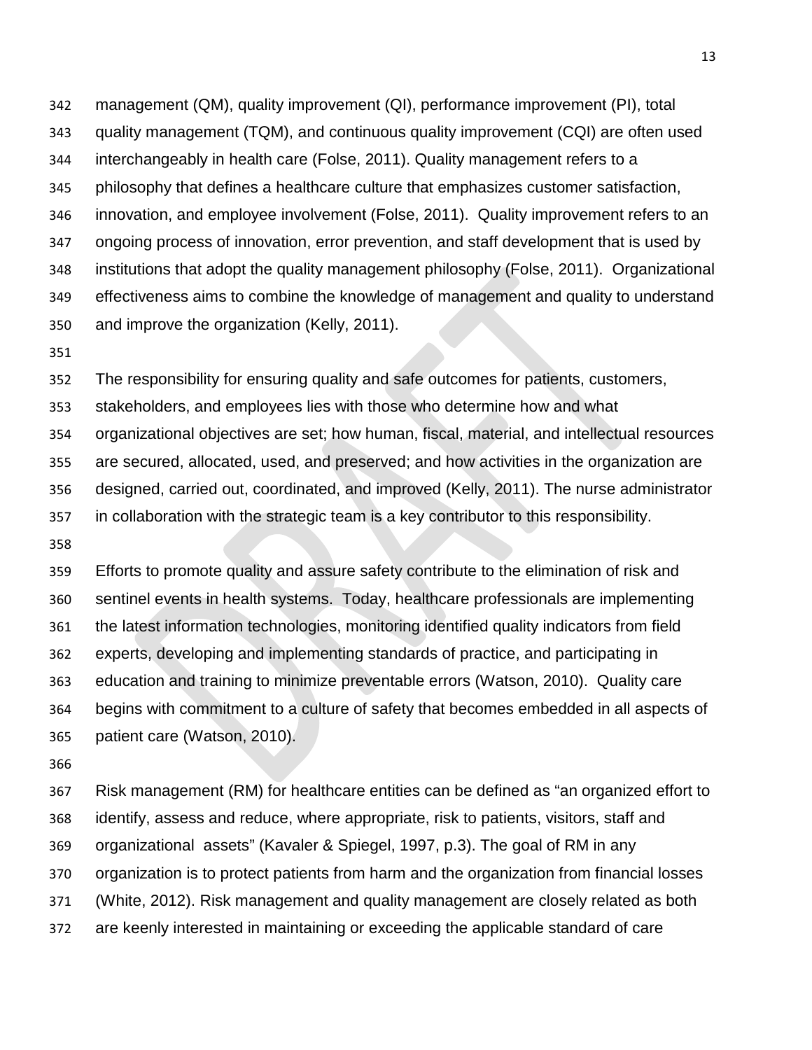management (QM), quality improvement (QI), performance improvement (PI), total quality management (TQM), and continuous quality improvement (CQI) are often used interchangeably in health care (Folse, 2011). Quality management refers to a philosophy that defines a healthcare culture that emphasizes customer satisfaction, innovation, and employee involvement (Folse, 2011). Quality improvement refers to an ongoing process of innovation, error prevention, and staff development that is used by institutions that adopt the quality management philosophy (Folse, 2011). Organizational effectiveness aims to combine the knowledge of management and quality to understand and improve the organization (Kelly, 2011).

The responsibility for ensuring quality and safe outcomes for patients, customers, stakeholders, and employees lies with those who determine how and what organizational objectives are set; how human, fiscal, material, and intellectual resources are secured, allocated, used, and preserved; and how activities in the organization are designed, carried out, coordinated, and improved (Kelly, 2011). The nurse administrator in collaboration with the strategic team is a key contributor to this responsibility.

Efforts to promote quality and assure safety contribute to the elimination of risk and sentinel events in health systems. Today, healthcare professionals are implementing the latest information technologies, monitoring identified quality indicators from field experts, developing and implementing standards of practice, and participating in education and training to minimize preventable errors (Watson, 2010). Quality care begins with commitment to a culture of safety that becomes embedded in all aspects of patient care (Watson, 2010).

Risk management (RM) for healthcare entities can be defined as "an organized effort to identify, assess and reduce, where appropriate, risk to patients, visitors, staff and organizational assets" (Kavaler & Spiegel, 1997, p.3). The goal of RM in any organization is to protect patients from harm and the organization from financial losses (White, 2012). Risk management and quality management are closely related as both are keenly interested in maintaining or exceeding the applicable standard of care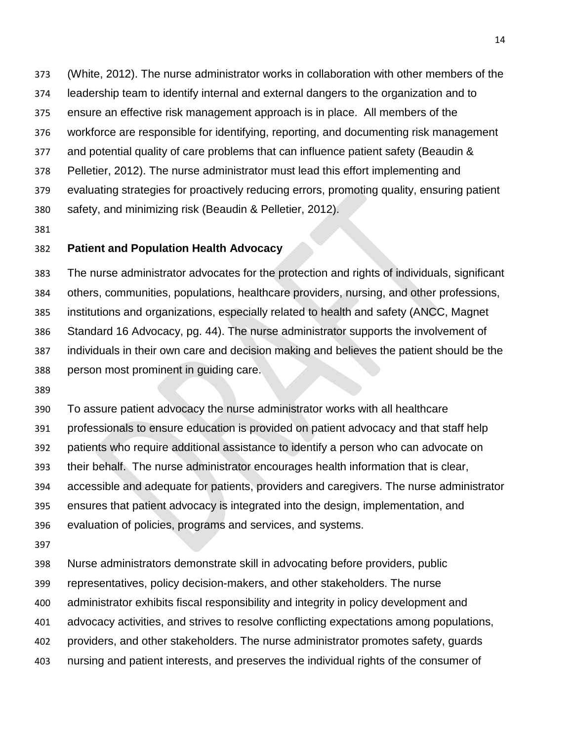(White, 2012). The nurse administrator works in collaboration with other members of the leadership team to identify internal and external dangers to the organization and to ensure an effective risk management approach is in place. All members of the workforce are responsible for identifying, reporting, and documenting risk management and potential quality of care problems that can influence patient safety (Beaudin & Pelletier, 2012). The nurse administrator must lead this effort implementing and evaluating strategies for proactively reducing errors, promoting quality, ensuring patient safety, and minimizing risk (Beaudin & Pelletier, 2012).

**Patient and Population Health Advocacy**

The nurse administrator advocates for the protection and rights of individuals, significant others, communities, populations, healthcare providers, nursing, and other professions, institutions and organizations, especially related to health and safety (ANCC, Magnet Standard 16 Advocacy, pg. 44). The nurse administrator supports the involvement of individuals in their own care and decision making and believes the patient should be the person most prominent in guiding care.

To assure patient advocacy the nurse administrator works with all healthcare professionals to ensure education is provided on patient advocacy and that staff help patients who require additional assistance to identify a person who can advocate on their behalf. The nurse administrator encourages health information that is clear, accessible and adequate for patients, providers and caregivers. The nurse administrator ensures that patient advocacy is integrated into the design, implementation, and evaluation of policies, programs and services, and systems.

Nurse administrators demonstrate skill in advocating before providers, public representatives, policy decision-makers, and other stakeholders. The nurse administrator exhibits fiscal responsibility and integrity in policy development and advocacy activities, and strives to resolve conflicting expectations among populations, providers, and other stakeholders. The nurse administrator promotes safety, guards nursing and patient interests, and preserves the individual rights of the consumer of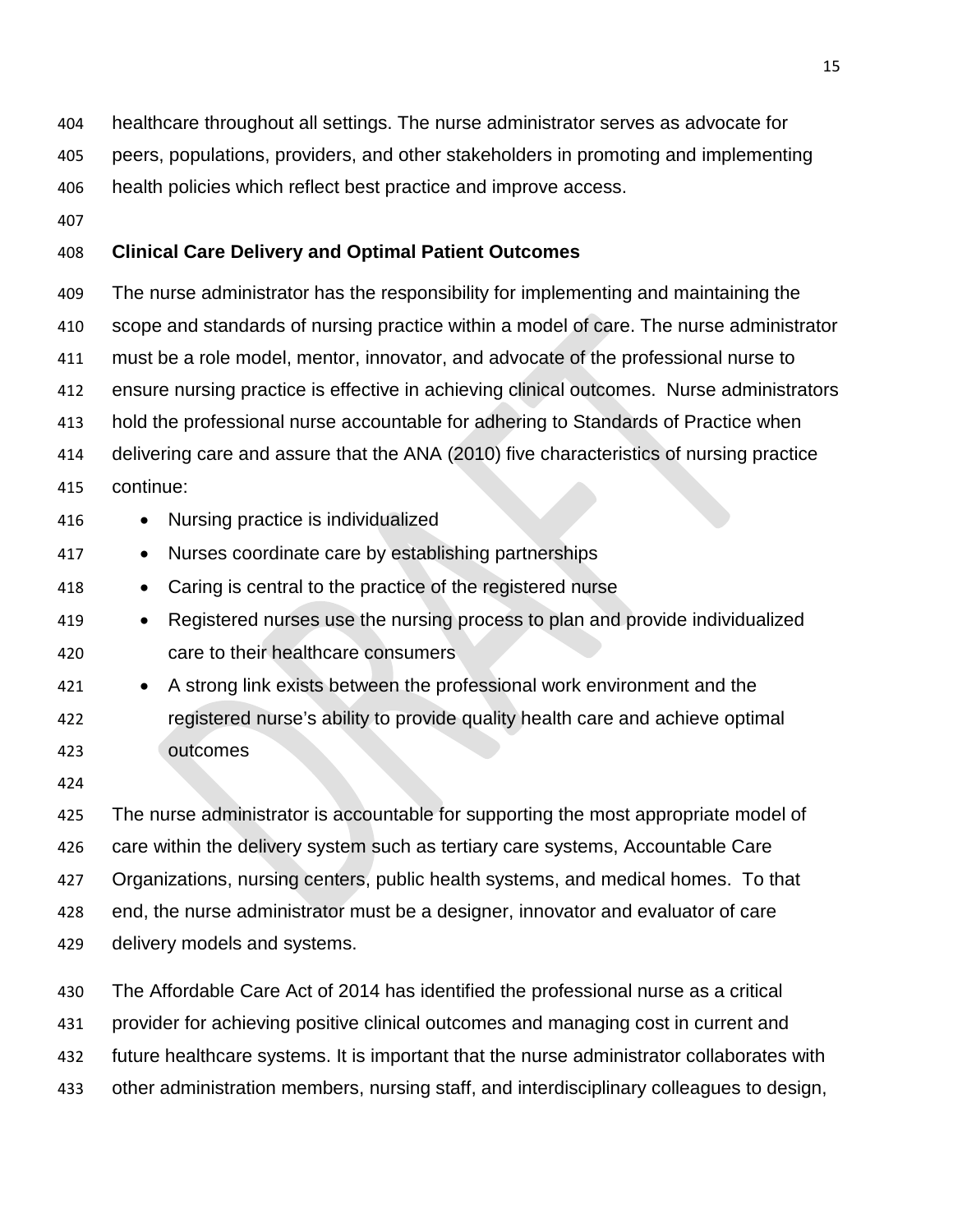healthcare throughout all settings. The nurse administrator serves as advocate for peers, populations, providers, and other stakeholders in promoting and implementing health policies which reflect best practice and improve access.

## Clinical Care Delivery and Optimal Patient Outcomes

The nurse administrator has the responsibility for implementing and maintaining the scope and standards of nursing practice within a model of care. The nurse administrator must be a role model, mentor, innovator, and advocate of the professional nurse to ensure nursing practice is effective in achieving clinical outcomes. Nurse administrators hold the professional nurse accountable for adhering to Standards of Practice when delivering care and assure that the ANA (2010) five characteristics of nursing practice continue:

- Nursing practice is individualized
- Nurses coordinate care by establishing partnerships
- Caring is central to the practice of the registered nurse
- Registered nurses use the nursing process to plan and provide individualized care to their healthcare consumers
- A strong link exists between the professional work environment and the registered nurse's ability to provide quality health care and achieve optimal outcomes

The nurse administrator is accountable for supporting the most appropriate model of care within the delivery system such as tertiary care systems, Accountable Care Organizations, nursing centers, public health systems, and medical homes. To that end, the nurse administrator must be a designer, innovator and evaluator of care delivery models and systems.

The Affordable Care Act of 2014 has identified the professional nurse as a critical provider for achieving positive clinical outcomes and managing cost in current and future healthcare systems. It is important that the nurse administrator collaborates with other administration members, nursing staff, and interdisciplinary colleagues to design,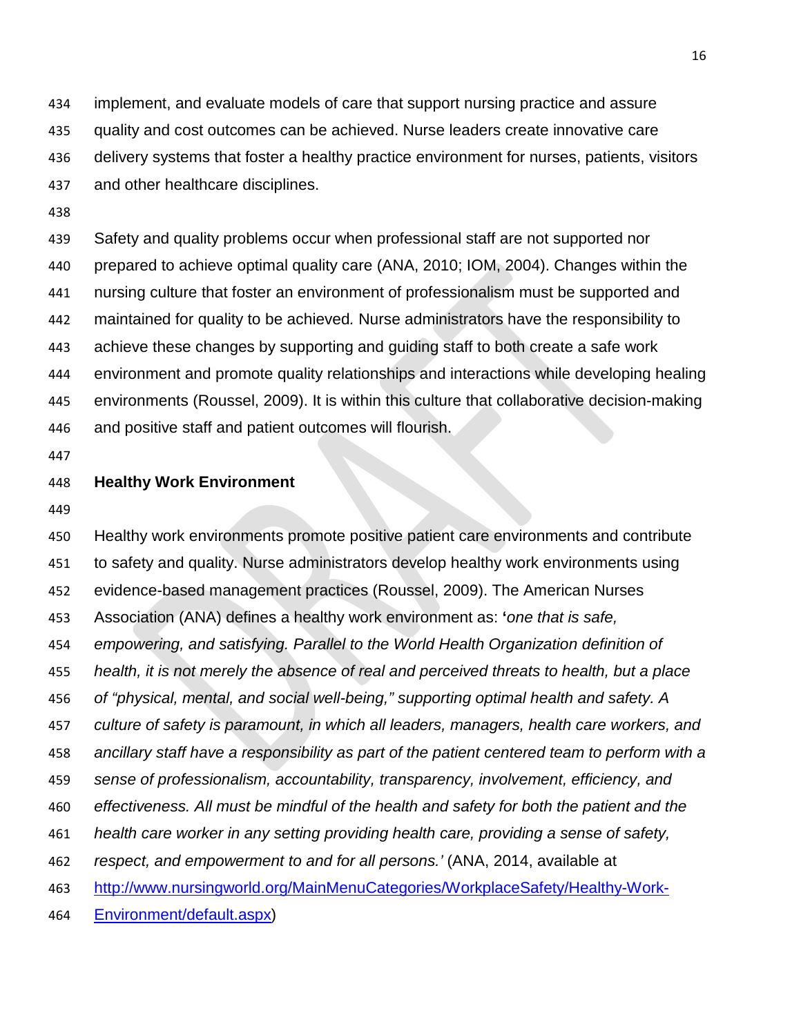implement, and evaluate models of care that support nursing practice and assure quality and cost outcomes can be achieved. Nurse leaders create innovative care delivery systems that foster a healthy practice environment for nurses, patients, visitors and other healthcare disciplines.

Safety and quality problems occur when professional staff are not supported nor prepared to achieve optimal quality care (ANA, 2010; IOM, 2004). Changes within the nursing culture that foster an environment of professionalism must be supported and maintained for quality to be achieved. Nurse administrators have the responsibility to achieve these changes by supporting and guiding staff to both create a safe work environment and promote quality relationships and interactions while developing healing environments (Roussel, 2009). It is within this culture that collaborative decision-making and positive staff and patient outcomes will flourish.

## Healthy Work Environment

Healthy work environments promote positive patient care environments and contribute to safety and quality. Nurse administrators develop healthy work environments using evidence-based management practices (Roussel, 2009). The American Nurses Association (ANA) defines a healthy work environment as: '*one that is safe, empowering, and satisfying. Parallel to the World Health Organization definition of health, it is not merely the absence of real and perceived threats to health, but a place of "physical, mental, and social well-being," supporting optimal health and safety. A culture of safety is paramount, in which all leaders, managers, health care workers, and ancillary staff have a responsibility as part of the patient centered team to perform with a sense of professionalism, accountability, transparency, involvement, efficiency, and effectiveness. All must be mindful of the health and safety for both the patient and the health care worker in any setting providing health care, providing a sense of safety, respect, and empowerment to and for all persons.'* (ANA, 2014, available at http://www.nursingworld.org/MainMenuCategories/WorkplaceSafety/Healthy-Work-Environment/default.aspx)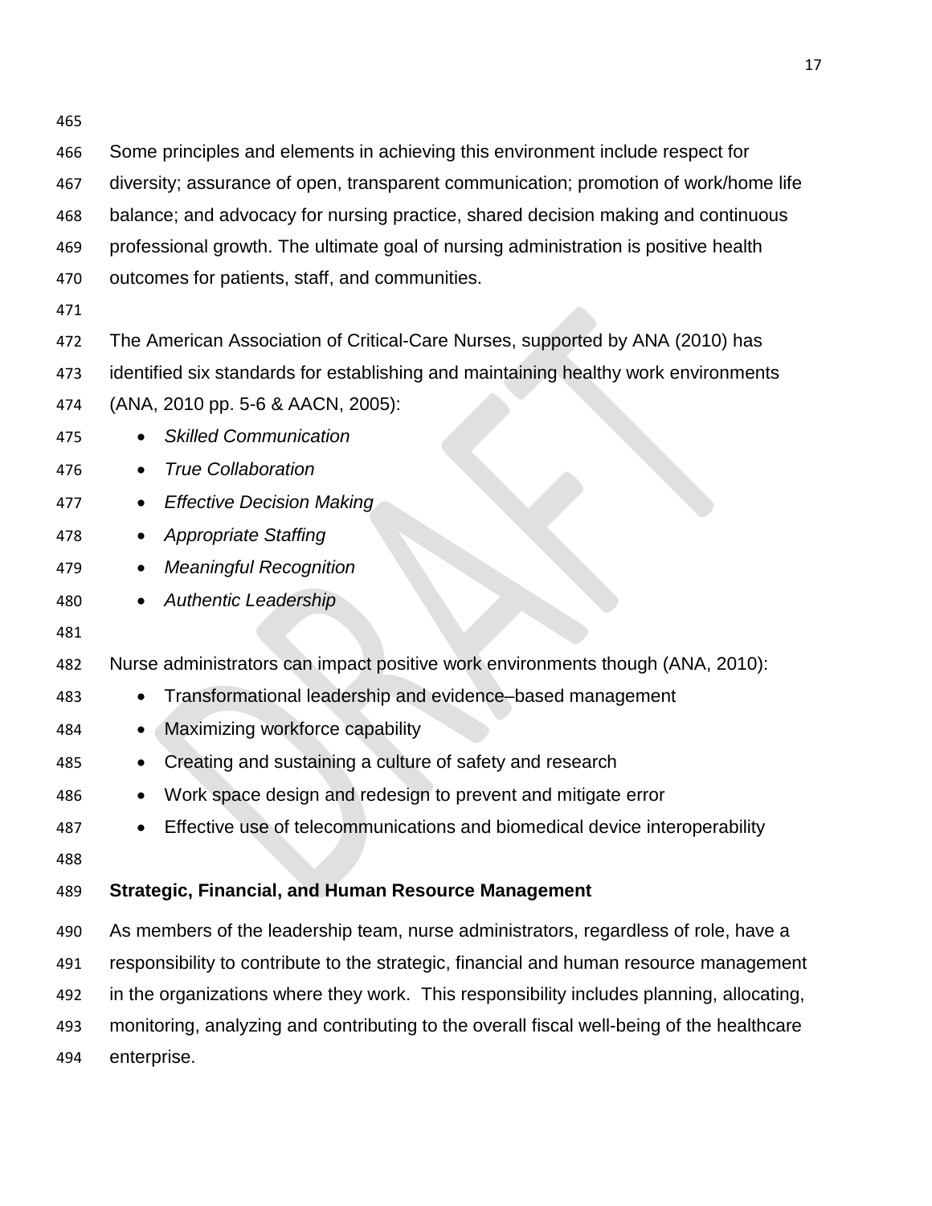Some principles and elements in achieving this environment include respect for diversity; assurance of open, transparent communication; promotion of work/home life balance; and advocacy for nursing practice, shared decision making and continuous professional growth. The ultimate goal of nursing administration is positive health outcomes for patients, staff, and communities.

The American Association of Critical-Care Nurses, supported by ANA (2010) has identified six standards for establishing and maintaining healthy work environments (ANA, 2010 pp. 5-6 & AACN, 2005):

- *Skilled Communication*
- *True Collaboration*
- *Effective Decision Making*
- *Appropriate Staffing*
- *Meaningful Recognition*
- *Authentic Leadership*

Nurse administrators can impact positive work environments though (ANA, 2010):

- Transformational leadership and evidence–based management
- Maximizing workforce capability
- Creating and sustaining a culture of safety and research
- Work space design and redesign to prevent and mitigate error
- Effective use of telecommunications and biomedical device interoperability

**Strategic, Financial, and Human Resource Management**

As members of the leadership team, nurse administrators, regardless of role, have a responsibility to contribute to the strategic, financial and human resource management in the organizations where they work. This responsibility includes planning, allocating, monitoring, analyzing and contributing to the overall fiscal well-being of the healthcare enterprise.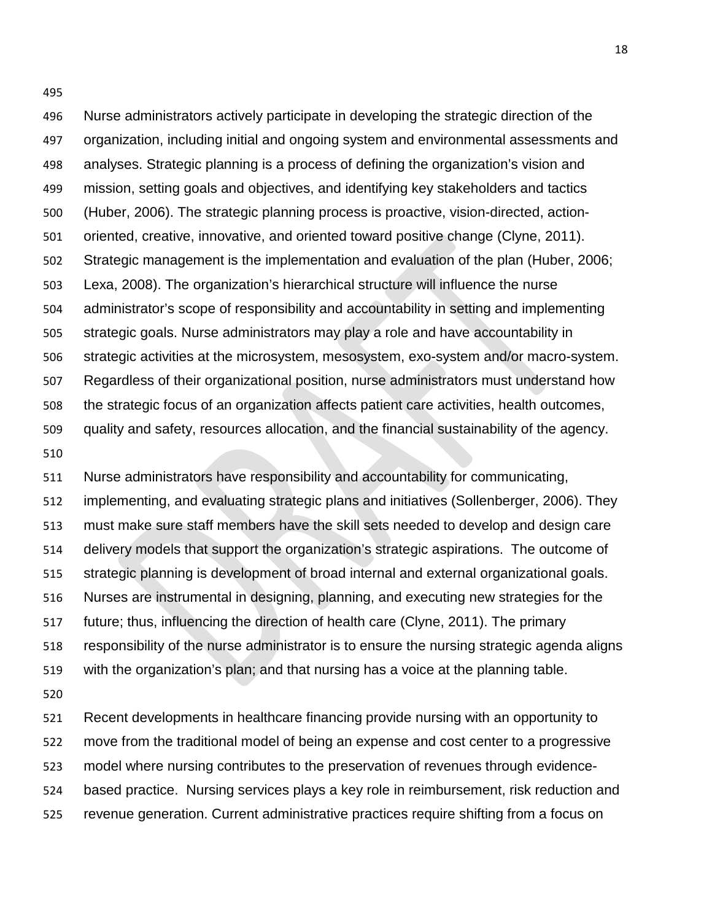Nurse administrators actively participate in developing the strategic direction of the organization, including initial and ongoing system and environmental assessments and analyses. Strategic planning is a process of defining the organization's vision and mission, setting goals and objectives, and identifying key stakeholders and tactics (Huber, 2006). The strategic planning process is proactive, vision-directed, action-oriented, creative, innovative, and oriented toward positive change (Clyne, 2011). Strategic management is the implementation and evaluation of the plan (Huber, 2006; Lexa, 2008). The organization's hierarchical structure will influence the nurse administrator's scope of responsibility and accountability in setting and implementing strategic goals. Nurse administrators may play a role and have accountability in strategic activities at the microsystem, mesosystem, exo-system and/or macro-system. Regardless of their organizational position, nurse administrators must understand how the strategic focus of an organization affects patient care activities, health outcomes, quality and safety, resources allocation, and the financial sustainability of the agency.

Nurse administrators have responsibility and accountability for communicating, implementing, and evaluating strategic plans and initiatives (Sollenberger, 2006). They must make sure staff members have the skill sets needed to develop and design care delivery models that support the organization's strategic aspirations. The outcome of strategic planning is development of broad internal and external organizational goals. Nurses are instrumental in designing, planning, and executing new strategies for the future; thus, influencing the direction of health care (Clyne, 2011). The primary responsibility of the nurse administrator is to ensure the nursing strategic agenda aligns with the organization's plan; and that nursing has a voice at the planning table.

Recent developments in healthcare financing provide nursing with an opportunity to move from the traditional model of being an expense and cost center to a progressive model where nursing contributes to the preservation of revenues through evidence-based practice. Nursing services plays a key role in reimbursement, risk reduction and revenue generation. Current administrative practices require shifting from a focus on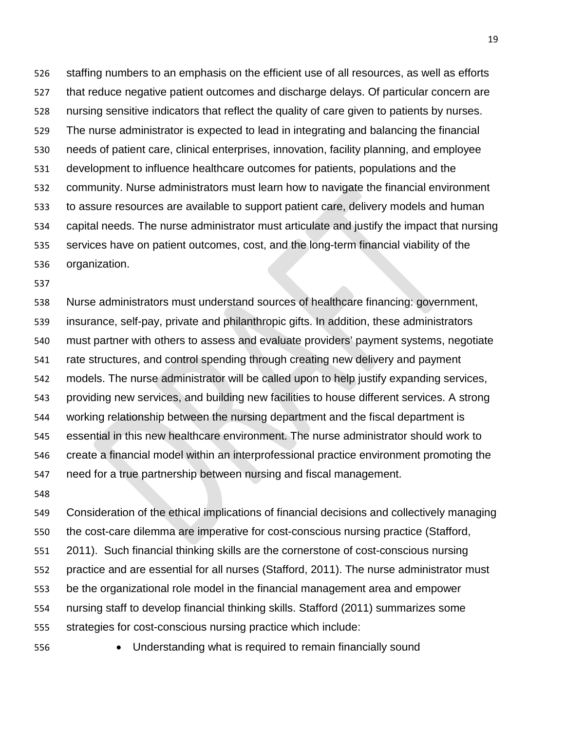staffing numbers to an emphasis on the efficient use of all resources, as well as efforts that reduce negative patient outcomes and discharge delays. Of particular concern are nursing sensitive indicators that reflect the quality of care given to patients by nurses. The nurse administrator is expected to lead in integrating and balancing the financial needs of patient care, clinical enterprises, innovation, facility planning, and employee development to influence healthcare outcomes for patients, populations and the community. Nurse administrators must learn how to navigate the financial environment to assure resources are available to support patient care, delivery models and human capital needs. The nurse administrator must articulate and justify the impact that nursing services have on patient outcomes, cost, and the long-term financial viability of the organization.

Nurse administrators must understand sources of healthcare financing: government, insurance, self-pay, private and philanthropic gifts. In addition, these administrators must partner with others to assess and evaluate providers' payment systems, negotiate rate structures, and control spending through creating new delivery and payment models. The nurse administrator will be called upon to help justify expanding services, providing new services, and building new facilities to house different services. A strong working relationship between the nursing department and the fiscal department is essential in this new healthcare environment. The nurse administrator should work to create a financial model within an interprofessional practice environment promoting the need for a true partnership between nursing and fiscal management.

Consideration of the ethical implications of financial decisions and collectively managing the cost-care dilemma are imperative for cost-conscious nursing practice (Stafford, 2011). Such financial thinking skills are the cornerstone of cost-conscious nursing practice and are essential for all nurses (Stafford, 2011). The nurse administrator must be the organizational role model in the financial management area and empower nursing staff to develop financial thinking skills. Stafford (2011) summarizes some strategies for cost-conscious nursing practice which include:

- Understanding what is required to remain financially sound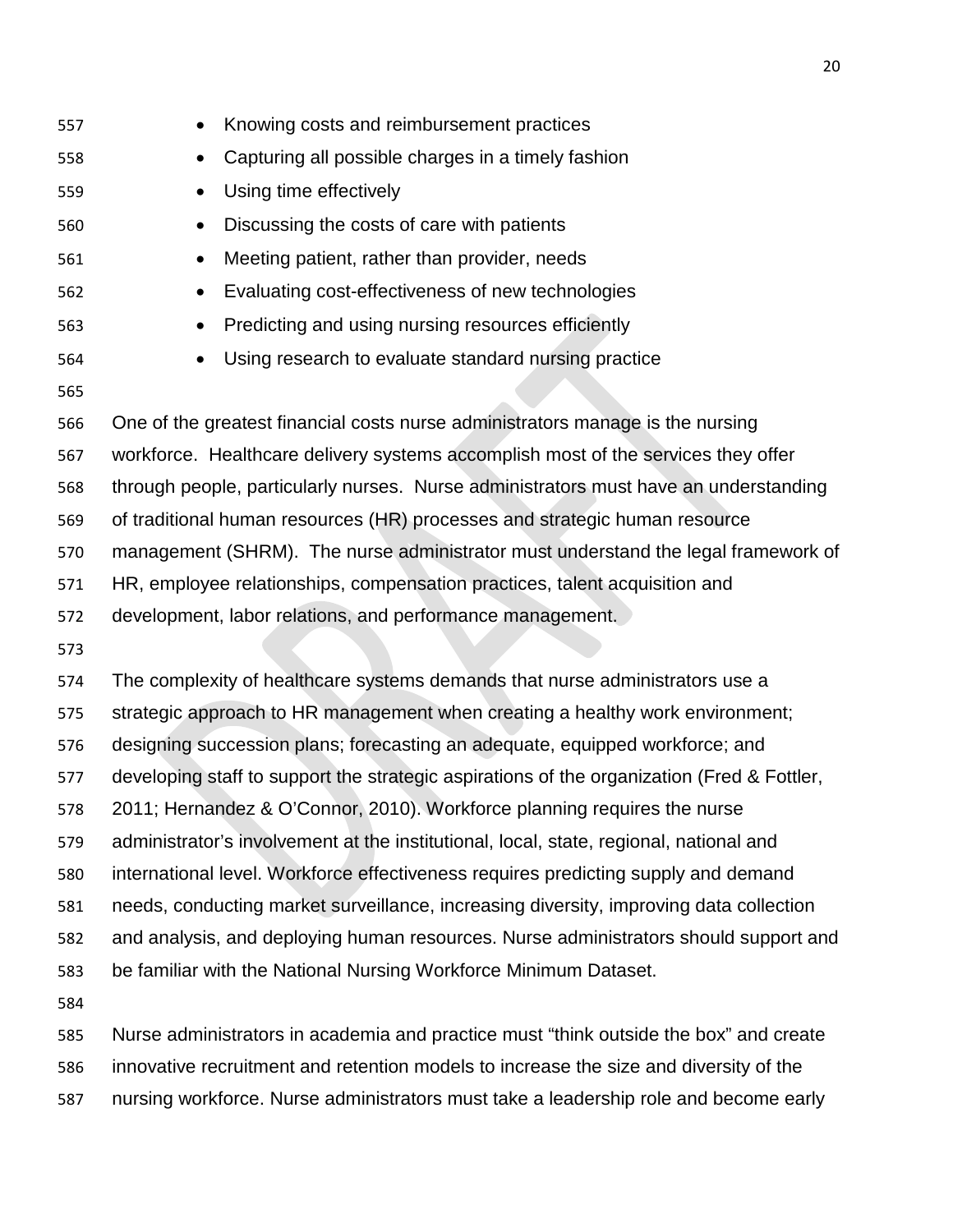- Knowing costs and reimbursement practices
- Capturing all possible charges in a timely fashion
- Using time effectively
- Discussing the costs of care with patients
- Meeting patient, rather than provider, needs
- Evaluating cost-effectiveness of new technologies
- Predicting and using nursing resources efficiently
- Using research to evaluate standard nursing practice

One of the greatest financial costs nurse administrators manage is the nursing workforce. Healthcare delivery systems accomplish most of the services they offer through people, particularly nurses. Nurse administrators must have an understanding of traditional human resources (HR) processes and strategic human resource management (SHRM). The nurse administrator must understand the legal framework of HR, employee relationships, compensation practices, talent acquisition and development, labor relations, and performance management.

The complexity of healthcare systems demands that nurse administrators use a strategic approach to HR management when creating a healthy work environment; designing succession plans; forecasting an adequate, equipped workforce; and developing staff to support the strategic aspirations of the organization (Fred & Fottler, 2011; Hernandez & O'Connor, 2010). Workforce planning requires the nurse administrator's involvement at the institutional, local, state, regional, national and international level. Workforce effectiveness requires predicting supply and demand needs, conducting market surveillance, increasing diversity, improving data collection and analysis, and deploying human resources. Nurse administrators should support and be familiar with the National Nursing Workforce Minimum Dataset.

Nurse administrators in academia and practice must "think outside the box" and create innovative recruitment and retention models to increase the size and diversity of the nursing workforce. Nurse administrators must take a leadership role and become early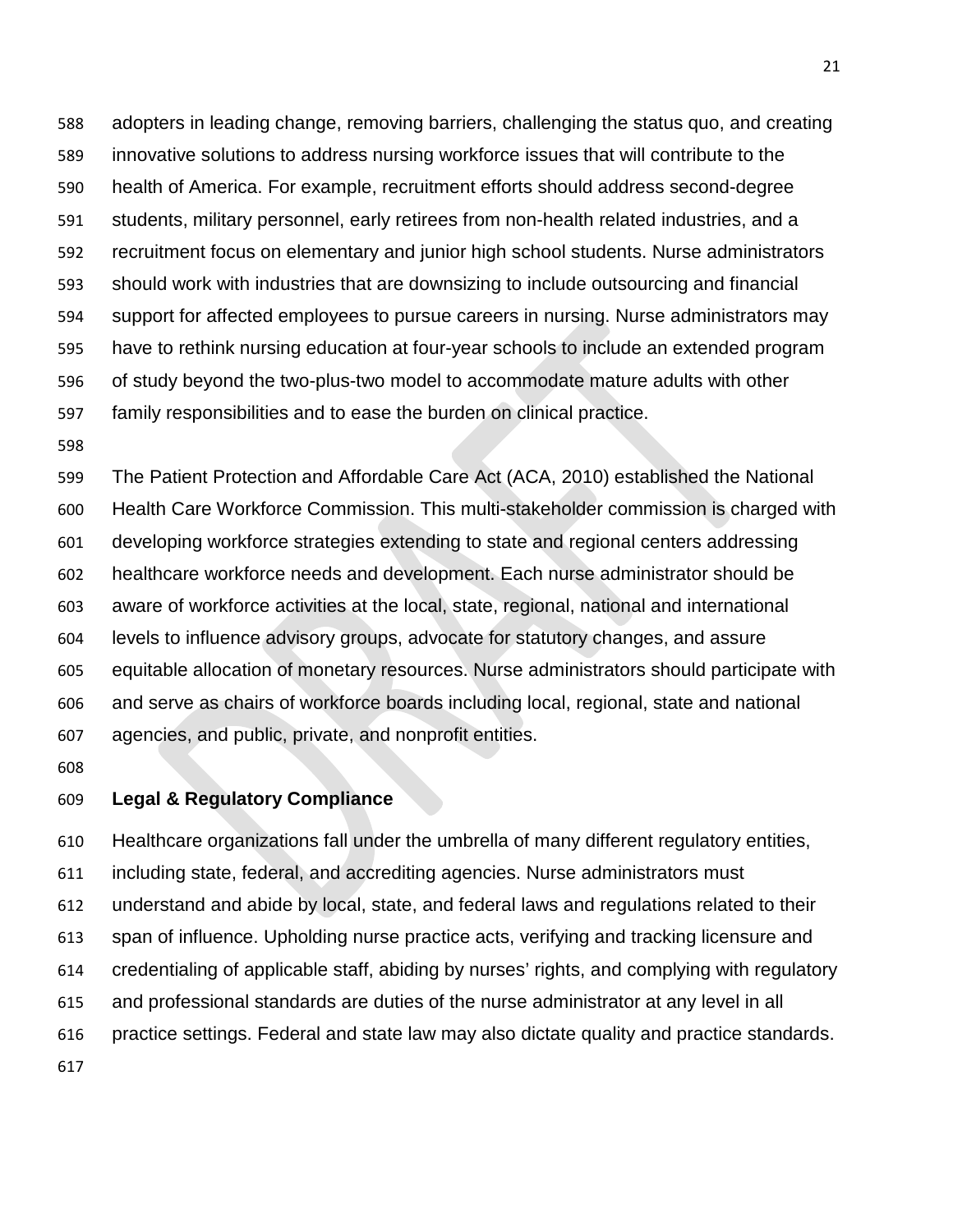adopters in leading change, removing barriers, challenging the status quo, and creating innovative solutions to address nursing workforce issues that will contribute to the health of America. For example, recruitment efforts should address second-degree students, military personnel, early retirees from non-health related industries, and a recruitment focus on elementary and junior high school students. Nurse administrators should work with industries that are downsizing to include outsourcing and financial support for affected employees to pursue careers in nursing. Nurse administrators may have to rethink nursing education at four-year schools to include an extended program of study beyond the two-plus-two model to accommodate mature adults with other family responsibilities and to ease the burden on clinical practice.

The Patient Protection and Affordable Care Act (ACA, 2010) established the National Health Care Workforce Commission. This multi-stakeholder commission is charged with developing workforce strategies extending to state and regional centers addressing healthcare workforce needs and development. Each nurse administrator should be aware of workforce activities at the local, state, regional, national and international levels to influence advisory groups, advocate for statutory changes, and assure equitable allocation of monetary resources. Nurse administrators should participate with and serve as chairs of workforce boards including local, regional, state and national agencies, and public, private, and nonprofit entities.

**Legal & Regulatory Compliance**

Healthcare organizations fall under the umbrella of many different regulatory entities, including state, federal, and accrediting agencies. Nurse administrators must understand and abide by local, state, and federal laws and regulations related to their span of influence. Upholding nurse practice acts, verifying and tracking licensure and credentialing of applicable staff, abiding by nurses' rights, and complying with regulatory and professional standards are duties of the nurse administrator at any level in all practice settings. Federal and state law may also dictate quality and practice standards.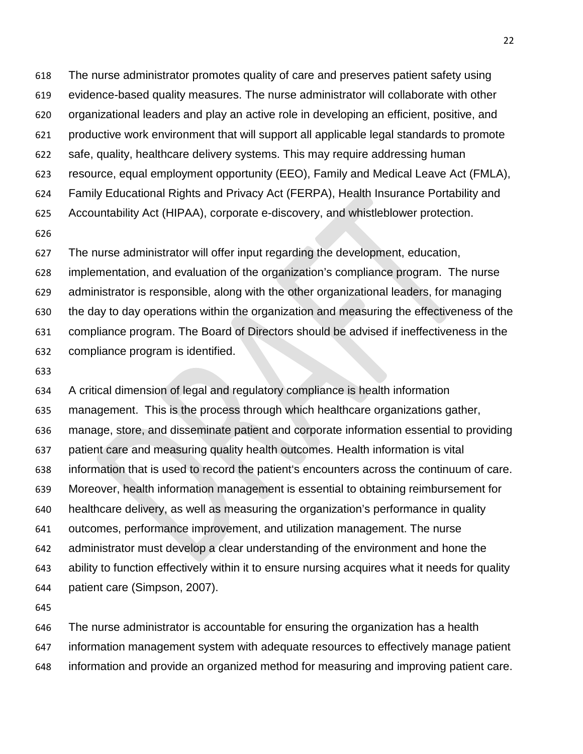The nurse administrator promotes quality of care and preserves patient safety using evidence-based quality measures. The nurse administrator will collaborate with other organizational leaders and play an active role in developing an efficient, positive, and productive work environment that will support all applicable legal standards to promote safe, quality, healthcare delivery systems. This may require addressing human resource, equal employment opportunity (EEO), Family and Medical Leave Act (FMLA), Family Educational Rights and Privacy Act (FERPA), Health Insurance Portability and Accountability Act (HIPAA), corporate e-discovery, and whistleblower protection.

The nurse administrator will offer input regarding the development, education, implementation, and evaluation of the organization's compliance program. The nurse administrator is responsible, along with the other organizational leaders, for managing the day to day operations within the organization and measuring the effectiveness of the compliance program. The Board of Directors should be advised if ineffectiveness in the compliance program is identified.

A critical dimension of legal and regulatory compliance is health information management. This is the process through which healthcare organizations gather, manage, store, and disseminate patient and corporate information essential to providing patient care and measuring quality health outcomes. Health information is vital information that is used to record the patient's encounters across the continuum of care. Moreover, health information management is essential to obtaining reimbursement for healthcare delivery, as well as measuring the organization's performance in quality outcomes, performance improvement, and utilization management. The nurse administrator must develop a clear understanding of the environment and hone the ability to function effectively within it to ensure nursing acquires what it needs for quality patient care (Simpson, 2007).

The nurse administrator is accountable for ensuring the organization has a health information management system with adequate resources to effectively manage patient information and provide an organized method for measuring and improving patient care.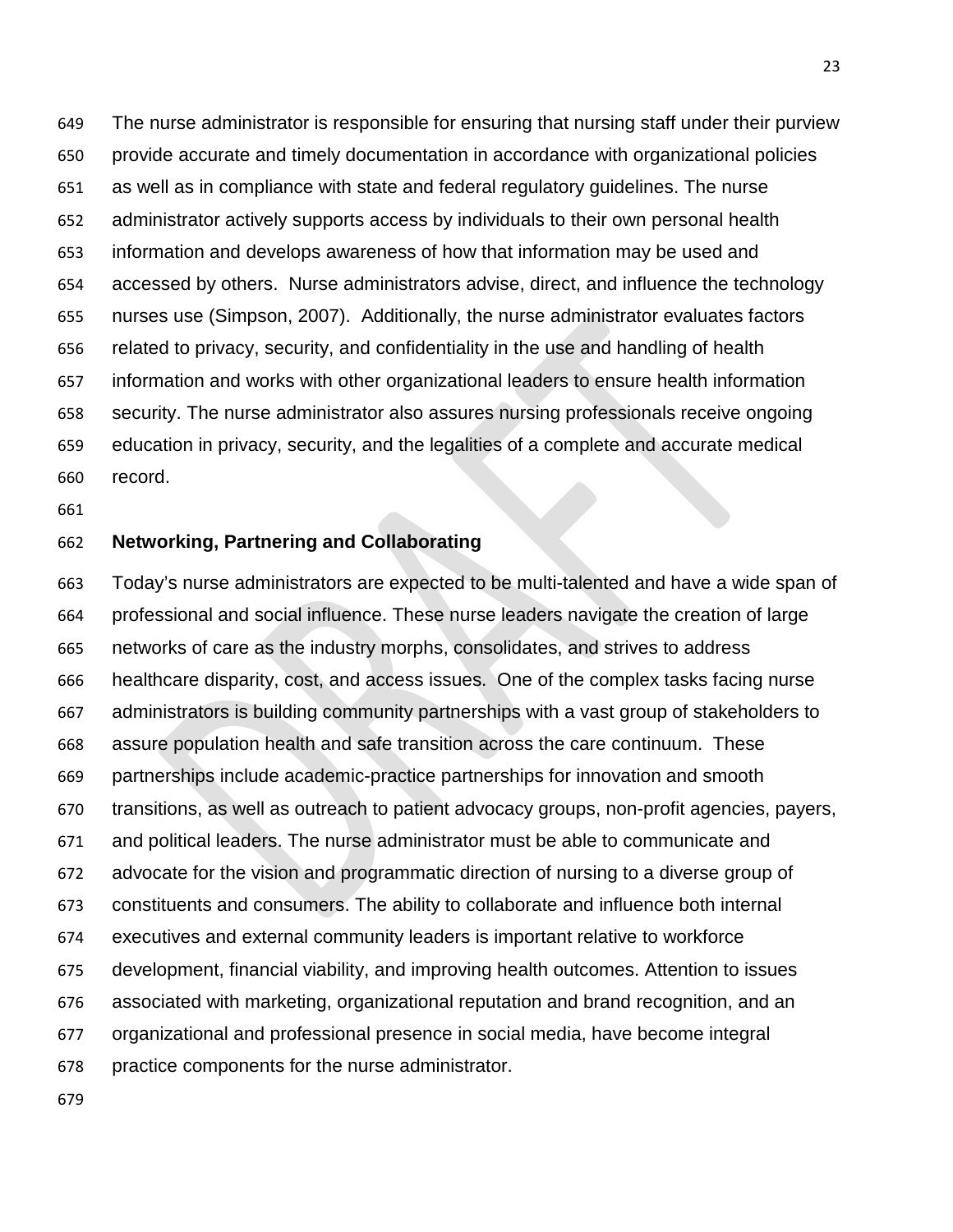The nurse administrator is responsible for ensuring that nursing staff under their purview provide accurate and timely documentation in accordance with organizational policies as well as in compliance with state and federal regulatory guidelines. The nurse administrator actively supports access by individuals to their own personal health information and develops awareness of how that information may be used and accessed by others. Nurse administrators advise, direct, and influence the technology nurses use (Simpson, 2007). Additionally, the nurse administrator evaluates factors related to privacy, security, and confidentiality in the use and handling of health information and works with other organizational leaders to ensure health information security. The nurse administrator also assures nursing professionals receive ongoing education in privacy, security, and the legalities of a complete and accurate medical record.

**Networking, Partnering and Collaborating**

Today's nurse administrators are expected to be multi-talented and have a wide span of professional and social influence. These nurse leaders navigate the creation of large networks of care as the industry morphs, consolidates, and strives to address healthcare disparity, cost, and access issues. One of the complex tasks facing nurse administrators is building community partnerships with a vast group of stakeholders to assure population health and safe transition across the care continuum. These partnerships include academic-practice partnerships for innovation and smooth transitions, as well as outreach to patient advocacy groups, non-profit agencies, payers, and political leaders. The nurse administrator must be able to communicate and advocate for the vision and programmatic direction of nursing to a diverse group of constituents and consumers. The ability to collaborate and influence both internal executives and external community leaders is important relative to workforce development, financial viability, and improving health outcomes. Attention to issues associated with marketing, organizational reputation and brand recognition, and an organizational and professional presence in social media, have become integral practice components for the nurse administrator.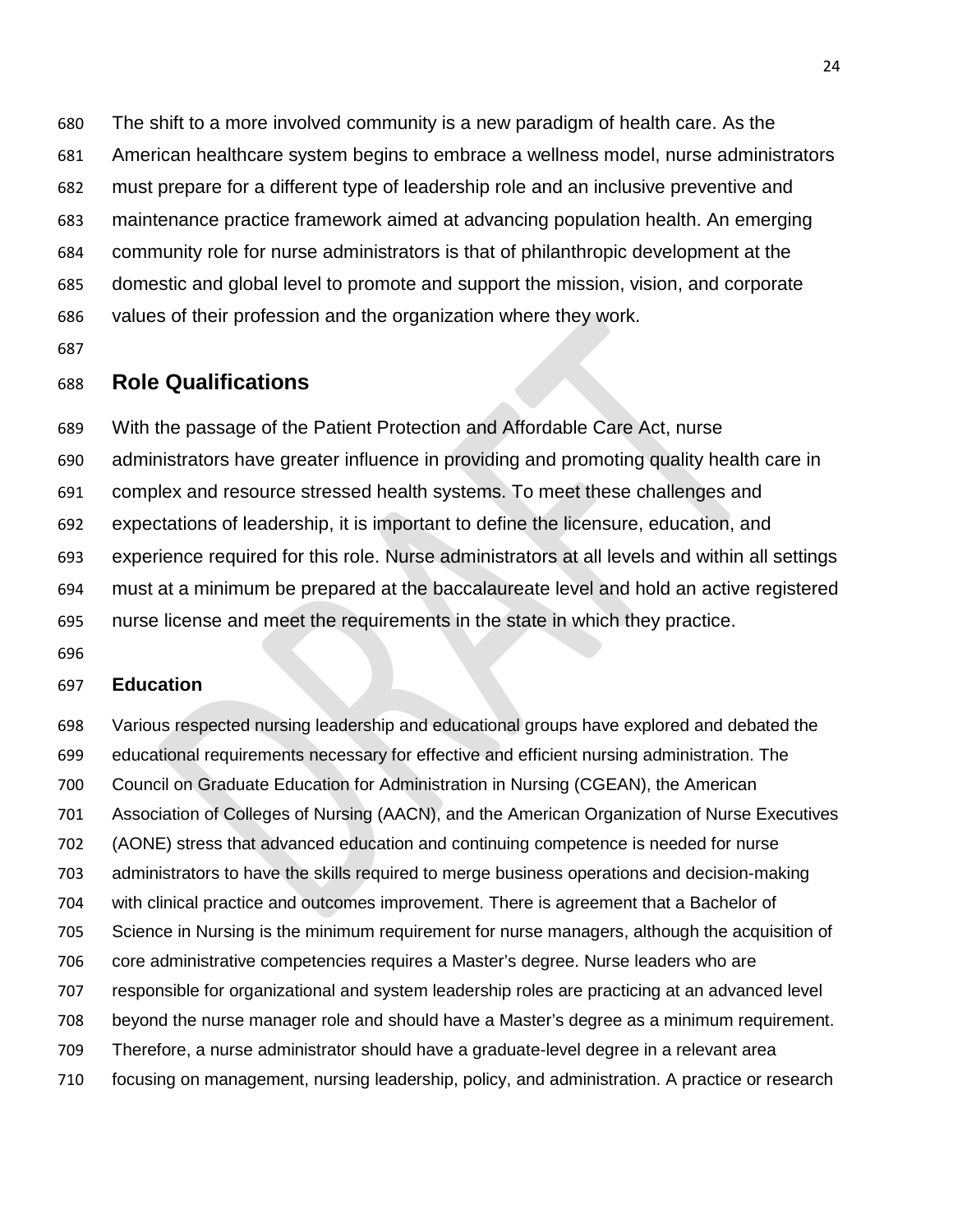The shift to a more involved community is a new paradigm of health care. As the American healthcare system begins to embrace a wellness model, nurse administrators must prepare for a different type of leadership role and an inclusive preventive and maintenance practice framework aimed at advancing population health. An emerging community role for nurse administrators is that of philanthropic development at the domestic and global level to promote and support the mission, vision, and corporate values of their profession and the organization where they work.

## Role Qualifications

With the passage of the Patient Protection and Affordable Care Act, nurse administrators have greater influence in providing and promoting quality health care in complex and resource stressed health systems. To meet these challenges and expectations of leadership, it is important to define the licensure, education, and experience required for this role. Nurse administrators at all levels and within all settings must at a minimum be prepared at the baccalaureate level and hold an active registered nurse license and meet the requirements in the state in which they practice.

### Education

Various respected nursing leadership and educational groups have explored and debated the educational requirements necessary for effective and efficient nursing administration. The Council on Graduate Education for Administration in Nursing (CGEAN), the American Association of Colleges of Nursing (AACN), and the American Organization of Nurse Executives (AONE) stress that advanced education and continuing competence is needed for nurse administrators to have the skills required to merge business operations and decision-making with clinical practice and outcomes improvement. There is agreement that a Bachelor of Science in Nursing is the minimum requirement for nurse managers, although the acquisition of core administrative competencies requires a Master's degree. Nurse leaders who are responsible for organizational and system leadership roles are practicing at an advanced level beyond the nurse manager role and should have a Master's degree as a minimum requirement. Therefore, a nurse administrator should have a graduate-level degree in a relevant area focusing on management, nursing leadership, policy, and administration. A practice or research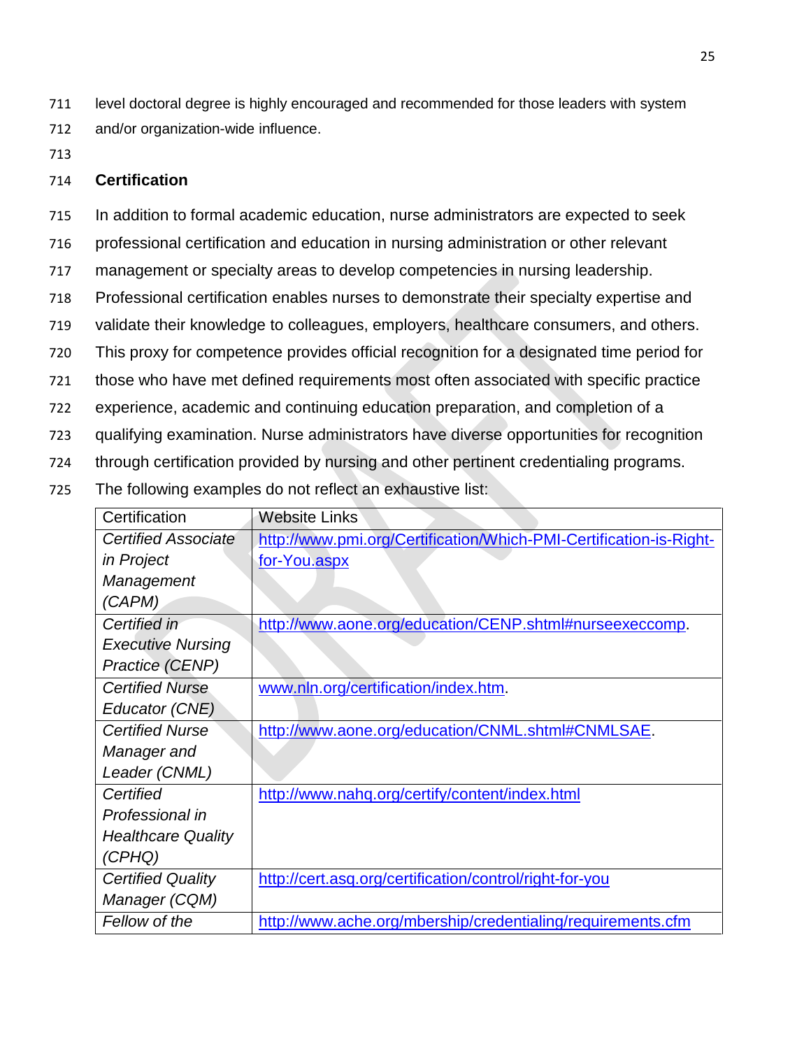level doctoral degree is highly encouraged and recommended for those leaders with system and/or organization-wide influence.

## Certification

In addition to formal academic education, nurse administrators are expected to seek professional certification and education in nursing administration or other relevant management or specialty areas to develop competencies in nursing leadership. Professional certification enables nurses to demonstrate their specialty expertise and validate their knowledge to colleagues, employers, healthcare consumers, and others. This proxy for competence provides official recognition for a designated time period for those who have met defined requirements most often associated with specific practice experience, academic and continuing education preparation, and completion of a qualifying examination. Nurse administrators have diverse opportunities for recognition through certification provided by nursing and other pertinent credentialing programs. The following examples do not reflect an exhaustive list:

| Certification | Website Links |
|---|---|
| *Certified Associate in Project Management (CAPM)* | http://www.pmi.org/Certification/Which-PMI-Certification-is-Right-for-You.aspx |
| *Certified in Executive Nursing Practice (CENP)* | http://www.aone.org/education/CENP.shtml#nurseexeccomp. |
| *Certified Nurse Educator (CNE)* | www.nln.org/certification/index.htm. |
| *Certified Nurse Manager and Leader (CNML)* | http://www.aone.org/education/CNML.shtml#CNMLSAE. |
| *Certified Professional in Healthcare Quality (CPHQ)* | http://www.nahq.org/certify/content/index.html |
| *Certified Quality Manager (CQM)* | http://cert.asq.org/certification/control/right-for-you |
| *Fellow of the* | http://www.ache.org/mbership/credentialing/requirements.cfm |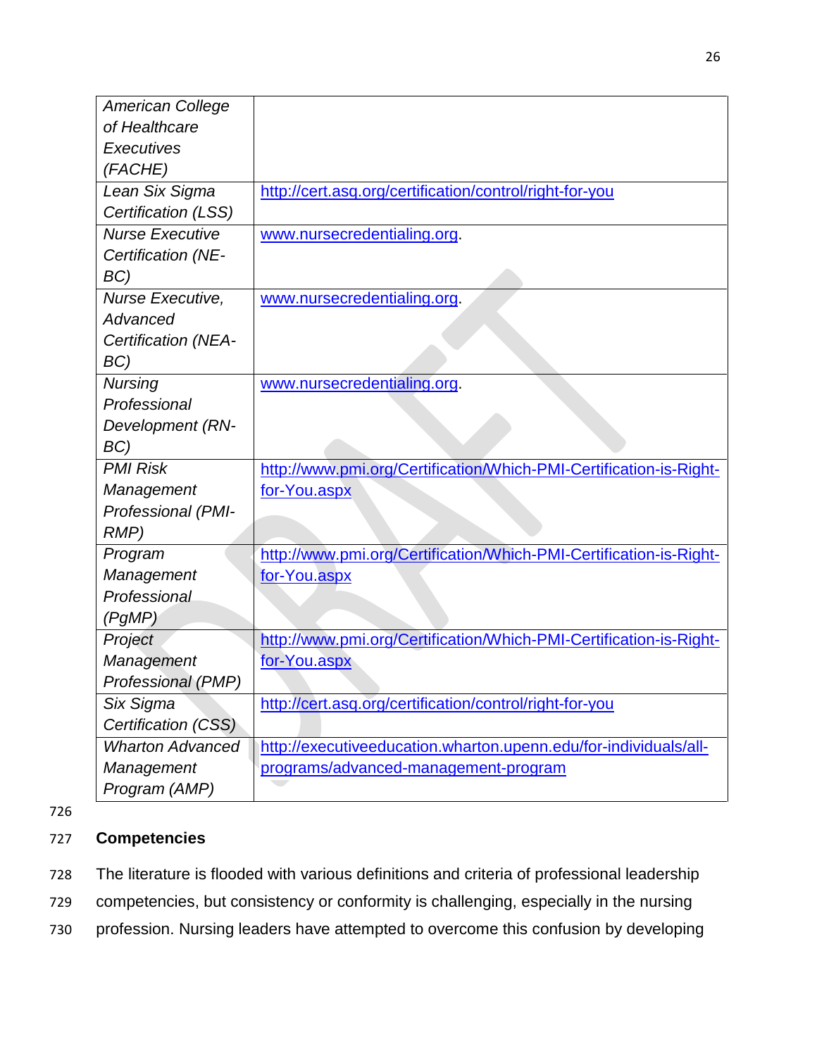| | |
|---|---|
| *American College of Healthcare Executives (FACHE)* | |
| *Lean Six Sigma Certification (LSS)* | http://cert.asq.org/certification/control/right-for-you |
| *Nurse Executive Certification (NE-BC)* | www.nursecredentialing.org. |
| *Nurse Executive, Advanced Certification (NEA-BC)* | www.nursecredentialing.org. |
| *Nursing Professional Development (RN-BC)* | www.nursecredentialing.org. |
| *PMI Risk Management Professional (PMI-RMP)* | http://www.pmi.org/Certification/Which-PMI-Certification-is-Right-for-You.aspx |
| *Program Management Professional (PgMP)* | http://www.pmi.org/Certification/Which-PMI-Certification-is-Right-for-You.aspx |
| *Project Management Professional (PMP)* | http://www.pmi.org/Certification/Which-PMI-Certification-is-Right-for-You.aspx |
| *Six Sigma Certification (CSS)* | http://cert.asq.org/certification/control/right-for-you |
| *Wharton Advanced Management Program (AMP)* | http://executiveeducation.wharton.upenn.edu/for-individuals/all-programs/advanced-management-program |

726

727 **Competencies**

728 The literature is flooded with various definitions and criteria of professional leadership
729 competencies, but consistency or conformity is challenging, especially in the nursing
730 profession. Nursing leaders have attempted to overcome this confusion by developing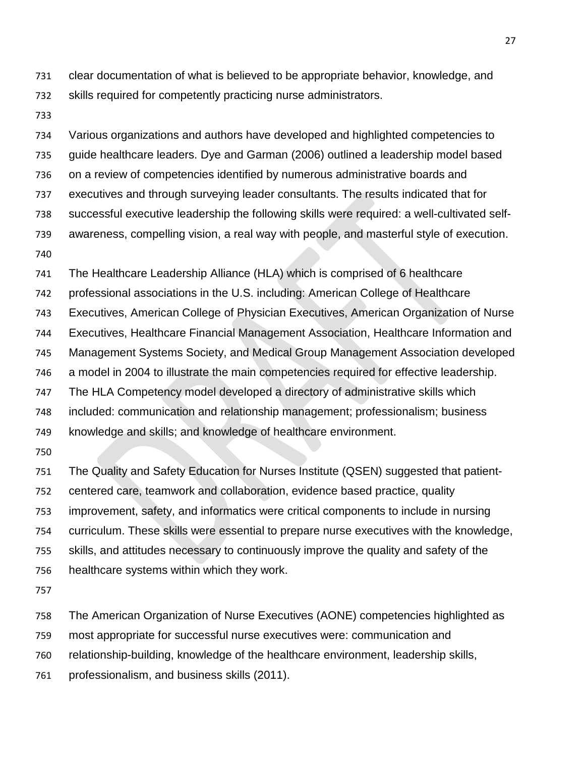clear documentation of what is believed to be appropriate behavior, knowledge, and skills required for competently practicing nurse administrators.

Various organizations and authors have developed and highlighted competencies to guide healthcare leaders. Dye and Garman (2006) outlined a leadership model based on a review of competencies identified by numerous administrative boards and executives and through surveying leader consultants. The results indicated that for successful executive leadership the following skills were required: a well-cultivated self-awareness, compelling vision, a real way with people, and masterful style of execution.

The Healthcare Leadership Alliance (HLA) which is comprised of 6 healthcare professional associations in the U.S. including: American College of Healthcare Executives, American College of Physician Executives, American Organization of Nurse Executives, Healthcare Financial Management Association, Healthcare Information and Management Systems Society, and Medical Group Management Association developed a model in 2004 to illustrate the main competencies required for effective leadership. The HLA Competency model developed a directory of administrative skills which included: communication and relationship management; professionalism; business knowledge and skills; and knowledge of healthcare environment.

The Quality and Safety Education for Nurses Institute (QSEN) suggested that patient-centered care, teamwork and collaboration, evidence based practice, quality improvement, safety, and informatics were critical components to include in nursing curriculum. These skills were essential to prepare nurse executives with the knowledge, skills, and attitudes necessary to continuously improve the quality and safety of the healthcare systems within which they work.

The American Organization of Nurse Executives (AONE) competencies highlighted as most appropriate for successful nurse executives were: communication and relationship-building, knowledge of the healthcare environment, leadership skills, professionalism, and business skills (2011).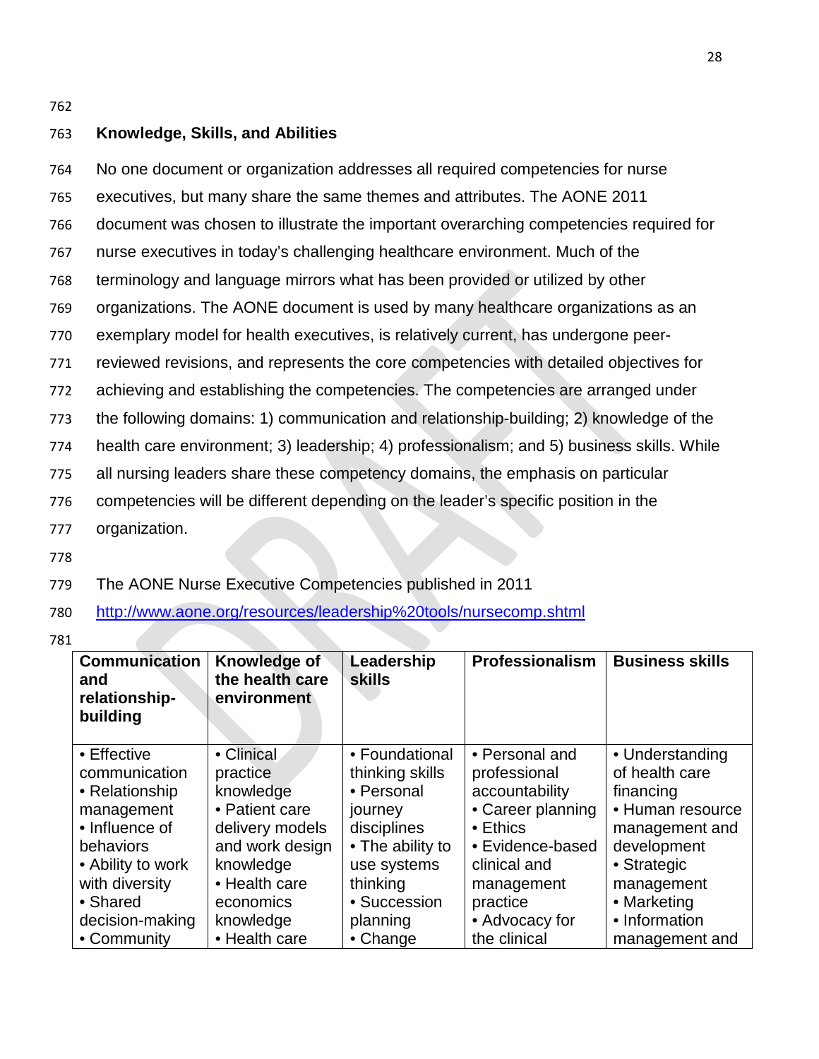### Knowledge, Skills, and Abilities

No one document or organization addresses all required competencies for nurse executives, but many share the same themes and attributes. The AONE 2011 document was chosen to illustrate the important overarching competencies required for nurse executives in today's challenging healthcare environment. Much of the terminology and language mirrors what has been provided or utilized by other organizations. The AONE document is used by many healthcare organizations as an exemplary model for health executives, is relatively current, has undergone peer-reviewed revisions, and represents the core competencies with detailed objectives for achieving and establishing the competencies. The competencies are arranged under the following domains: 1) communication and relationship-building; 2) knowledge of the health care environment; 3) leadership; 4) professionalism; and 5) business skills. While all nursing leaders share these competency domains, the emphasis on particular competencies will be different depending on the leader's specific position in the organization.

The AONE Nurse Executive Competencies published in 2011
http://www.aone.org/resources/leadership%20tools/nursecomp.shtml

| Communication and relationship-building | Knowledge of the health care environment | Leadership skills | Professionalism | Business skills |
|---|---|---|---|---|
| • Effective communication<br>• Relationship management<br>• Influence of behaviors<br>• Ability to work with diversity<br>• Shared decision-making<br>• Community | • Clinical practice knowledge<br>• Patient care delivery models and work design knowledge<br>• Health care economics knowledge<br>• Health care | • Foundational thinking skills<br>• Personal journey disciplines<br>• The ability to use systems thinking<br>• Succession planning<br>• Change | • Personal and professional accountability<br>• Career planning<br>• Ethics<br>• Evidence-based clinical and management practice<br>• Advocacy for the clinical | • Understanding of health care financing<br>• Human resource management and development<br>• Strategic management<br>• Marketing<br>• Information management and |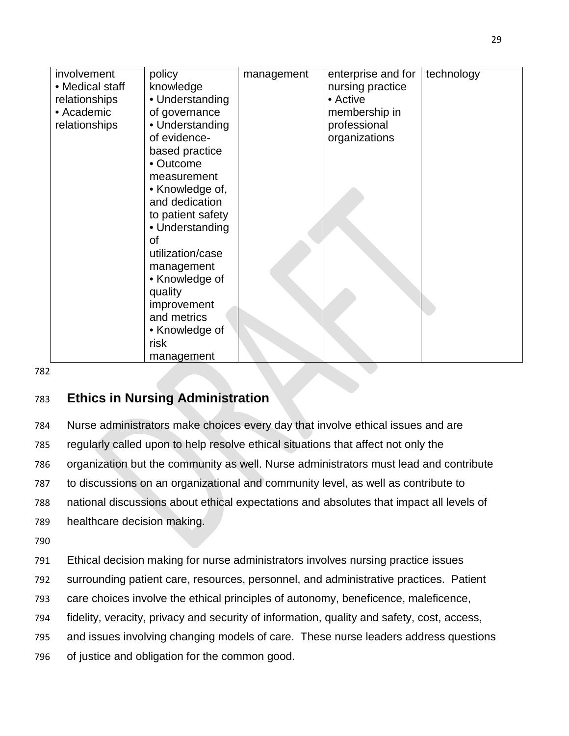| | | | | |
|---|---|---|---|---|
| involvement<br>• Medical staff relationships<br>• Academic relationships | policy knowledge<br>• Understanding of governance<br>• Understanding of evidence-based practice<br>• Outcome measurement<br>• Knowledge of, and dedication to patient safety<br>• Understanding of utilization/case management<br>• Knowledge of quality improvement and metrics<br>• Knowledge of risk management | management | enterprise and for nursing practice<br>• Active membership in professional organizations | technology |

## Ethics in Nursing Administration

Nurse administrators make choices every day that involve ethical issues and are regularly called upon to help resolve ethical situations that affect not only the organization but the community as well. Nurse administrators must lead and contribute to discussions on an organizational and community level, as well as contribute to national discussions about ethical expectations and absolutes that impact all levels of healthcare decision making.

Ethical decision making for nurse administrators involves nursing practice issues surrounding patient care, resources, personnel, and administrative practices. Patient care choices involve the ethical principles of autonomy, beneficence, maleficence, fidelity, veracity, privacy and security of information, quality and safety, cost, access, and issues involving changing models of care. These nurse leaders address questions of justice and obligation for the common good.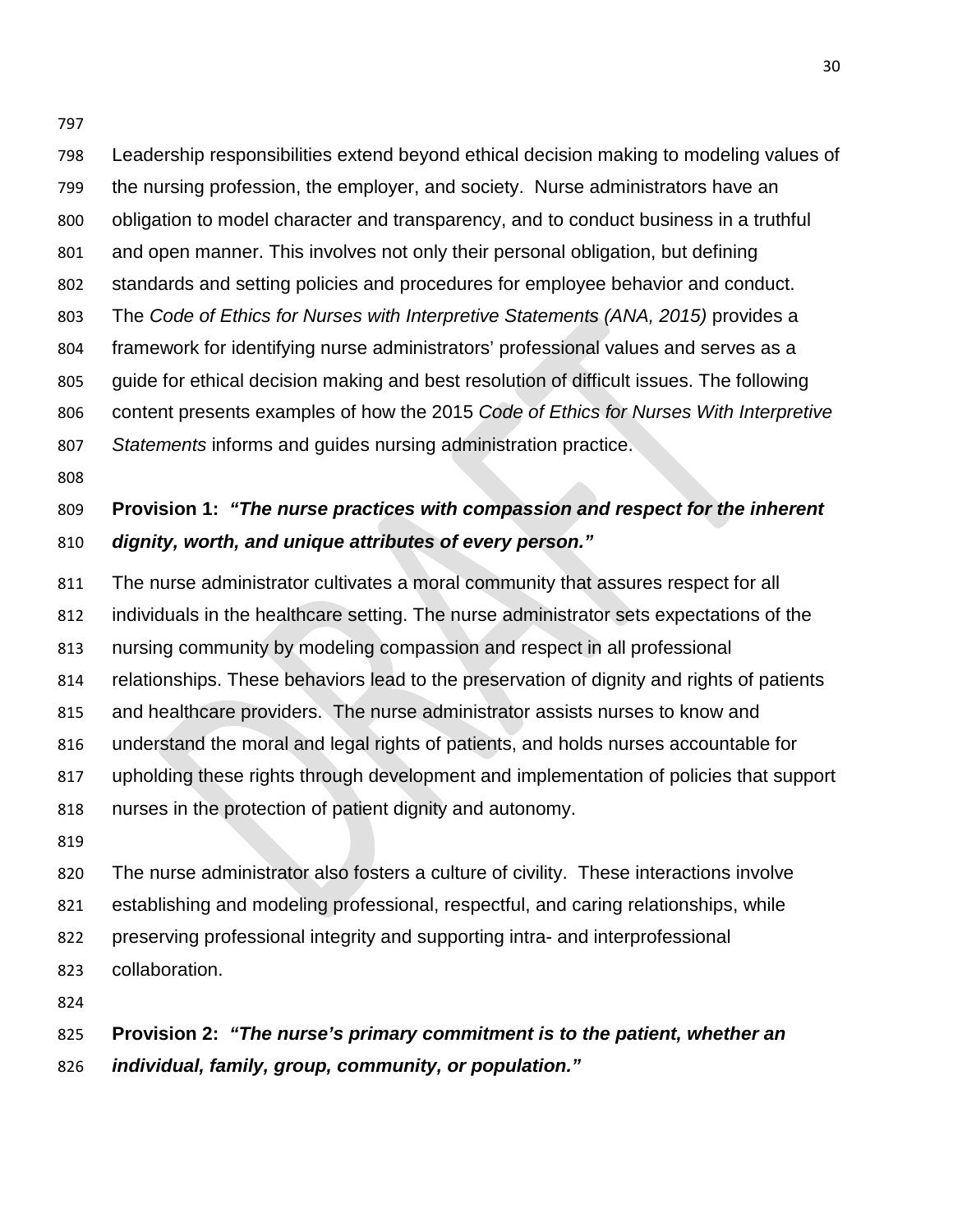Leadership responsibilities extend beyond ethical decision making to modeling values of the nursing profession, the employer, and society. Nurse administrators have an obligation to model character and transparency, and to conduct business in a truthful and open manner. This involves not only their personal obligation, but defining standards and setting policies and procedures for employee behavior and conduct. The *Code of Ethics for Nurses with Interpretive Statements (ANA, 2015)* provides a framework for identifying nurse administrators' professional values and serves as a guide for ethical decision making and best resolution of difficult issues. The following content presents examples of how the 2015 *Code of Ethics for Nurses With Interpretive Statements* informs and guides nursing administration practice.

**Provision 1:** ***"The nurse practices with compassion and respect for the inherent dignity, worth, and unique attributes of every person."***

The nurse administrator cultivates a moral community that assures respect for all individuals in the healthcare setting. The nurse administrator sets expectations of the nursing community by modeling compassion and respect in all professional relationships. These behaviors lead to the preservation of dignity and rights of patients and healthcare providers. The nurse administrator assists nurses to know and understand the moral and legal rights of patients, and holds nurses accountable for upholding these rights through development and implementation of policies that support nurses in the protection of patient dignity and autonomy.

The nurse administrator also fosters a culture of civility. These interactions involve establishing and modeling professional, respectful, and caring relationships, while preserving professional integrity and supporting intra- and interprofessional collaboration.

**Provision 2:** ***"The nurse's primary commitment is to the patient, whether an individual, family, group, community, or population."***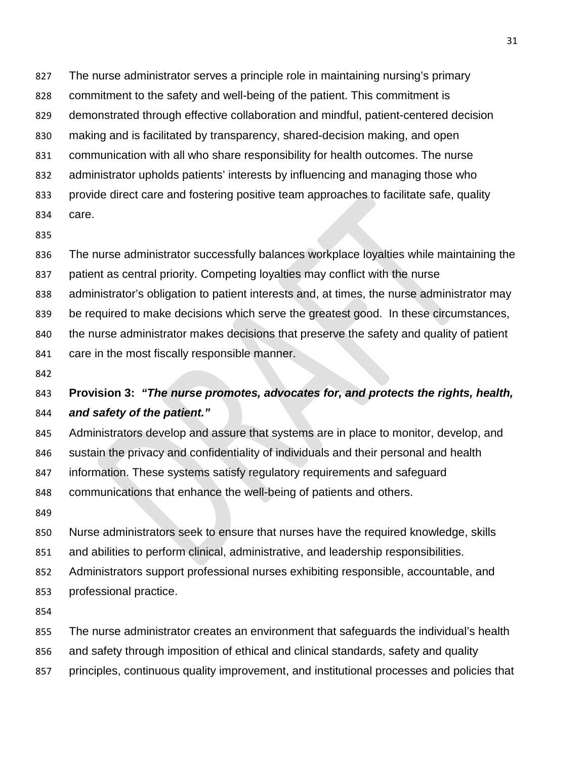The nurse administrator serves a principle role in maintaining nursing's primary commitment to the safety and well-being of the patient. This commitment is demonstrated through effective collaboration and mindful, patient-centered decision making and is facilitated by transparency, shared-decision making, and open communication with all who share responsibility for health outcomes. The nurse administrator upholds patients' interests by influencing and managing those who provide direct care and fostering positive team approaches to facilitate safe, quality care.

The nurse administrator successfully balances workplace loyalties while maintaining the patient as central priority. Competing loyalties may conflict with the nurse administrator's obligation to patient interests and, at times, the nurse administrator may be required to make decisions which serve the greatest good. In these circumstances, the nurse administrator makes decisions that preserve the safety and quality of patient care in the most fiscally responsible manner.

**Provision 3:** ***"The nurse promotes, advocates for, and protects the rights, health, and safety of the patient."***

Administrators develop and assure that systems are in place to monitor, develop, and sustain the privacy and confidentiality of individuals and their personal and health information. These systems satisfy regulatory requirements and safeguard communications that enhance the well-being of patients and others.

Nurse administrators seek to ensure that nurses have the required knowledge, skills and abilities to perform clinical, administrative, and leadership responsibilities. Administrators support professional nurses exhibiting responsible, accountable, and professional practice.

The nurse administrator creates an environment that safeguards the individual's health and safety through imposition of ethical and clinical standards, safety and quality principles, continuous quality improvement, and institutional processes and policies that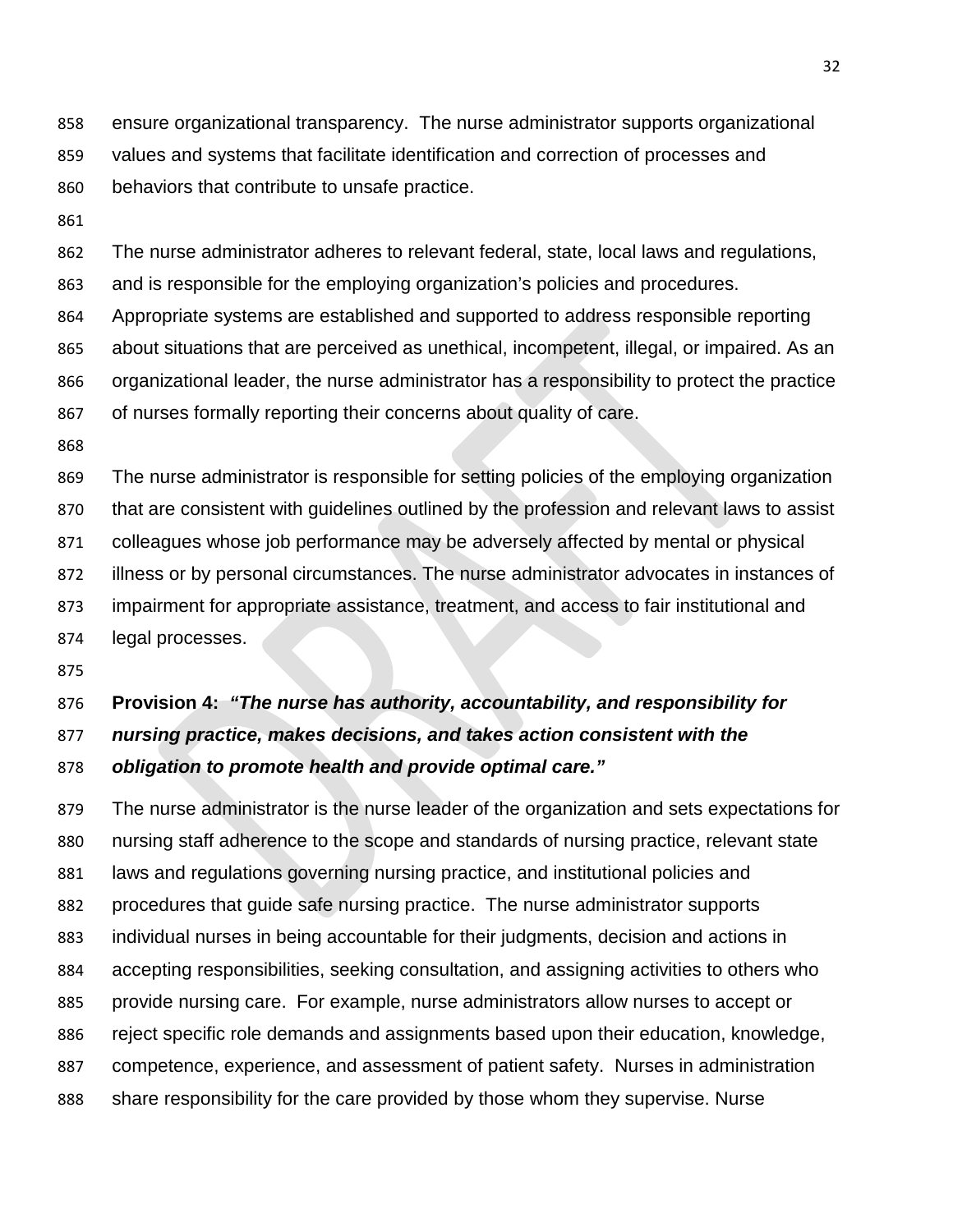ensure organizational transparency. The nurse administrator supports organizational values and systems that facilitate identification and correction of processes and behaviors that contribute to unsafe practice.

The nurse administrator adheres to relevant federal, state, local laws and regulations, and is responsible for the employing organization's policies and procedures. Appropriate systems are established and supported to address responsible reporting about situations that are perceived as unethical, incompetent, illegal, or impaired. As an organizational leader, the nurse administrator has a responsibility to protect the practice of nurses formally reporting their concerns about quality of care.

The nurse administrator is responsible for setting policies of the employing organization that are consistent with guidelines outlined by the profession and relevant laws to assist colleagues whose job performance may be adversely affected by mental or physical illness or by personal circumstances. The nurse administrator advocates in instances of impairment for appropriate assistance, treatment, and access to fair institutional and legal processes.

**Provision 4:** ***"The nurse has authority, accountability, and responsibility for nursing practice, makes decisions, and takes action consistent with the obligation to promote health and provide optimal care."***

The nurse administrator is the nurse leader of the organization and sets expectations for nursing staff adherence to the scope and standards of nursing practice, relevant state laws and regulations governing nursing practice, and institutional policies and procedures that guide safe nursing practice. The nurse administrator supports individual nurses in being accountable for their judgments, decision and actions in accepting responsibilities, seeking consultation, and assigning activities to others who provide nursing care. For example, nurse administrators allow nurses to accept or reject specific role demands and assignments based upon their education, knowledge, competence, experience, and assessment of patient safety. Nurses in administration share responsibility for the care provided by those whom they supervise. Nurse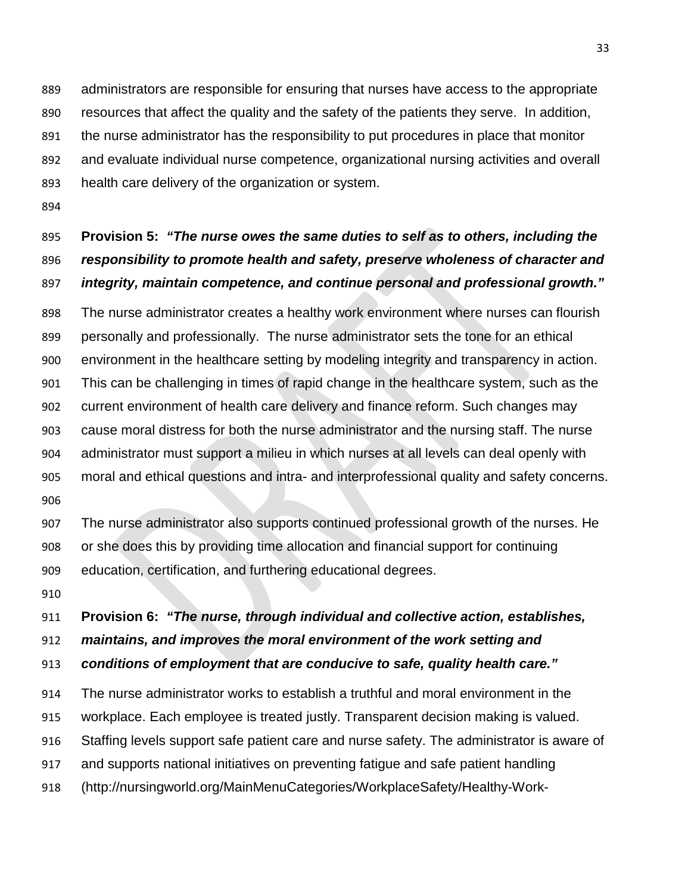administrators are responsible for ensuring that nurses have access to the appropriate resources that affect the quality and the safety of the patients they serve. In addition, the nurse administrator has the responsibility to put procedures in place that monitor and evaluate individual nurse competence, organizational nursing activities and overall health care delivery of the organization or system.

**Provision 5:** ***"The nurse owes the same duties to self as to others, including the responsibility to promote health and safety, preserve wholeness of character and integrity, maintain competence, and continue personal and professional growth."***

The nurse administrator creates a healthy work environment where nurses can flourish personally and professionally. The nurse administrator sets the tone for an ethical environment in the healthcare setting by modeling integrity and transparency in action. This can be challenging in times of rapid change in the healthcare system, such as the current environment of health care delivery and finance reform. Such changes may cause moral distress for both the nurse administrator and the nursing staff. The nurse administrator must support a milieu in which nurses at all levels can deal openly with moral and ethical questions and intra- and interprofessional quality and safety concerns.

The nurse administrator also supports continued professional growth of the nurses. He or she does this by providing time allocation and financial support for continuing education, certification, and furthering educational degrees.

**Provision 6:** ***"The nurse, through individual and collective action, establishes, maintains, and improves the moral environment of the work setting and conditions of employment that are conducive to safe, quality health care."***

The nurse administrator works to establish a truthful and moral environment in the workplace. Each employee is treated justly. Transparent decision making is valued. Staffing levels support safe patient care and nurse safety. The administrator is aware of and supports national initiatives on preventing fatigue and safe patient handling (http://nursingworld.org/MainMenuCategories/WorkplaceSafety/Healthy-Work-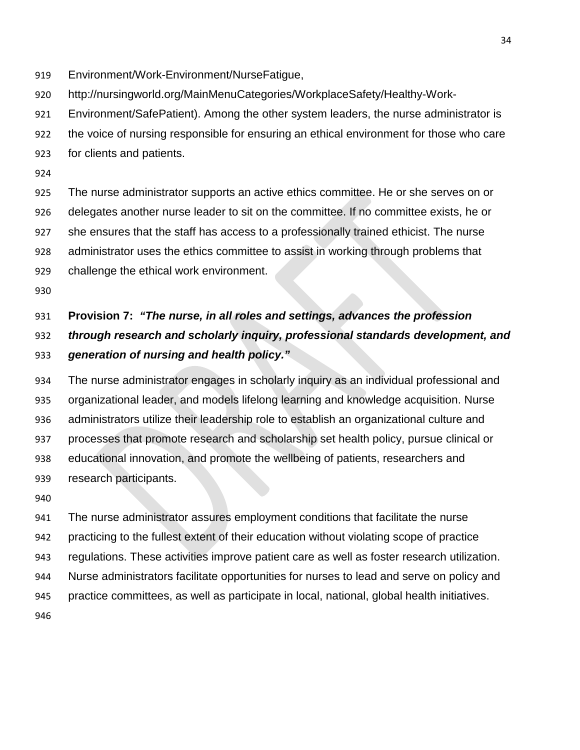Environment/Work-Environment/NurseFatigue, http://nursingworld.org/MainMenuCategories/WorkplaceSafety/Healthy-Work-Environment/SafePatient). Among the other system leaders, the nurse administrator is the voice of nursing responsible for ensuring an ethical environment for those who care for clients and patients.

The nurse administrator supports an active ethics committee. He or she serves on or delegates another nurse leader to sit on the committee. If no committee exists, he or she ensures that the staff has access to a professionally trained ethicist. The nurse administrator uses the ethics committee to assist in working through problems that challenge the ethical work environment.

**Provision 7:** ***"The nurse, in all roles and settings, advances the profession through research and scholarly inquiry, professional standards development, and generation of nursing and health policy."***

The nurse administrator engages in scholarly inquiry as an individual professional and organizational leader, and models lifelong learning and knowledge acquisition. Nurse administrators utilize their leadership role to establish an organizational culture and processes that promote research and scholarship set health policy, pursue clinical or educational innovation, and promote the wellbeing of patients, researchers and research participants.

The nurse administrator assures employment conditions that facilitate the nurse practicing to the fullest extent of their education without violating scope of practice regulations. These activities improve patient care as well as foster research utilization. Nurse administrators facilitate opportunities for nurses to lead and serve on policy and practice committees, as well as participate in local, national, global health initiatives.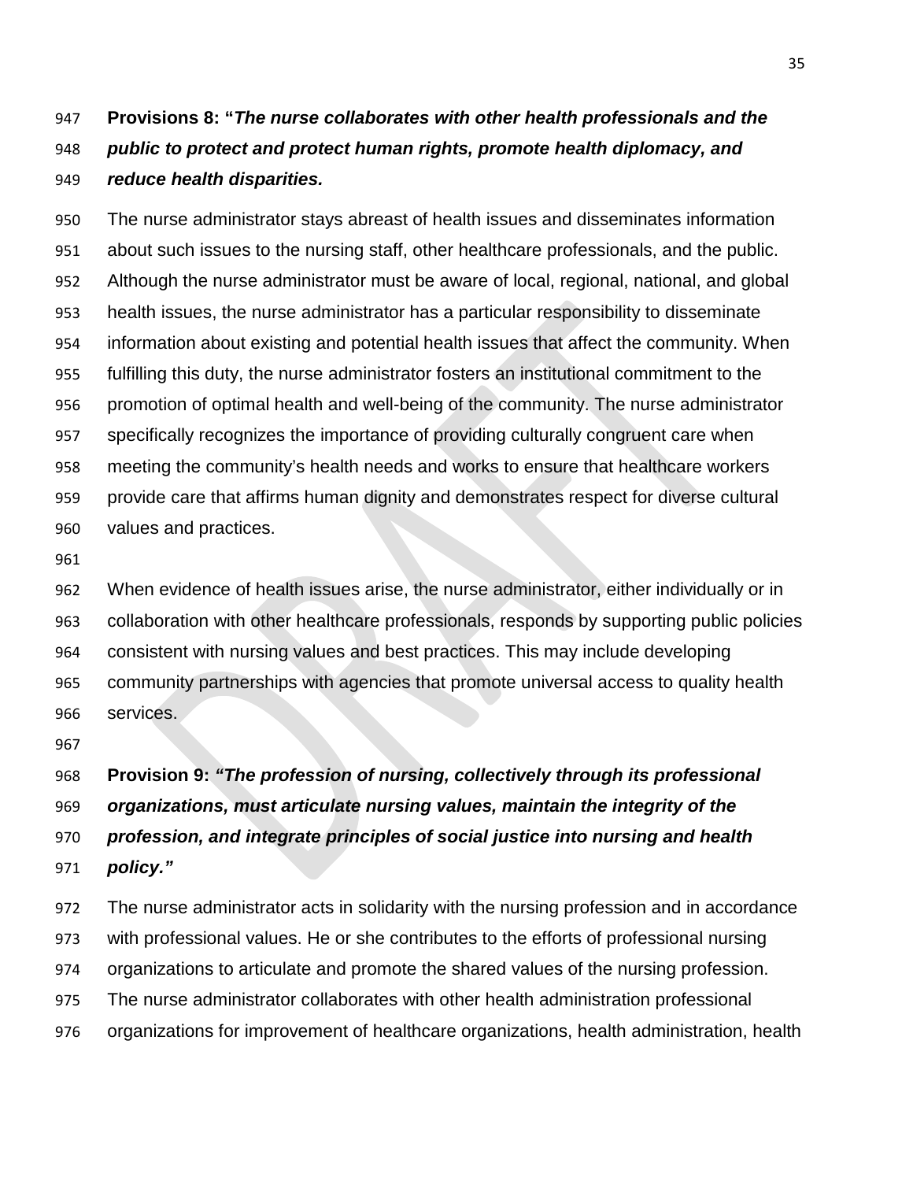**Provisions 8: "*The nurse collaborates with other health professionals and the public to protect and protect human rights, promote health diplomacy, and reduce health disparities.***

The nurse administrator stays abreast of health issues and disseminates information about such issues to the nursing staff, other healthcare professionals, and the public. Although the nurse administrator must be aware of local, regional, national, and global health issues, the nurse administrator has a particular responsibility to disseminate information about existing and potential health issues that affect the community. When fulfilling this duty, the nurse administrator fosters an institutional commitment to the promotion of optimal health and well-being of the community. The nurse administrator specifically recognizes the importance of providing culturally congruent care when meeting the community's health needs and works to ensure that healthcare workers provide care that affirms human dignity and demonstrates respect for diverse cultural values and practices.

When evidence of health issues arise, the nurse administrator, either individually or in collaboration with other healthcare professionals, responds by supporting public policies consistent with nursing values and best practices. This may include developing community partnerships with agencies that promote universal access to quality health services.

**Provision 9: *"The profession of nursing, collectively through its professional organizations, must articulate nursing values, maintain the integrity of the profession, and integrate principles of social justice into nursing and health policy."***

The nurse administrator acts in solidarity with the nursing profession and in accordance with professional values. He or she contributes to the efforts of professional nursing organizations to articulate and promote the shared values of the nursing profession. The nurse administrator collaborates with other health administration professional organizations for improvement of healthcare organizations, health administration, health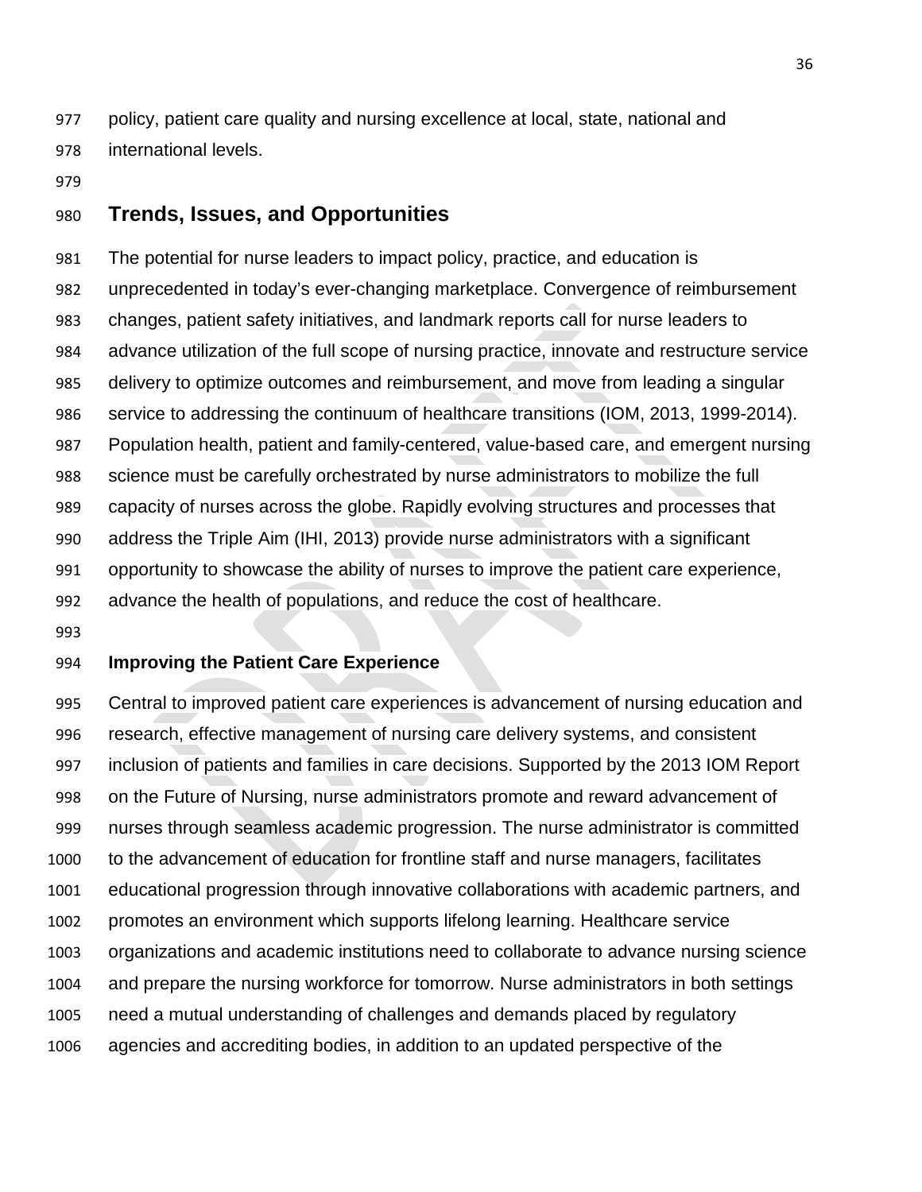policy, patient care quality and nursing excellence at local, state, national and international levels.

## Trends, Issues, and Opportunities

The potential for nurse leaders to impact policy, practice, and education is unprecedented in today's ever-changing marketplace. Convergence of reimbursement changes, patient safety initiatives, and landmark reports call for nurse leaders to advance utilization of the full scope of nursing practice, innovate and restructure service delivery to optimize outcomes and reimbursement, and move from leading a singular service to addressing the continuum of healthcare transitions (IOM, 2013, 1999-2014). Population health, patient and family-centered, value-based care, and emergent nursing science must be carefully orchestrated by nurse administrators to mobilize the full capacity of nurses across the globe. Rapidly evolving structures and processes that address the Triple Aim (IHI, 2013) provide nurse administrators with a significant opportunity to showcase the ability of nurses to improve the patient care experience, advance the health of populations, and reduce the cost of healthcare.

### Improving the Patient Care Experience

Central to improved patient care experiences is advancement of nursing education and research, effective management of nursing care delivery systems, and consistent inclusion of patients and families in care decisions. Supported by the 2013 IOM Report on the Future of Nursing, nurse administrators promote and reward advancement of nurses through seamless academic progression. The nurse administrator is committed to the advancement of education for frontline staff and nurse managers, facilitates educational progression through innovative collaborations with academic partners, and promotes an environment which supports lifelong learning. Healthcare service organizations and academic institutions need to collaborate to advance nursing science and prepare the nursing workforce for tomorrow. Nurse administrators in both settings need a mutual understanding of challenges and demands placed by regulatory agencies and accrediting bodies, in addition to an updated perspective of the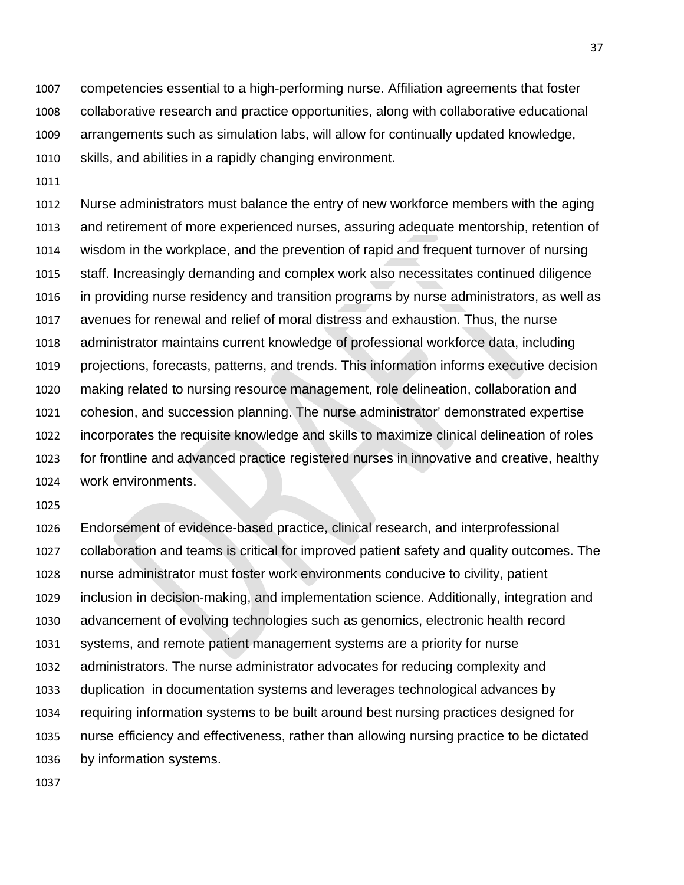competencies essential to a high-performing nurse. Affiliation agreements that foster collaborative research and practice opportunities, along with collaborative educational arrangements such as simulation labs, will allow for continually updated knowledge, skills, and abilities in a rapidly changing environment.

Nurse administrators must balance the entry of new workforce members with the aging and retirement of more experienced nurses, assuring adequate mentorship, retention of wisdom in the workplace, and the prevention of rapid and frequent turnover of nursing staff. Increasingly demanding and complex work also necessitates continued diligence in providing nurse residency and transition programs by nurse administrators, as well as avenues for renewal and relief of moral distress and exhaustion. Thus, the nurse administrator maintains current knowledge of professional workforce data, including projections, forecasts, patterns, and trends. This information informs executive decision making related to nursing resource management, role delineation, collaboration and cohesion, and succession planning. The nurse administrator' demonstrated expertise incorporates the requisite knowledge and skills to maximize clinical delineation of roles for frontline and advanced practice registered nurses in innovative and creative, healthy work environments.

Endorsement of evidence-based practice, clinical research, and interprofessional collaboration and teams is critical for improved patient safety and quality outcomes. The nurse administrator must foster work environments conducive to civility, patient inclusion in decision-making, and implementation science. Additionally, integration and advancement of evolving technologies such as genomics, electronic health record systems, and remote patient management systems are a priority for nurse administrators. The nurse administrator advocates for reducing complexity and duplication in documentation systems and leverages technological advances by requiring information systems to be built around best nursing practices designed for nurse efficiency and effectiveness, rather than allowing nursing practice to be dictated by information systems.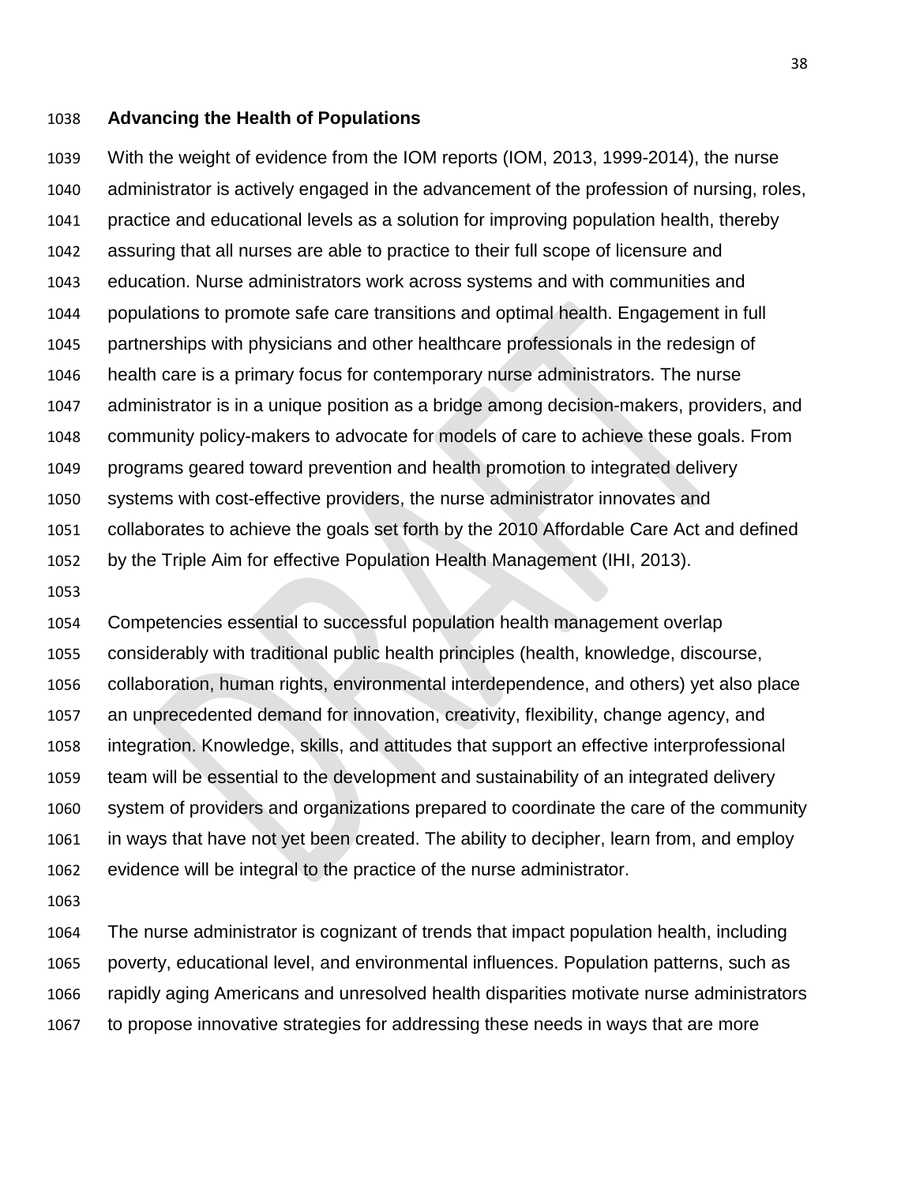## Advancing the Health of Populations

With the weight of evidence from the IOM reports (IOM, 2013, 1999-2014), the nurse administrator is actively engaged in the advancement of the profession of nursing, roles, practice and educational levels as a solution for improving population health, thereby assuring that all nurses are able to practice to their full scope of licensure and education. Nurse administrators work across systems and with communities and populations to promote safe care transitions and optimal health. Engagement in full partnerships with physicians and other healthcare professionals in the redesign of health care is a primary focus for contemporary nurse administrators. The nurse administrator is in a unique position as a bridge among decision-makers, providers, and community policy-makers to advocate for models of care to achieve these goals. From programs geared toward prevention and health promotion to integrated delivery systems with cost-effective providers, the nurse administrator innovates and collaborates to achieve the goals set forth by the 2010 Affordable Care Act and defined by the Triple Aim for effective Population Health Management (IHI, 2013).

Competencies essential to successful population health management overlap considerably with traditional public health principles (health, knowledge, discourse, collaboration, human rights, environmental interdependence, and others) yet also place an unprecedented demand for innovation, creativity, flexibility, change agency, and integration. Knowledge, skills, and attitudes that support an effective interprofessional team will be essential to the development and sustainability of an integrated delivery system of providers and organizations prepared to coordinate the care of the community in ways that have not yet been created. The ability to decipher, learn from, and employ evidence will be integral to the practice of the nurse administrator.

The nurse administrator is cognizant of trends that impact population health, including poverty, educational level, and environmental influences. Population patterns, such as rapidly aging Americans and unresolved health disparities motivate nurse administrators to propose innovative strategies for addressing these needs in ways that are more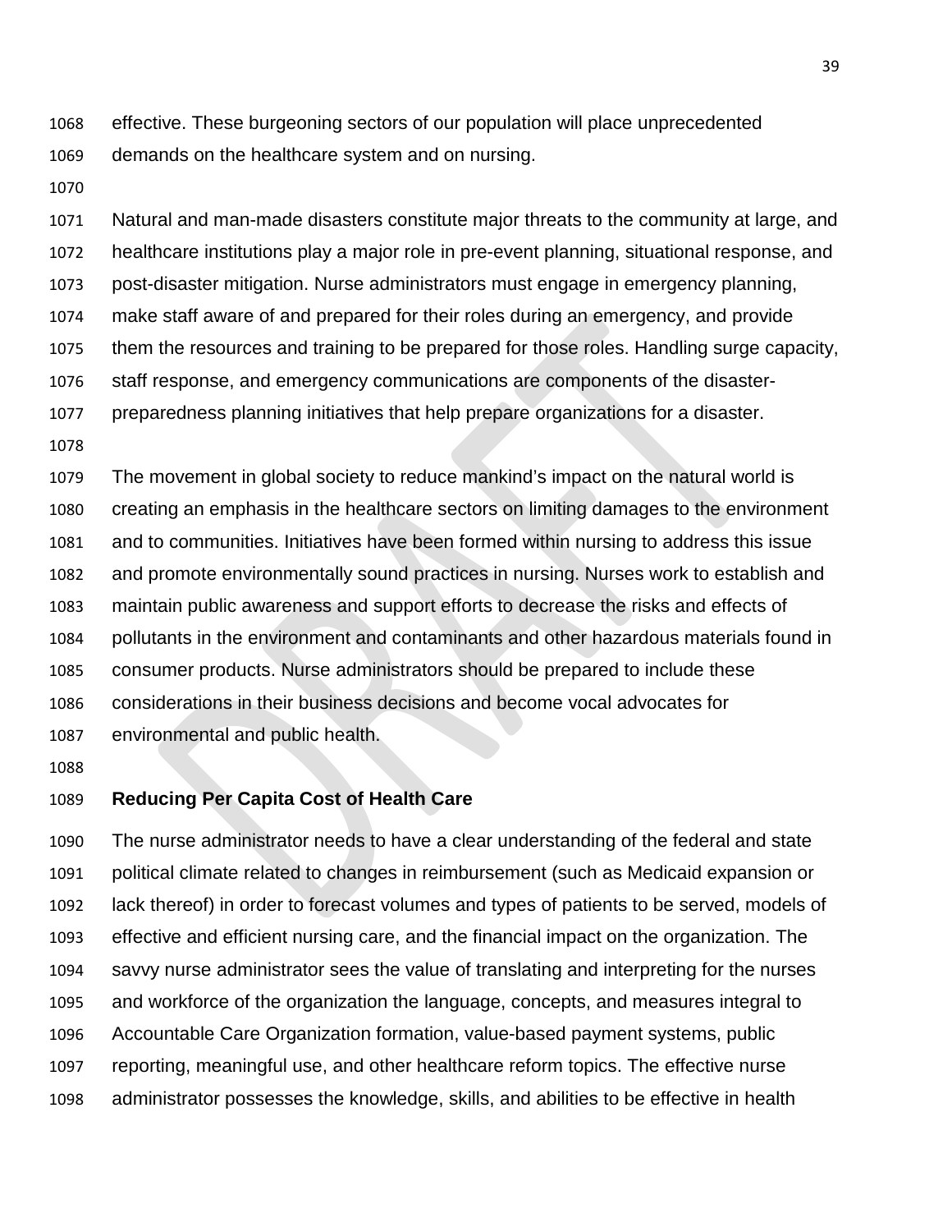effective. These burgeoning sectors of our population will place unprecedented demands on the healthcare system and on nursing.

Natural and man-made disasters constitute major threats to the community at large, and healthcare institutions play a major role in pre-event planning, situational response, and post-disaster mitigation. Nurse administrators must engage in emergency planning, make staff aware of and prepared for their roles during an emergency, and provide them the resources and training to be prepared for those roles. Handling surge capacity, staff response, and emergency communications are components of the disaster-preparedness planning initiatives that help prepare organizations for a disaster.

The movement in global society to reduce mankind's impact on the natural world is creating an emphasis in the healthcare sectors on limiting damages to the environment and to communities. Initiatives have been formed within nursing to address this issue and promote environmentally sound practices in nursing. Nurses work to establish and maintain public awareness and support efforts to decrease the risks and effects of pollutants in the environment and contaminants and other hazardous materials found in consumer products. Nurse administrators should be prepared to include these considerations in their business decisions and become vocal advocates for environmental and public health.

**Reducing Per Capita Cost of Health Care**

The nurse administrator needs to have a clear understanding of the federal and state political climate related to changes in reimbursement (such as Medicaid expansion or lack thereof) in order to forecast volumes and types of patients to be served, models of effective and efficient nursing care, and the financial impact on the organization. The savvy nurse administrator sees the value of translating and interpreting for the nurses and workforce of the organization the language, concepts, and measures integral to Accountable Care Organization formation, value-based payment systems, public reporting, meaningful use, and other healthcare reform topics. The effective nurse administrator possesses the knowledge, skills, and abilities to be effective in health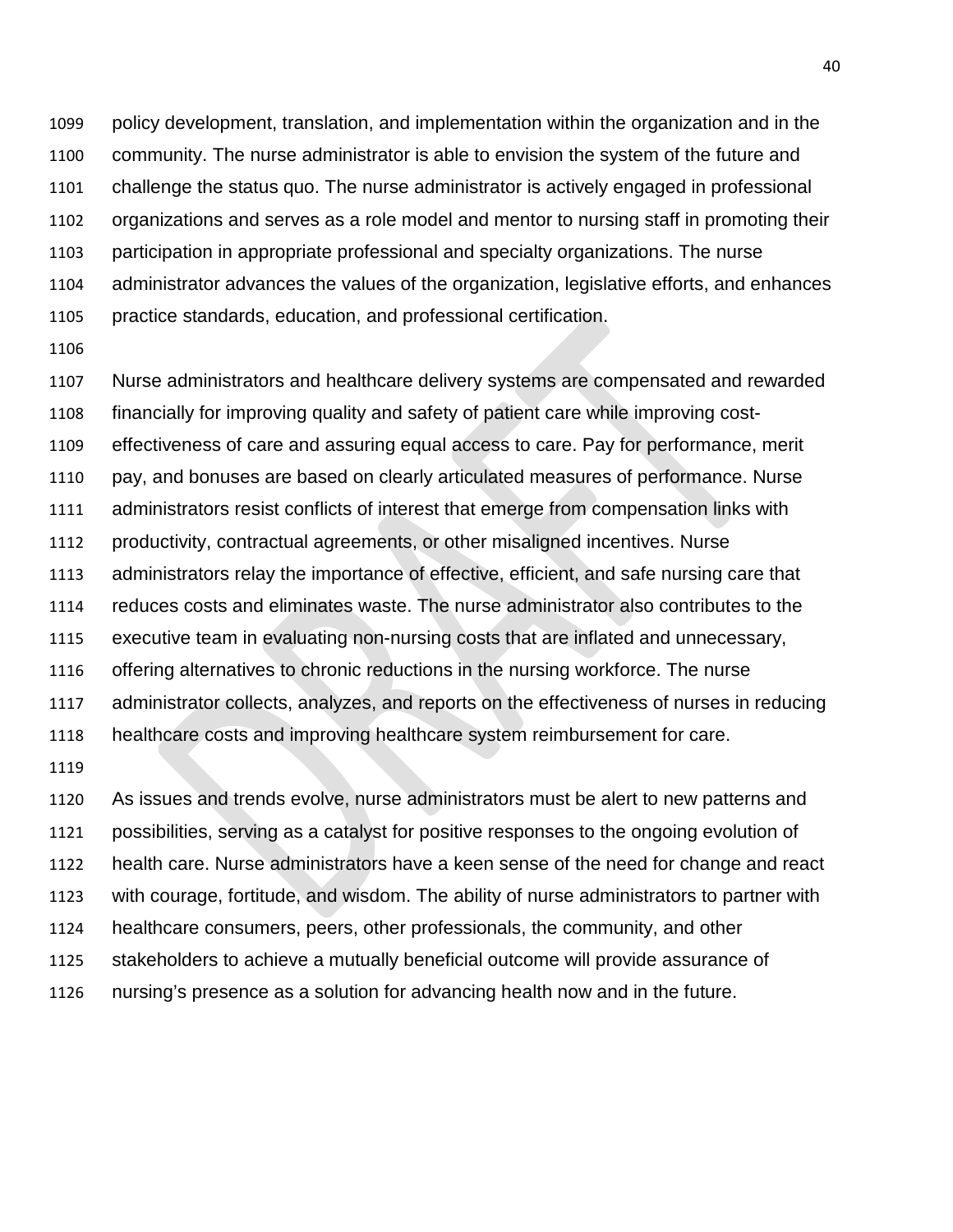policy development, translation, and implementation within the organization and in the community. The nurse administrator is able to envision the system of the future and challenge the status quo. The nurse administrator is actively engaged in professional organizations and serves as a role model and mentor to nursing staff in promoting their participation in appropriate professional and specialty organizations. The nurse administrator advances the values of the organization, legislative efforts, and enhances practice standards, education, and professional certification.

Nurse administrators and healthcare delivery systems are compensated and rewarded financially for improving quality and safety of patient care while improving cost-effectiveness of care and assuring equal access to care. Pay for performance, merit pay, and bonuses are based on clearly articulated measures of performance. Nurse administrators resist conflicts of interest that emerge from compensation links with productivity, contractual agreements, or other misaligned incentives. Nurse administrators relay the importance of effective, efficient, and safe nursing care that reduces costs and eliminates waste. The nurse administrator also contributes to the executive team in evaluating non-nursing costs that are inflated and unnecessary, offering alternatives to chronic reductions in the nursing workforce. The nurse administrator collects, analyzes, and reports on the effectiveness of nurses in reducing healthcare costs and improving healthcare system reimbursement for care.

As issues and trends evolve, nurse administrators must be alert to new patterns and possibilities, serving as a catalyst for positive responses to the ongoing evolution of health care. Nurse administrators have a keen sense of the need for change and react with courage, fortitude, and wisdom. The ability of nurse administrators to partner with healthcare consumers, peers, other professionals, the community, and other stakeholders to achieve a mutually beneficial outcome will provide assurance of nursing's presence as a solution for advancing health now and in the future.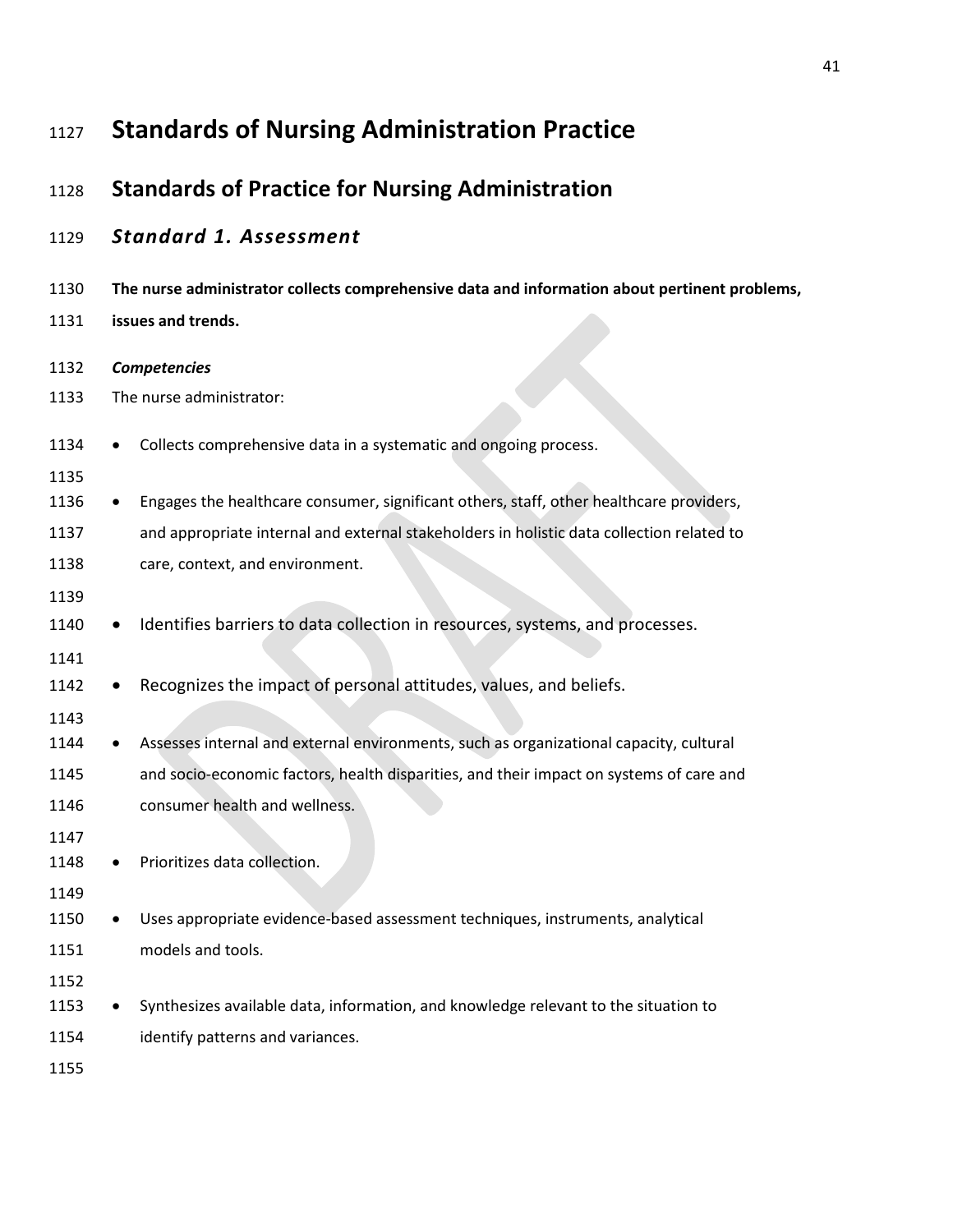# Standards of Nursing Administration Practice

## Standards of Practice for Nursing Administration

### *Standard 1. Assessment*

**The nurse administrator collects comprehensive data and information about pertinent problems, issues and trends.**

***Competencies***

The nurse administrator:

- Collects comprehensive data in a systematic and ongoing process.

- Engages the healthcare consumer, significant others, staff, other healthcare providers, and appropriate internal and external stakeholders in holistic data collection related to care, context, and environment.

- Identifies barriers to data collection in resources, systems, and processes.

- Recognizes the impact of personal attitudes, values, and beliefs.

- Assesses internal and external environments, such as organizational capacity, cultural and socio-economic factors, health disparities, and their impact on systems of care and consumer health and wellness.

- Prioritizes data collection.

- Uses appropriate evidence-based assessment techniques, instruments, analytical models and tools.

- Synthesizes available data, information, and knowledge relevant to the situation to identify patterns and variances.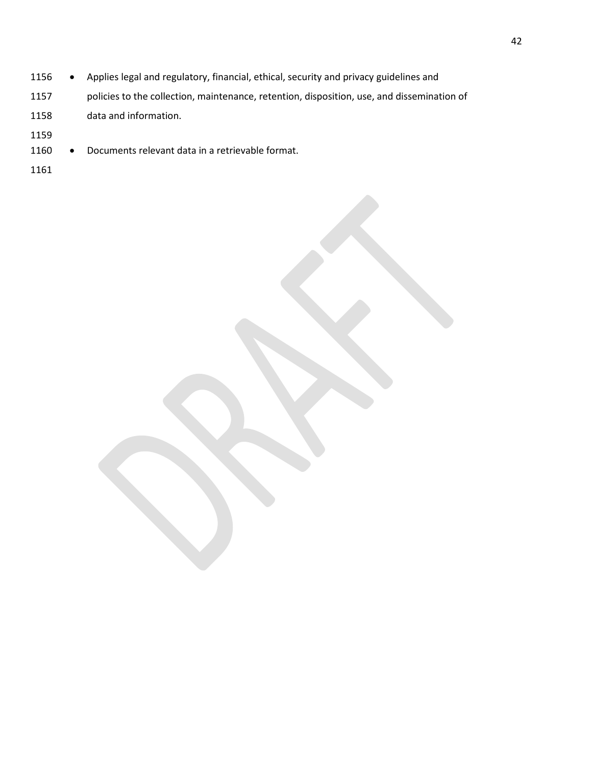- Applies legal and regulatory, financial, ethical, security and privacy guidelines and policies to the collection, maintenance, retention, disposition, use, and dissemination of data and information.

- Documents relevant data in a retrievable format.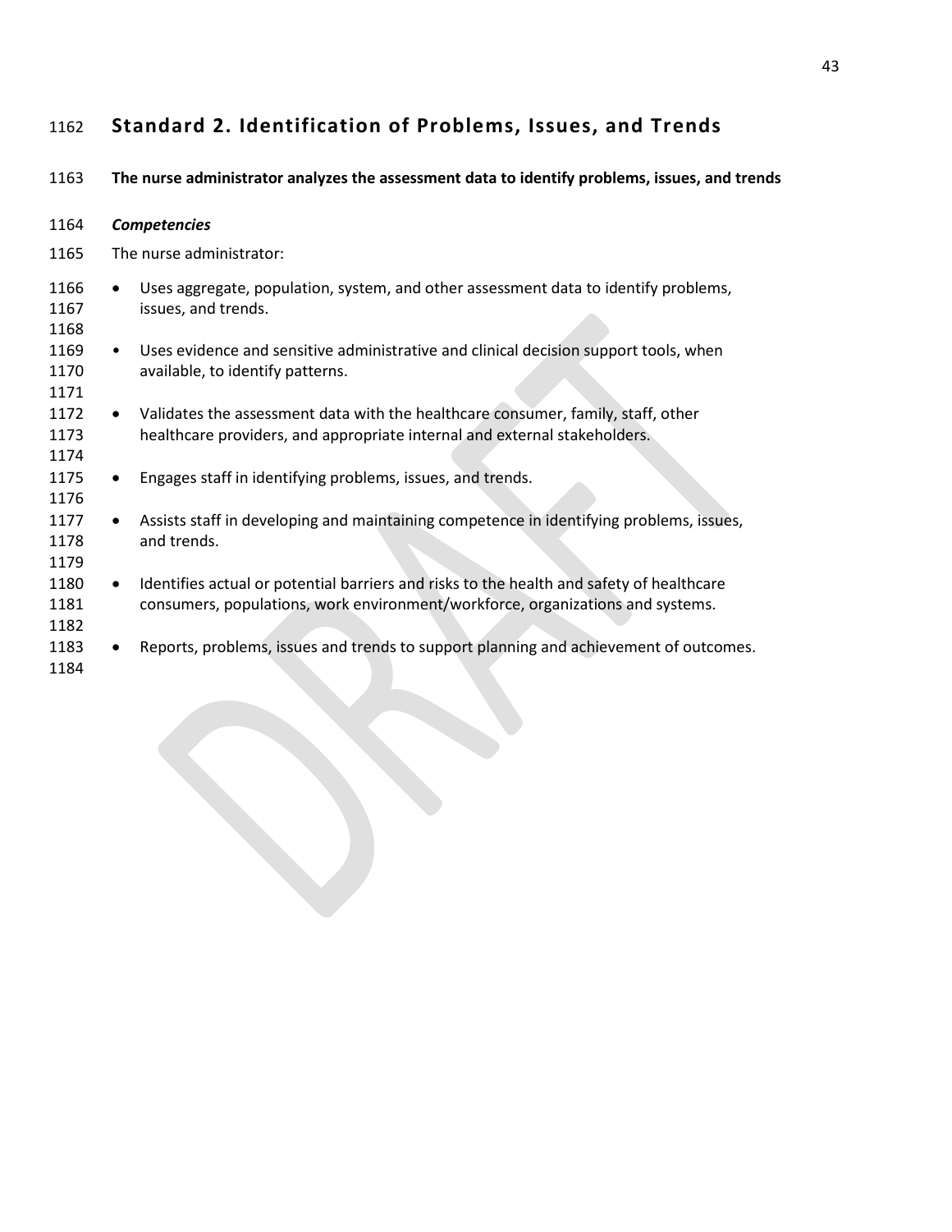## Standard 2. Identification of Problems, Issues, and Trends

**The nurse administrator analyzes the assessment data to identify problems, issues, and trends**

***Competencies***

The nurse administrator:

- Uses aggregate, population, system, and other assessment data to identify problems, issues, and trends.
- Uses evidence and sensitive administrative and clinical decision support tools, when available, to identify patterns.
- Validates the assessment data with the healthcare consumer, family, staff, other healthcare providers, and appropriate internal and external stakeholders.
- Engages staff in identifying problems, issues, and trends.
- Assists staff in developing and maintaining competence in identifying problems, issues, and trends.
- Identifies actual or potential barriers and risks to the health and safety of healthcare consumers, populations, work environment/workforce, organizations and systems.
- Reports, problems, issues and trends to support planning and achievement of outcomes.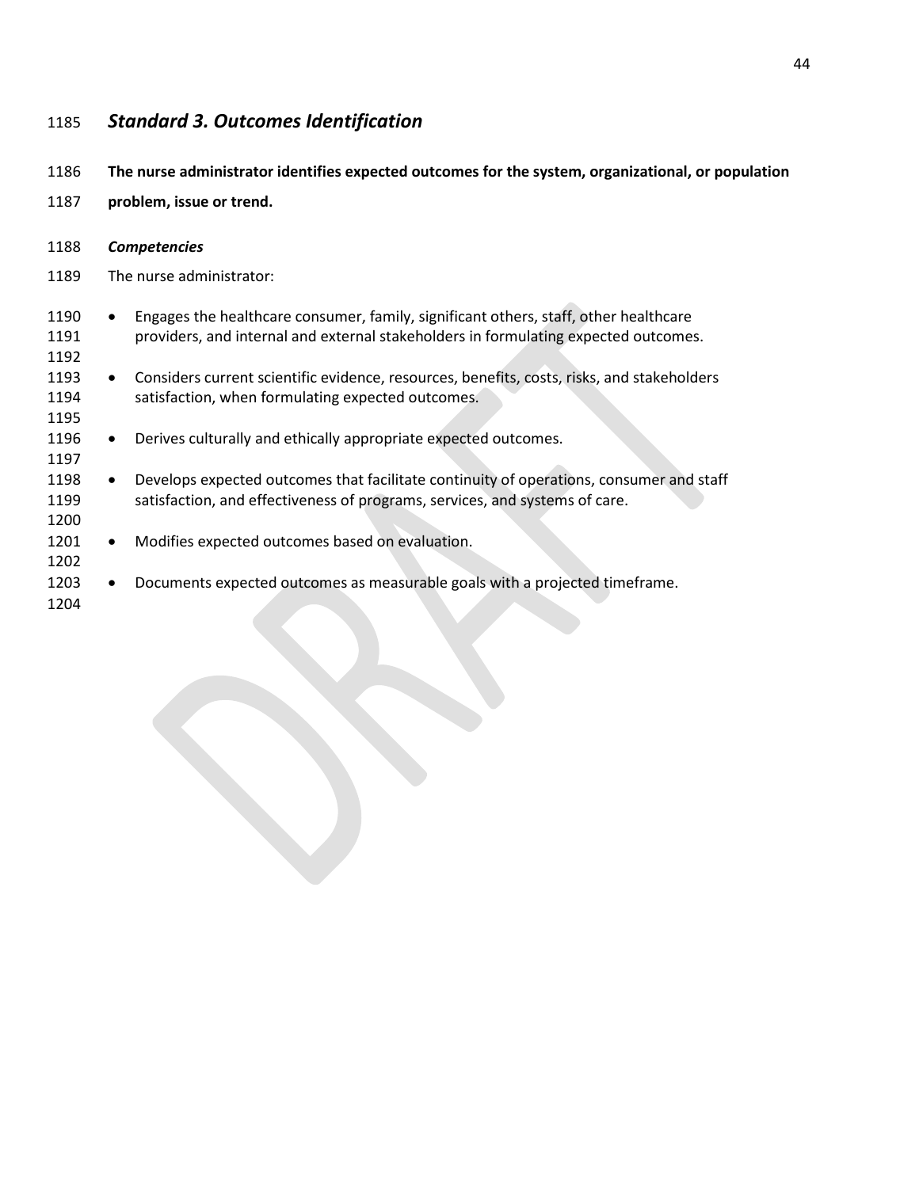## *Standard 3. Outcomes Identification*

**The nurse administrator identifies expected outcomes for the system, organizational, or population problem, issue or trend.**

***Competencies***

The nurse administrator:

- Engages the healthcare consumer, family, significant others, staff, other healthcare providers, and internal and external stakeholders in formulating expected outcomes.
- Considers current scientific evidence, resources, benefits, costs, risks, and stakeholders satisfaction, when formulating expected outcomes.
- Derives culturally and ethically appropriate expected outcomes.
- Develops expected outcomes that facilitate continuity of operations, consumer and staff satisfaction, and effectiveness of programs, services, and systems of care.
- Modifies expected outcomes based on evaluation.
- Documents expected outcomes as measurable goals with a projected timeframe.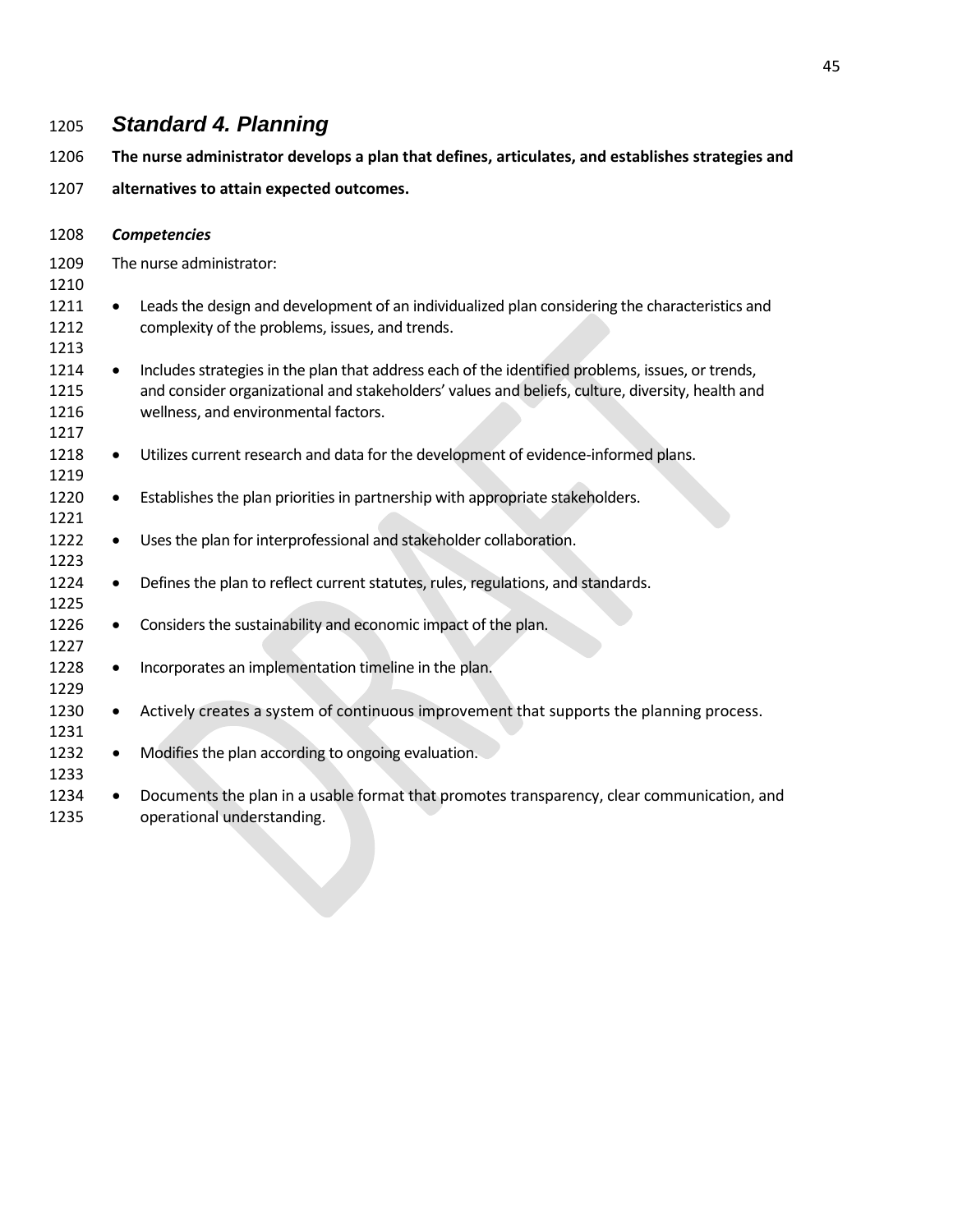## *Standard 4. Planning*

**The nurse administrator develops a plan that defines, articulates, and establishes strategies and alternatives to attain expected outcomes.**

***Competencies***

The nurse administrator:

- Leads the design and development of an individualized plan considering the characteristics and complexity of the problems, issues, and trends.
- Includes strategies in the plan that address each of the identified problems, issues, or trends, and consider organizational and stakeholders' values and beliefs, culture, diversity, health and wellness, and environmental factors.
- Utilizes current research and data for the development of evidence-informed plans.
- Establishes the plan priorities in partnership with appropriate stakeholders.
- Uses the plan for interprofessional and stakeholder collaboration.
- Defines the plan to reflect current statutes, rules, regulations, and standards.
- Considers the sustainability and economic impact of the plan.
- Incorporates an implementation timeline in the plan.
- Actively creates a system of continuous improvement that supports the planning process.
- Modifies the plan according to ongoing evaluation.
- Documents the plan in a usable format that promotes transparency, clear communication, and operational understanding.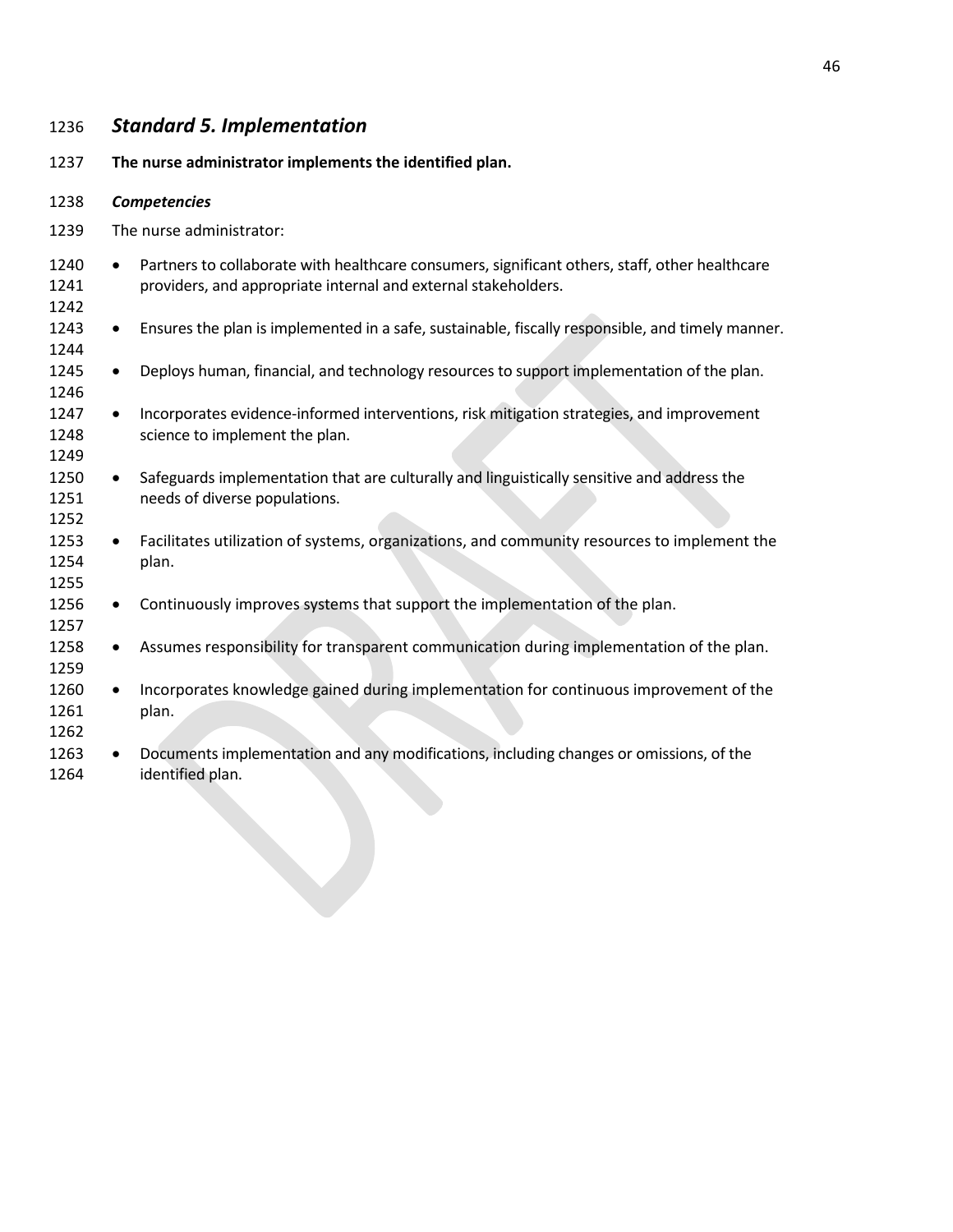## *Standard 5. Implementation*

**The nurse administrator implements the identified plan.**

***Competencies***

The nurse administrator:

- Partners to collaborate with healthcare consumers, significant others, staff, other healthcare providers, and appropriate internal and external stakeholders.
- Ensures the plan is implemented in a safe, sustainable, fiscally responsible, and timely manner.
- Deploys human, financial, and technology resources to support implementation of the plan.
- Incorporates evidence-informed interventions, risk mitigation strategies, and improvement science to implement the plan.
- Safeguards implementation that are culturally and linguistically sensitive and address the needs of diverse populations.
- Facilitates utilization of systems, organizations, and community resources to implement the plan.
- Continuously improves systems that support the implementation of the plan.
- Assumes responsibility for transparent communication during implementation of the plan.
- Incorporates knowledge gained during implementation for continuous improvement of the plan.
- Documents implementation and any modifications, including changes or omissions, of the identified plan.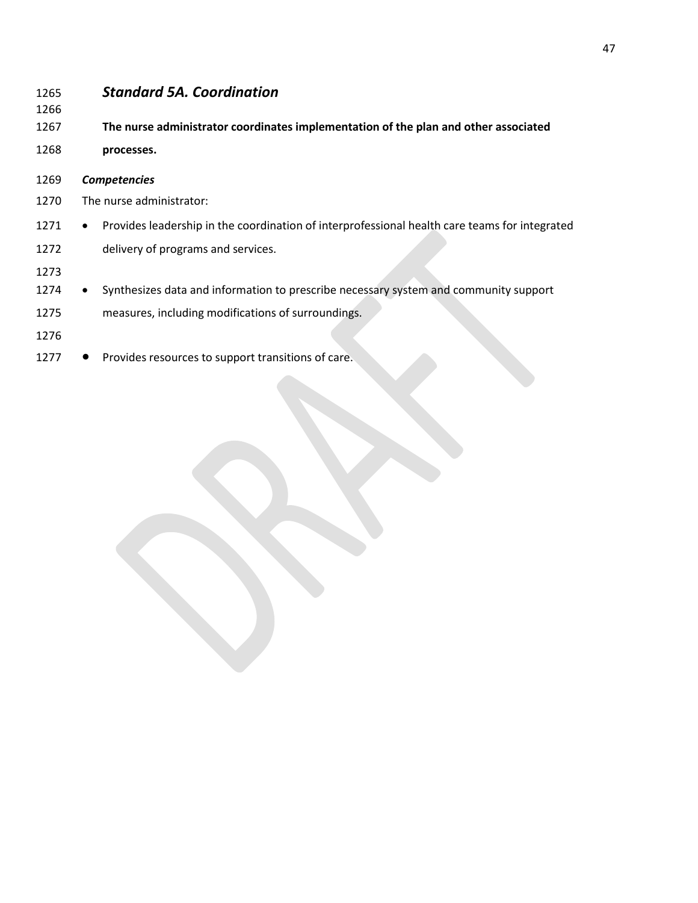### *Standard 5A. Coordination*

**The nurse administrator coordinates implementation of the plan and other associated processes.**

***Competencies***

The nurse administrator:

- Provides leadership in the coordination of interprofessional health care teams for integrated delivery of programs and services.
- Synthesizes data and information to prescribe necessary system and community support measures, including modifications of surroundings.
- Provides resources to support transitions of care.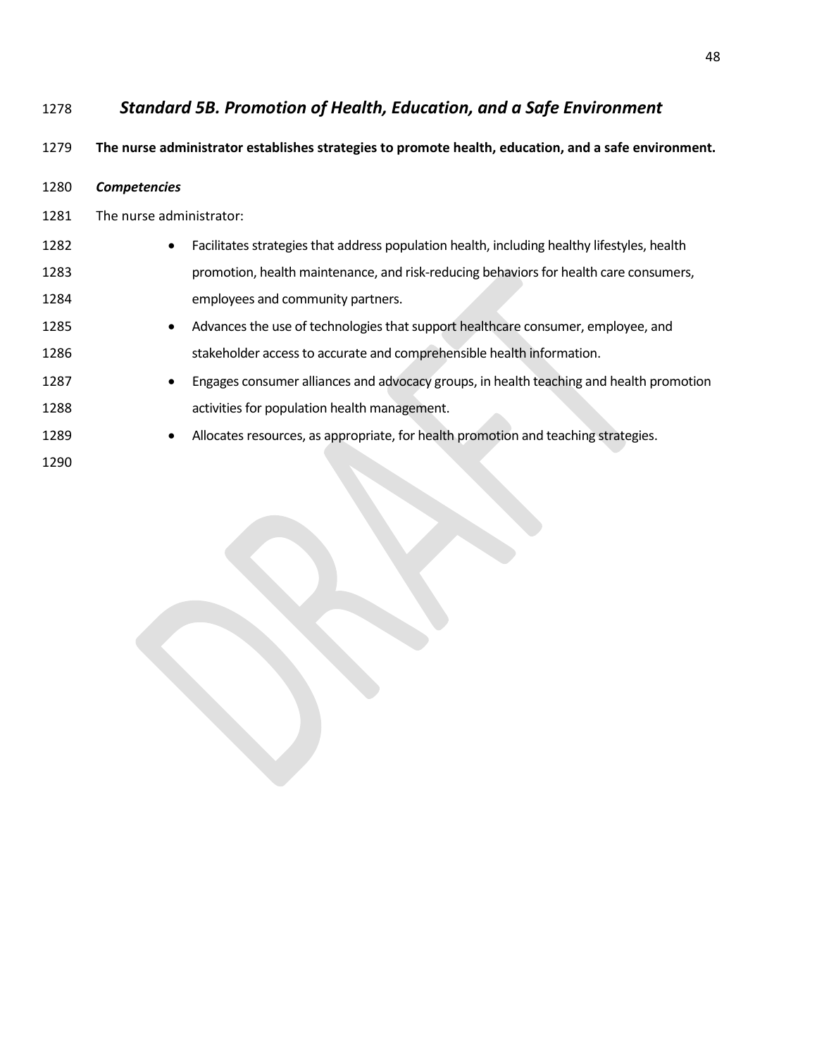## *Standard 5B. Promotion of Health, Education, and a Safe Environment*

**The nurse administrator establishes strategies to promote health, education, and a safe environment.**

***Competencies***

The nurse administrator:

- Facilitates strategies that address population health, including healthy lifestyles, health promotion, health maintenance, and risk-reducing behaviors for health care consumers, employees and community partners.
- Advances the use of technologies that support healthcare consumer, employee, and stakeholder access to accurate and comprehensible health information.
- Engages consumer alliances and advocacy groups, in health teaching and health promotion activities for population health management.
- Allocates resources, as appropriate, for health promotion and teaching strategies.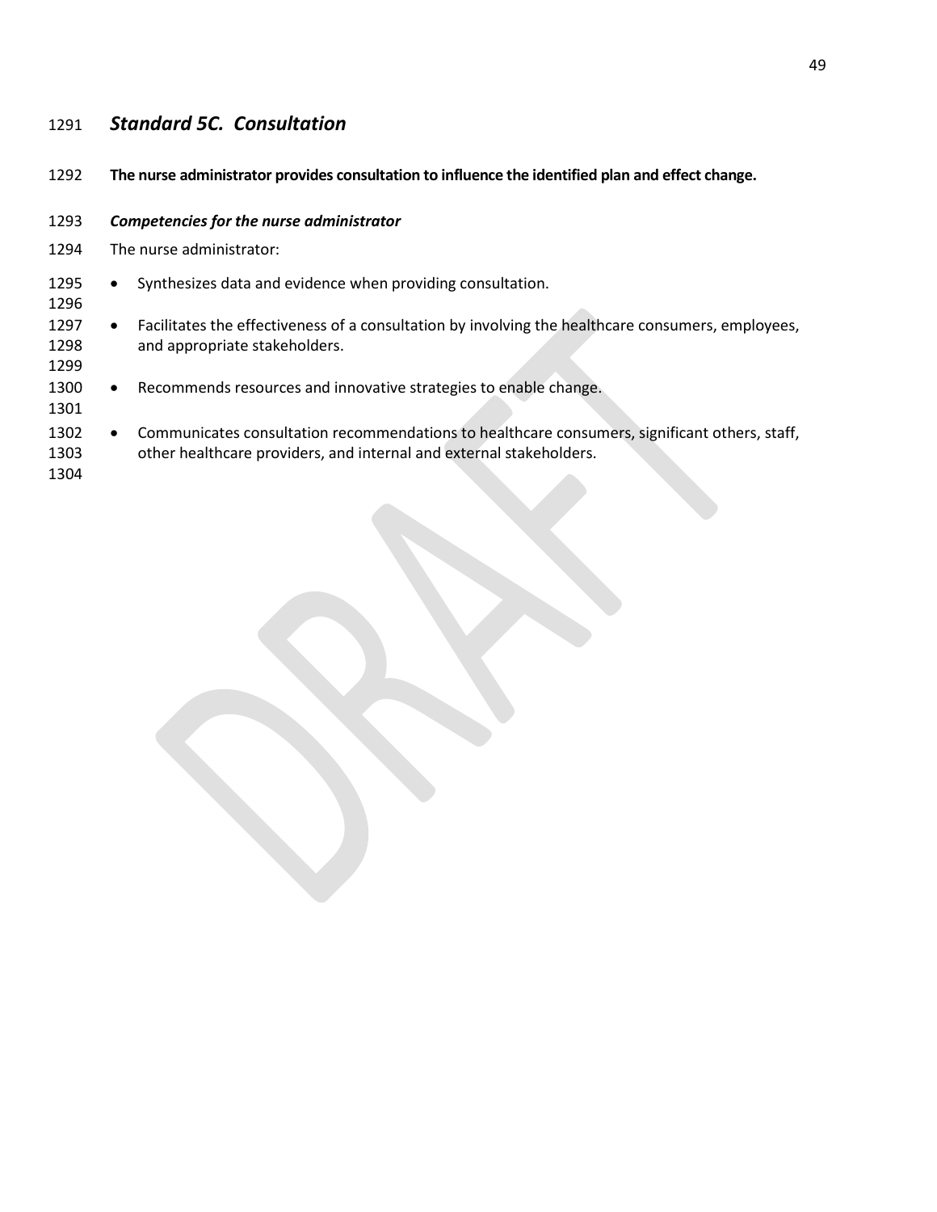### *Standard 5C. Consultation*

**The nurse administrator provides consultation to influence the identified plan and effect change.**

***Competencies for the nurse administrator***

The nurse administrator:

- Synthesizes data and evidence when providing consultation.

- Facilitates the effectiveness of a consultation by involving the healthcare consumers, employees, and appropriate stakeholders.

- Recommends resources and innovative strategies to enable change.

- Communicates consultation recommendations to healthcare consumers, significant others, staff, other healthcare providers, and internal and external stakeholders.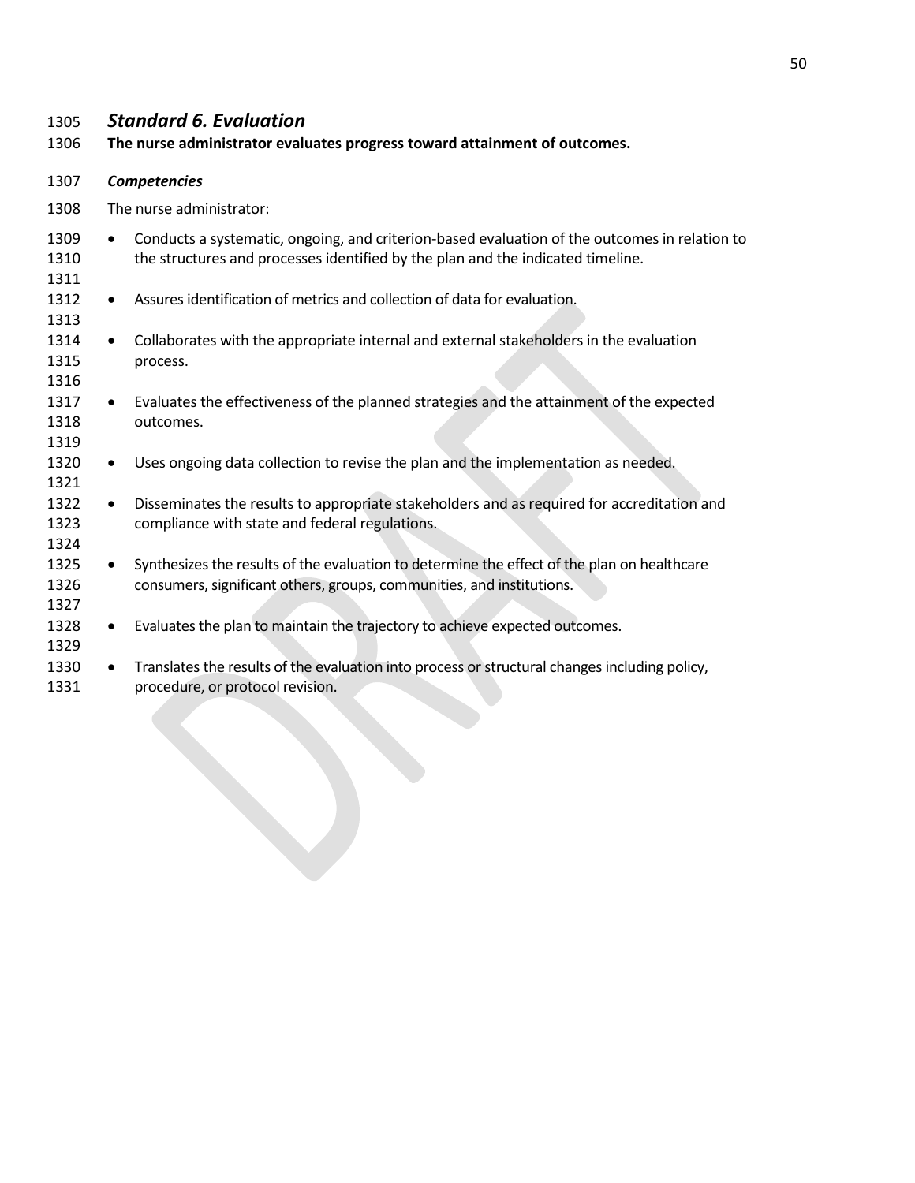## *Standard 6. Evaluation*

**The nurse administrator evaluates progress toward attainment of outcomes.**

***Competencies***

The nurse administrator:

- Conducts a systematic, ongoing, and criterion-based evaluation of the outcomes in relation to the structures and processes identified by the plan and the indicated timeline.
- Assures identification of metrics and collection of data for evaluation.
- Collaborates with the appropriate internal and external stakeholders in the evaluation process.
- Evaluates the effectiveness of the planned strategies and the attainment of the expected outcomes.
- Uses ongoing data collection to revise the plan and the implementation as needed.
- Disseminates the results to appropriate stakeholders and as required for accreditation and compliance with state and federal regulations.
- Synthesizes the results of the evaluation to determine the effect of the plan on healthcare consumers, significant others, groups, communities, and institutions.
- Evaluates the plan to maintain the trajectory to achieve expected outcomes.
- Translates the results of the evaluation into process or structural changes including policy, procedure, or protocol revision.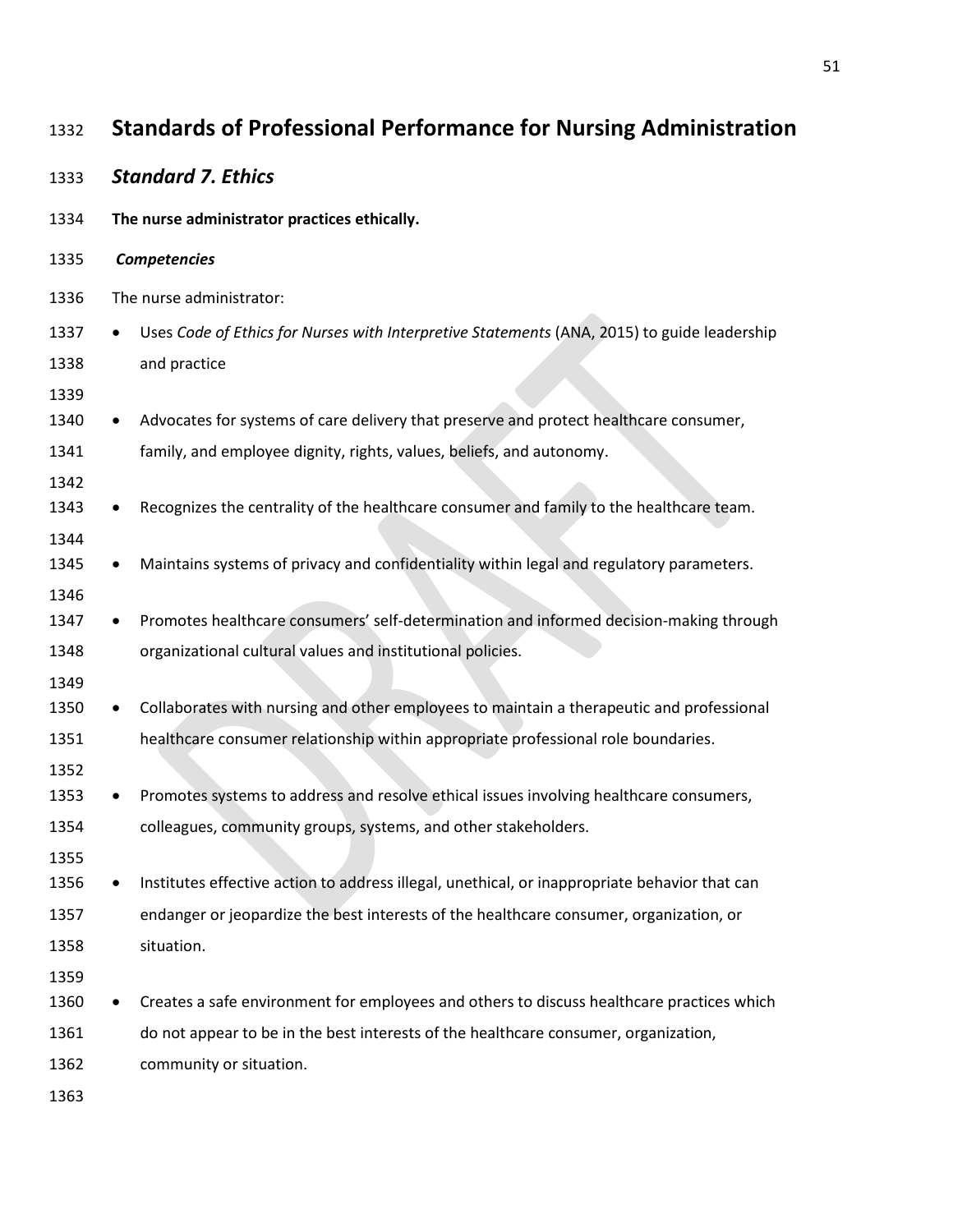# Standards of Professional Performance for Nursing Administration

## *Standard 7. Ethics*

**The nurse administrator practices ethically.**

***Competencies***

The nurse administrator:

- Uses *Code of Ethics for Nurses with Interpretive Statements* (ANA, 2015) to guide leadership and practice

- Advocates for systems of care delivery that preserve and protect healthcare consumer, family, and employee dignity, rights, values, beliefs, and autonomy.

- Recognizes the centrality of the healthcare consumer and family to the healthcare team.

- Maintains systems of privacy and confidentiality within legal and regulatory parameters.

- Promotes healthcare consumers' self-determination and informed decision-making through organizational cultural values and institutional policies.

- Collaborates with nursing and other employees to maintain a therapeutic and professional healthcare consumer relationship within appropriate professional role boundaries.

- Promotes systems to address and resolve ethical issues involving healthcare consumers, colleagues, community groups, systems, and other stakeholders.

- Institutes effective action to address illegal, unethical, or inappropriate behavior that can endanger or jeopardize the best interests of the healthcare consumer, organization, or situation.

- Creates a safe environment for employees and others to discuss healthcare practices which do not appear to be in the best interests of the healthcare consumer, organization, community or situation.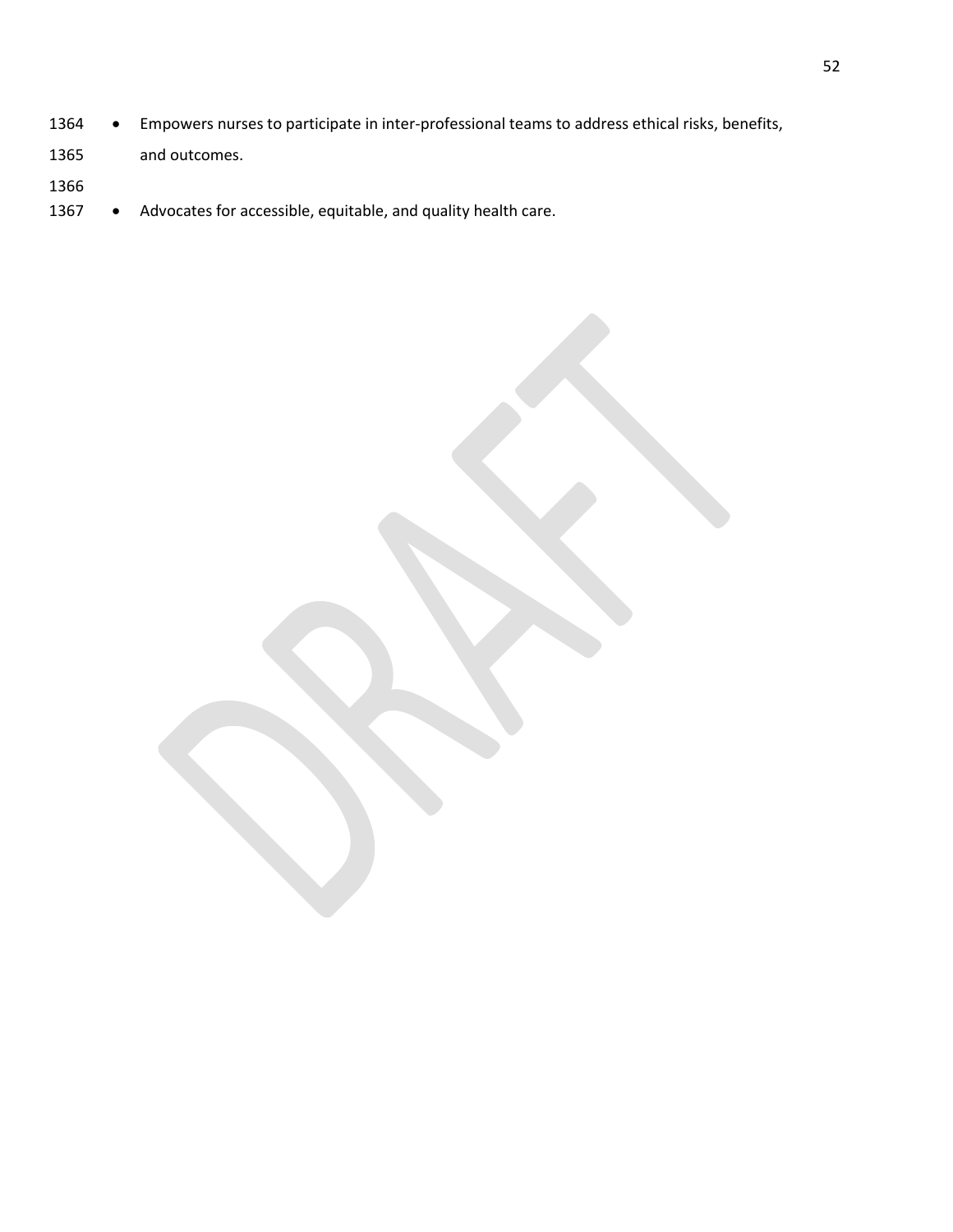- Empowers nurses to participate in inter-professional teams to address ethical risks, benefits, and outcomes.

- Advocates for accessible, equitable, and quality health care.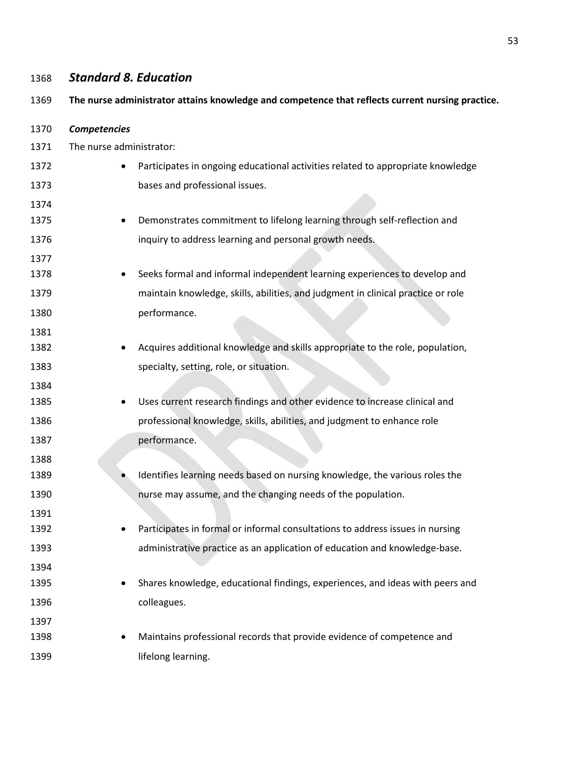### *Standard 8. Education*

**The nurse administrator attains knowledge and competence that reflects current nursing practice.**

***Competencies***

The nurse administrator:

- Participates in ongoing educational activities related to appropriate knowledge bases and professional issues.

- Demonstrates commitment to lifelong learning through self-reflection and inquiry to address learning and personal growth needs.

- Seeks formal and informal independent learning experiences to develop and maintain knowledge, skills, abilities, and judgment in clinical practice or role performance.

- Acquires additional knowledge and skills appropriate to the role, population, specialty, setting, role, or situation.

- Uses current research findings and other evidence to increase clinical and professional knowledge, skills, abilities, and judgment to enhance role performance.

- Identifies learning needs based on nursing knowledge, the various roles the nurse may assume, and the changing needs of the population.

- Participates in formal or informal consultations to address issues in nursing administrative practice as an application of education and knowledge-base.

- Shares knowledge, educational findings, experiences, and ideas with peers and colleagues.

- Maintains professional records that provide evidence of competence and lifelong learning.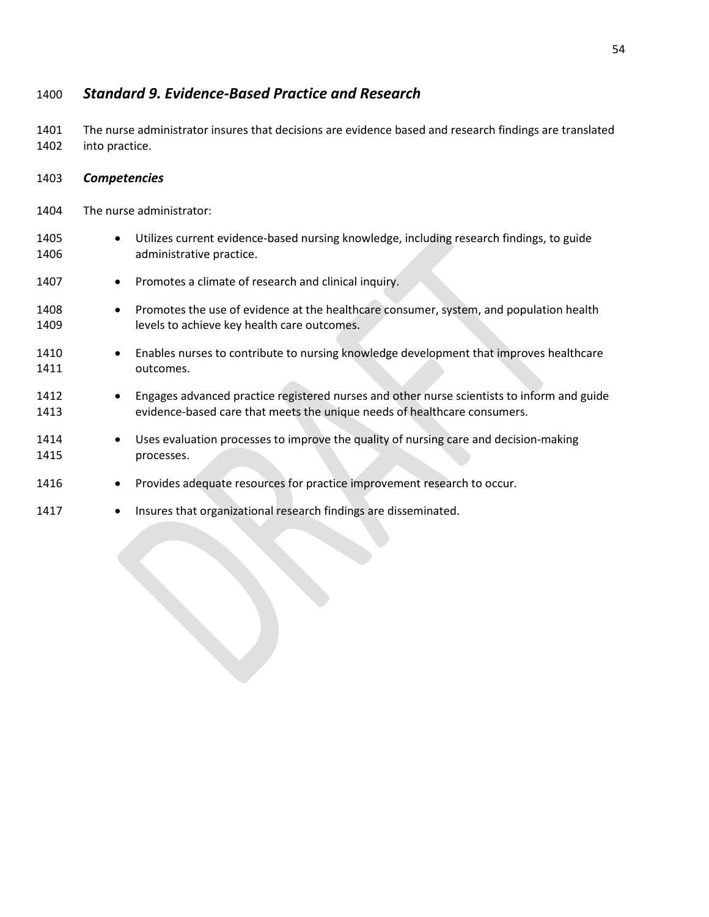## *Standard 9. Evidence-Based Practice and Research*

The nurse administrator insures that decisions are evidence based and research findings are translated into practice.

### *Competencies*

The nurse administrator:

- Utilizes current evidence-based nursing knowledge, including research findings, to guide administrative practice.
- Promotes a climate of research and clinical inquiry.
- Promotes the use of evidence at the healthcare consumer, system, and population health levels to achieve key health care outcomes.
- Enables nurses to contribute to nursing knowledge development that improves healthcare outcomes.
- Engages advanced practice registered nurses and other nurse scientists to inform and guide evidence-based care that meets the unique needs of healthcare consumers.
- Uses evaluation processes to improve the quality of nursing care and decision-making processes.
- Provides adequate resources for practice improvement research to occur.
- Insures that organizational research findings are disseminated.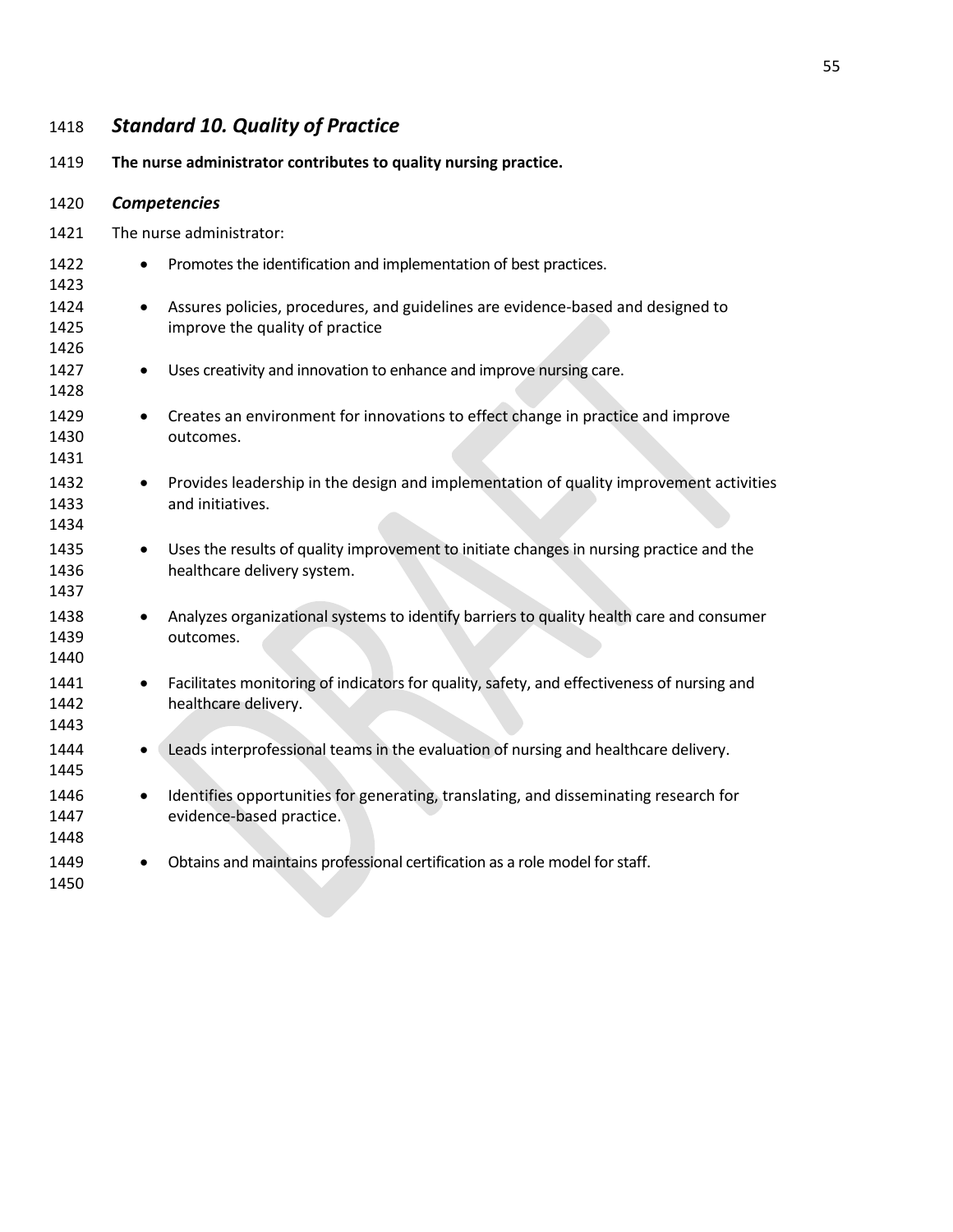## *Standard 10. Quality of Practice*

**The nurse administrator contributes to quality nursing practice.**

### *Competencies*

The nurse administrator:

- Promotes the identification and implementation of best practices.
- Assures policies, procedures, and guidelines are evidence-based and designed to improve the quality of practice
- Uses creativity and innovation to enhance and improve nursing care.
- Creates an environment for innovations to effect change in practice and improve outcomes.
- Provides leadership in the design and implementation of quality improvement activities and initiatives.
- Uses the results of quality improvement to initiate changes in nursing practice and the healthcare delivery system.
- Analyzes organizational systems to identify barriers to quality health care and consumer outcomes.
- Facilitates monitoring of indicators for quality, safety, and effectiveness of nursing and healthcare delivery.
- Leads interprofessional teams in the evaluation of nursing and healthcare delivery.
- Identifies opportunities for generating, translating, and disseminating research for evidence-based practice.
- Obtains and maintains professional certification as a role model for staff.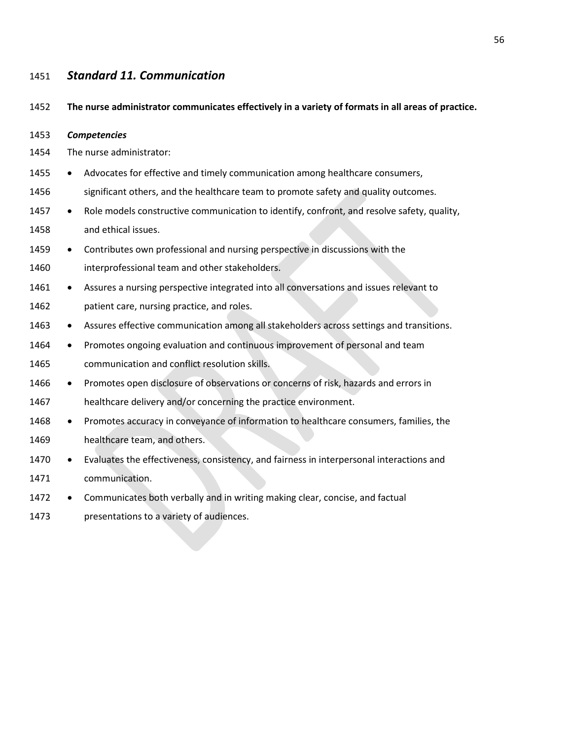### *Standard 11. Communication*

**The nurse administrator communicates effectively in a variety of formats in all areas of practice.**

***Competencies***

The nurse administrator:

- Advocates for effective and timely communication among healthcare consumers, significant others, and the healthcare team to promote safety and quality outcomes.
- Role models constructive communication to identify, confront, and resolve safety, quality, and ethical issues.
- Contributes own professional and nursing perspective in discussions with the interprofessional team and other stakeholders.
- Assures a nursing perspective integrated into all conversations and issues relevant to patient care, nursing practice, and roles.
- Assures effective communication among all stakeholders across settings and transitions.
- Promotes ongoing evaluation and continuous improvement of personal and team communication and conflict resolution skills.
- Promotes open disclosure of observations or concerns of risk, hazards and errors in healthcare delivery and/or concerning the practice environment.
- Promotes accuracy in conveyance of information to healthcare consumers, families, the healthcare team, and others.
- Evaluates the effectiveness, consistency, and fairness in interpersonal interactions and communication.
- Communicates both verbally and in writing making clear, concise, and factual presentations to a variety of audiences.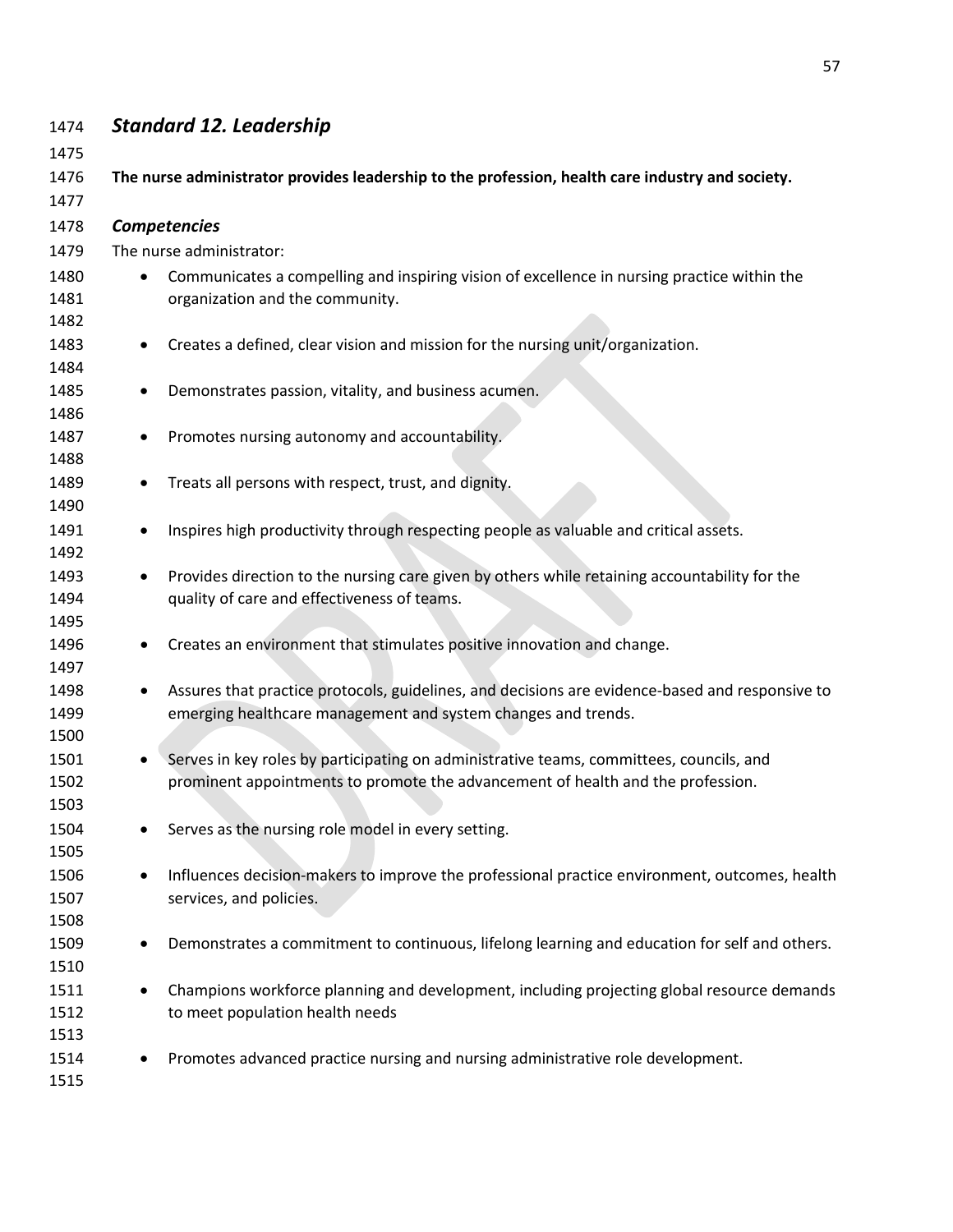## *Standard 12. Leadership*

**The nurse administrator provides leadership to the profession, health care industry and society.**

### *Competencies*

The nurse administrator:

- Communicates a compelling and inspiring vision of excellence in nursing practice within the organization and the community.
- Creates a defined, clear vision and mission for the nursing unit/organization.
- Demonstrates passion, vitality, and business acumen.
- Promotes nursing autonomy and accountability.
- Treats all persons with respect, trust, and dignity.
- Inspires high productivity through respecting people as valuable and critical assets.
- Provides direction to the nursing care given by others while retaining accountability for the quality of care and effectiveness of teams.
- Creates an environment that stimulates positive innovation and change.
- Assures that practice protocols, guidelines, and decisions are evidence-based and responsive to emerging healthcare management and system changes and trends.
- Serves in key roles by participating on administrative teams, committees, councils, and prominent appointments to promote the advancement of health and the profession.
- Serves as the nursing role model in every setting.
- Influences decision-makers to improve the professional practice environment, outcomes, health services, and policies.
- Demonstrates a commitment to continuous, lifelong learning and education for self and others.
- Champions workforce planning and development, including projecting global resource demands to meet population health needs
- Promotes advanced practice nursing and nursing administrative role development.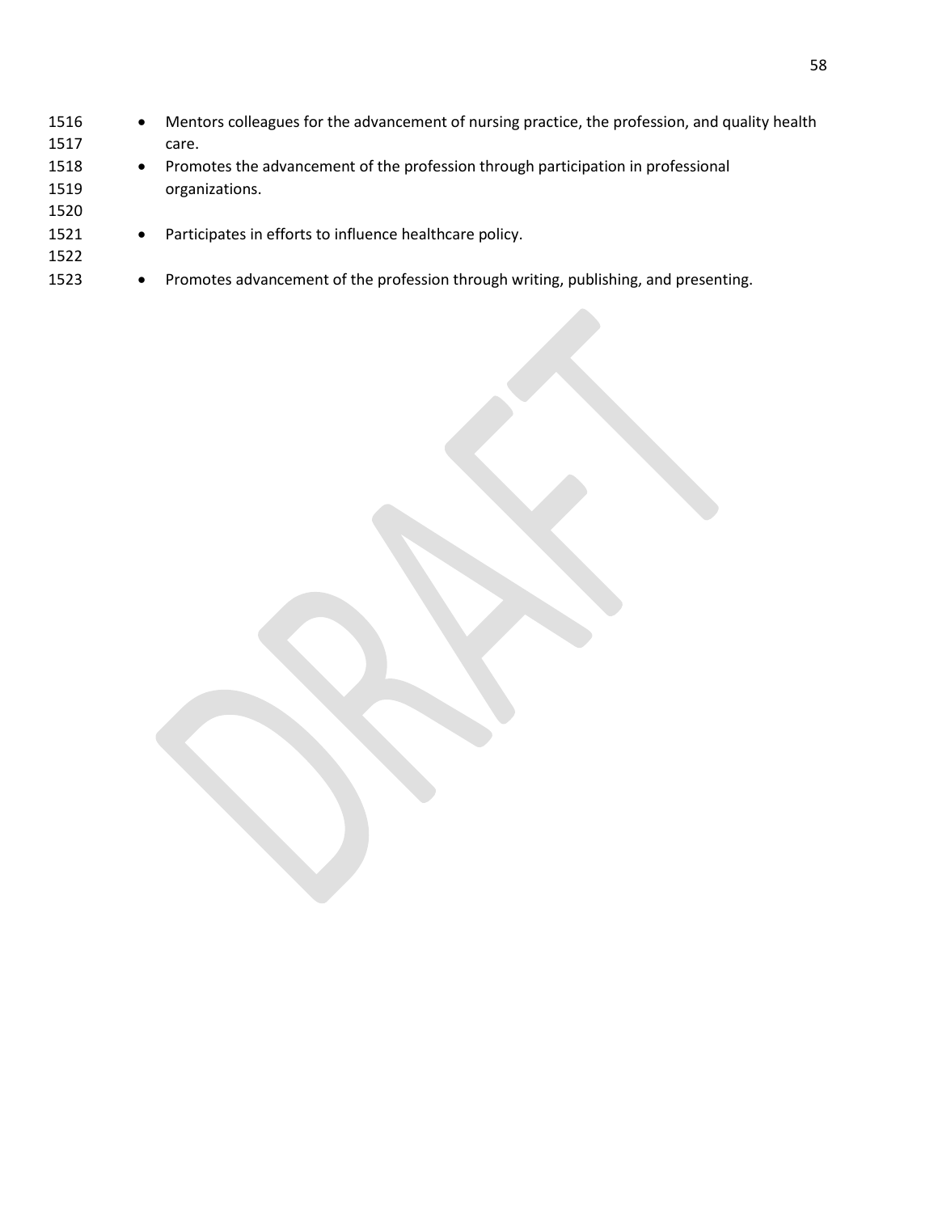- Mentors colleagues for the advancement of nursing practice, the profession, and quality health care.
- Promotes the advancement of the profession through participation in professional organizations.
- Participates in efforts to influence healthcare policy.
- Promotes advancement of the profession through writing, publishing, and presenting.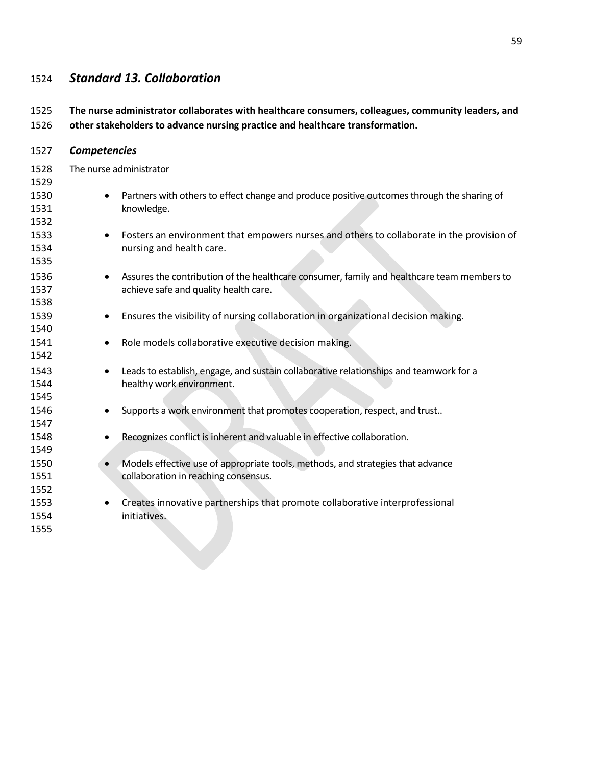## *Standard 13. Collaboration*

**The nurse administrator collaborates with healthcare consumers, colleagues, community leaders, and other stakeholders to advance nursing practice and healthcare transformation.**

### *Competencies*

The nurse administrator

- Partners with others to effect change and produce positive outcomes through the sharing of knowledge.
- Fosters an environment that empowers nurses and others to collaborate in the provision of nursing and health care.
- Assures the contribution of the healthcare consumer, family and healthcare team members to achieve safe and quality health care.
- Ensures the visibility of nursing collaboration in organizational decision making.
- Role models collaborative executive decision making.
- Leads to establish, engage, and sustain collaborative relationships and teamwork for a healthy work environment.
- Supports a work environment that promotes cooperation, respect, and trust..
- Recognizes conflict is inherent and valuable in effective collaboration.
- Models effective use of appropriate tools, methods, and strategies that advance collaboration in reaching consensus.
- Creates innovative partnerships that promote collaborative interprofessional initiatives.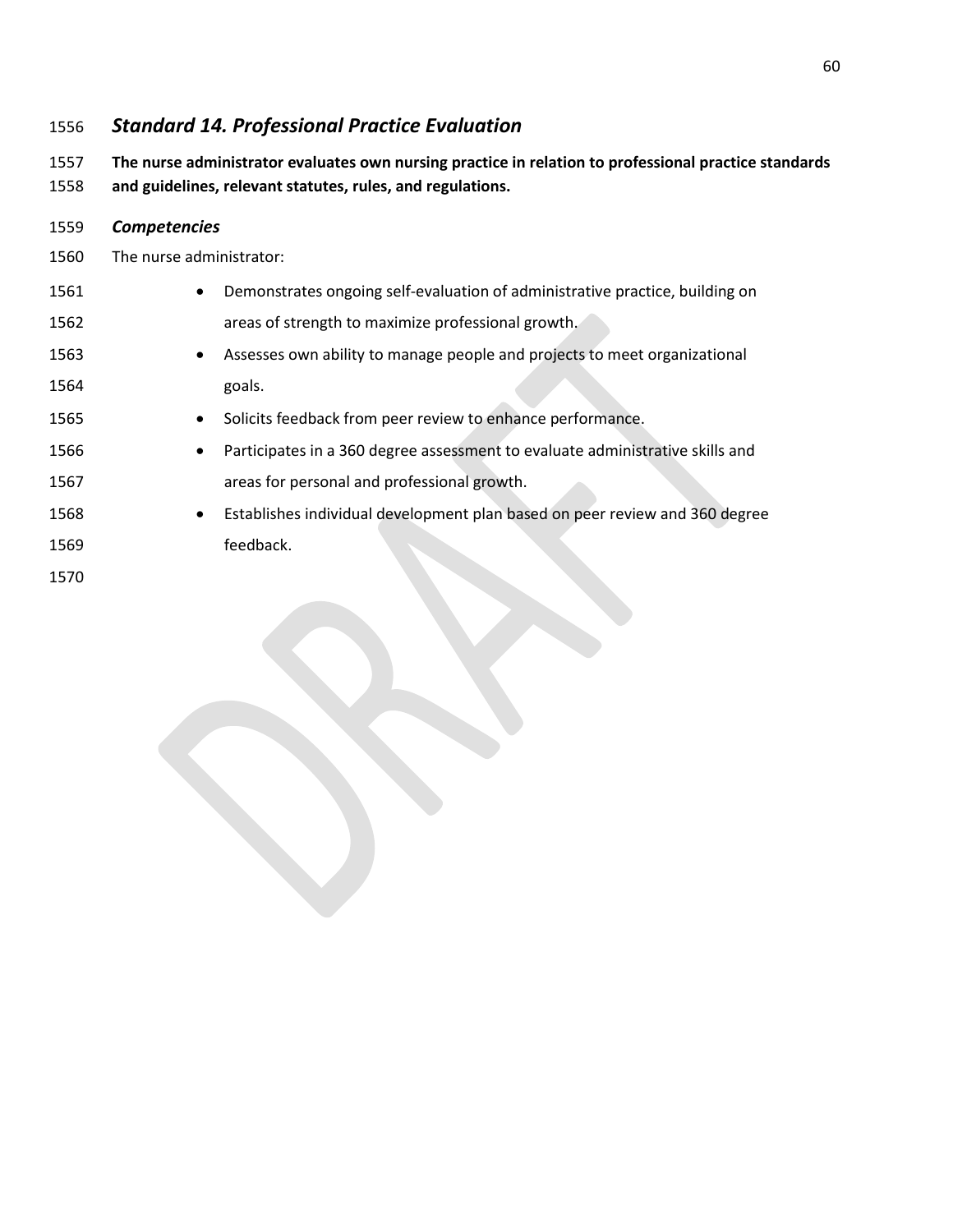## *Standard 14. Professional Practice Evaluation*

**The nurse administrator evaluates own nursing practice in relation to professional practice standards and guidelines, relevant statutes, rules, and regulations.**

### *Competencies*

The nurse administrator:

- Demonstrates ongoing self-evaluation of administrative practice, building on areas of strength to maximize professional growth.
- Assesses own ability to manage people and projects to meet organizational goals.
- Solicits feedback from peer review to enhance performance.
- Participates in a 360 degree assessment to evaluate administrative skills and areas for personal and professional growth.
- Establishes individual development plan based on peer review and 360 degree feedback.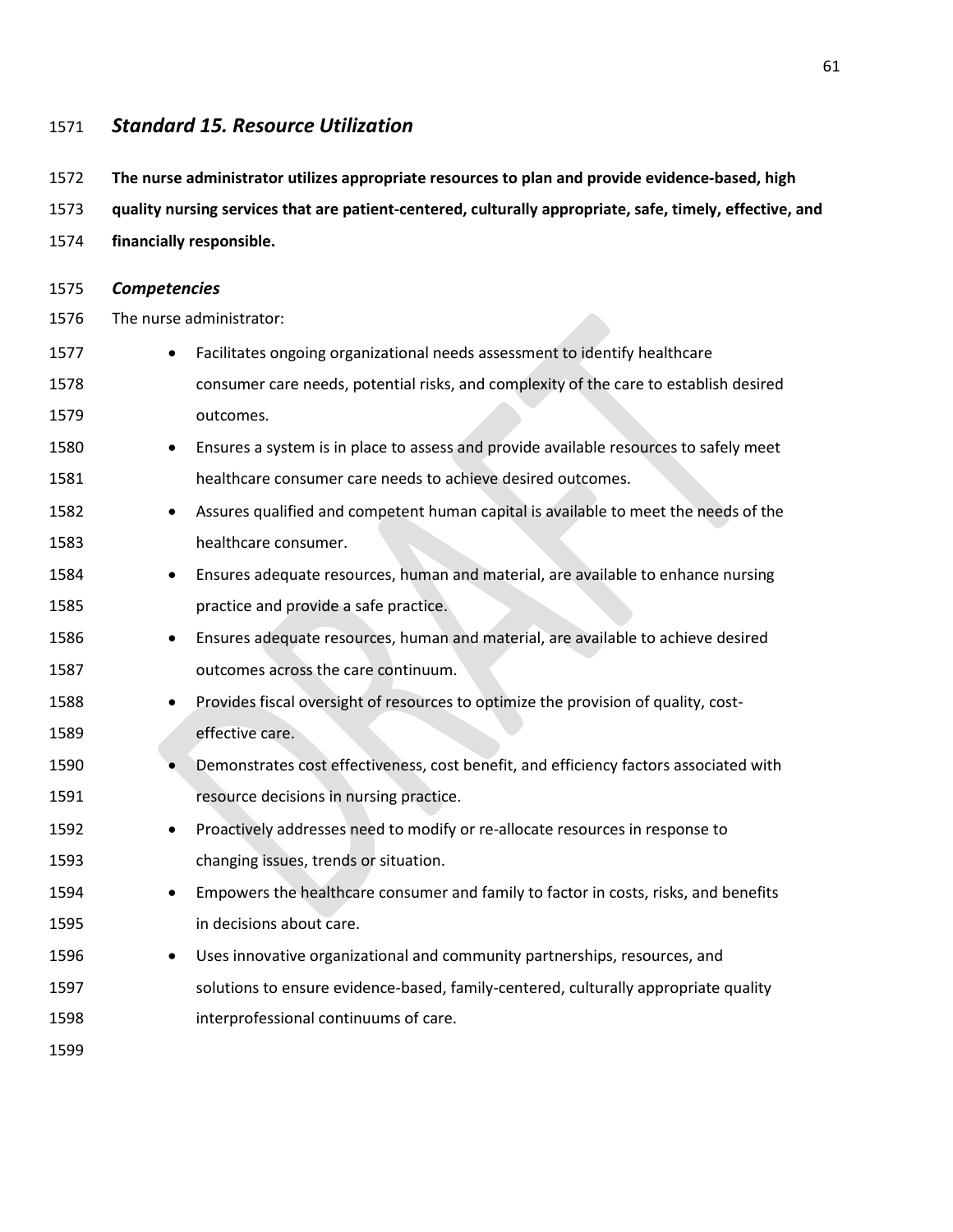## *Standard 15. Resource Utilization*

**The nurse administrator utilizes appropriate resources to plan and provide evidence-based, high quality nursing services that are patient-centered, culturally appropriate, safe, timely, effective, and financially responsible.**

### *Competencies*

The nurse administrator:

- Facilitates ongoing organizational needs assessment to identify healthcare consumer care needs, potential risks, and complexity of the care to establish desired outcomes.
- Ensures a system is in place to assess and provide available resources to safely meet healthcare consumer care needs to achieve desired outcomes.
- Assures qualified and competent human capital is available to meet the needs of the healthcare consumer.
- Ensures adequate resources, human and material, are available to enhance nursing practice and provide a safe practice.
- Ensures adequate resources, human and material, are available to achieve desired outcomes across the care continuum.
- Provides fiscal oversight of resources to optimize the provision of quality, cost-effective care.
- Demonstrates cost effectiveness, cost benefit, and efficiency factors associated with resource decisions in nursing practice.
- Proactively addresses need to modify or re-allocate resources in response to changing issues, trends or situation.
- Empowers the healthcare consumer and family to factor in costs, risks, and benefits in decisions about care.
- Uses innovative organizational and community partnerships, resources, and solutions to ensure evidence-based, family-centered, culturally appropriate quality interprofessional continuums of care.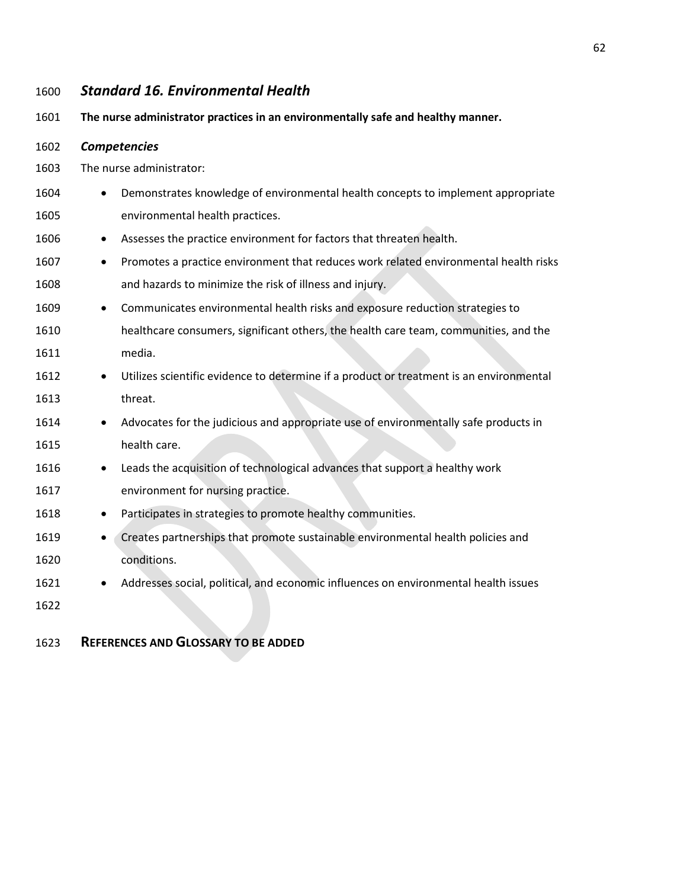## *Standard 16. Environmental Health*

**The nurse administrator practices in an environmentally safe and healthy manner.**

### *Competencies*

The nurse administrator:

- Demonstrates knowledge of environmental health concepts to implement appropriate environmental health practices.
- Assesses the practice environment for factors that threaten health.
- Promotes a practice environment that reduces work related environmental health risks and hazards to minimize the risk of illness and injury.
- Communicates environmental health risks and exposure reduction strategies to healthcare consumers, significant others, the health care team, communities, and the media.
- Utilizes scientific evidence to determine if a product or treatment is an environmental threat.
- Advocates for the judicious and appropriate use of environmentally safe products in health care.
- Leads the acquisition of technological advances that support a healthy work environment for nursing practice.
- Participates in strategies to promote healthy communities.
- Creates partnerships that promote sustainable environmental health policies and conditions.
- Addresses social, political, and economic influences on environmental health issues

**REFERENCES AND GLOSSARY TO BE ADDED**